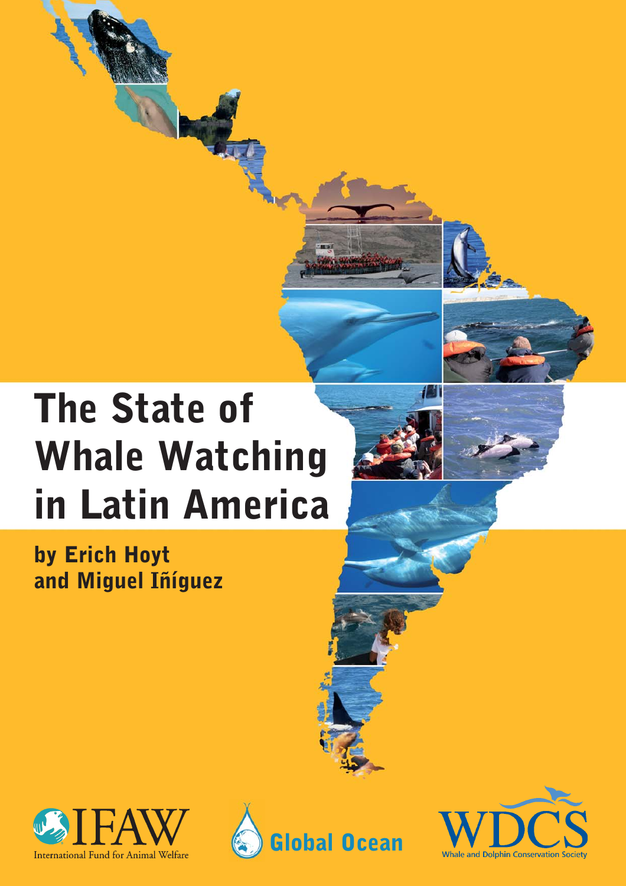# The State of Whale Watching in Latin America

**by Erich Hoyt and Miguel Iñíguez**

IFAW International Fund for Animal Welfare

Global Ocean

WDCS Whale and Dolphin Conservation Society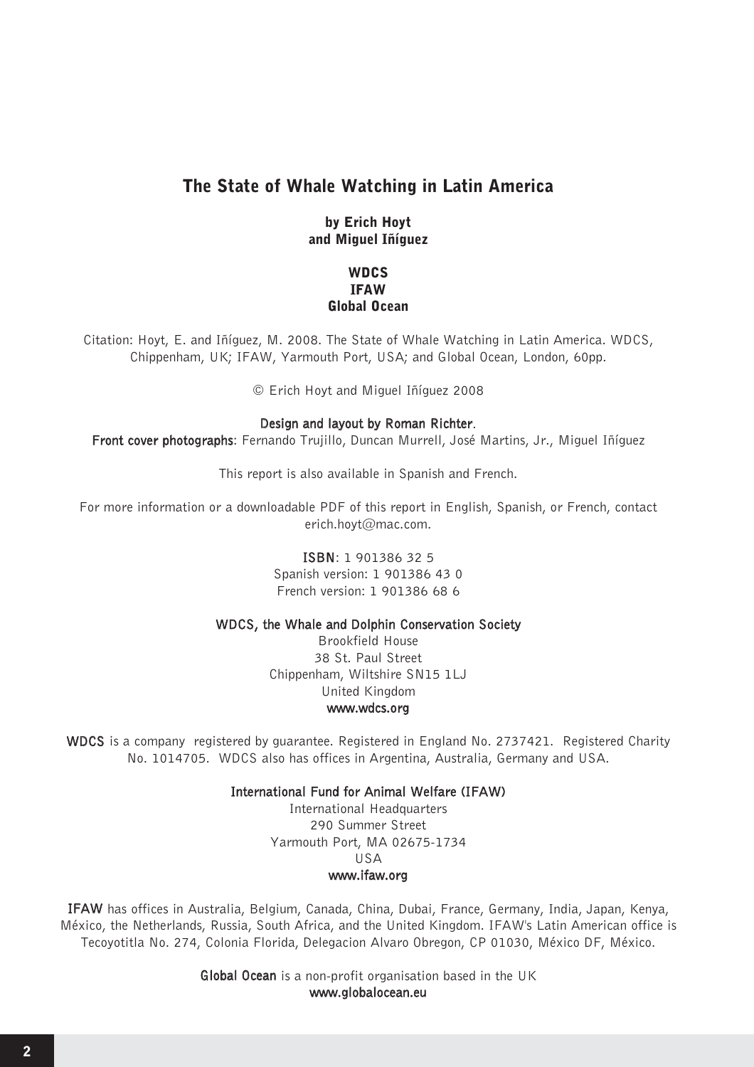# The State of Whale Watching in Latin America

**by Erich Hoyt**
**and Miguel Iñíguez**

**WDCS**
**IFAW**
**Global Ocean**

Citation: Hoyt, E. and Iñíguez, M. 2008. The State of Whale Watching in Latin America. WDCS, Chippenham, UK; IFAW, Yarmouth Port, USA; and Global Ocean, London, 60pp.

© Erich Hoyt and Miguel Iñíguez 2008

**Design and layout by Roman Richter.**
**Front cover photographs**: Fernando Trujillo, Duncan Murrell, José Martins, Jr., Miguel Iñíguez

This report is also available in Spanish and French.

For more information or a downloadable PDF of this report in English, Spanish, or French, contact erich.hoyt@mac.com.

**ISBN**: 1 901386 32 5
Spanish version: 1 901386 43 0
French version: 1 901386 68 6

**WDCS, the Whale and Dolphin Conservation Society**
Brookfield House
38 St. Paul Street
Chippenham, Wiltshire SN15 1LJ
United Kingdom
**www.wdcs.org**

**WDCS** is a company registered by guarantee. Registered in England No. 2737421. Registered Charity No. 1014705. WDCS also has offices in Argentina, Australia, Germany and USA.

**International Fund for Animal Welfare (IFAW)**
International Headquarters
290 Summer Street
Yarmouth Port, MA 02675-1734
USA
**www.ifaw.org**

**IFAW** has offices in Australia, Belgium, Canada, China, Dubai, France, Germany, India, Japan, Kenya, México, the Netherlands, Russia, South Africa, and the United Kingdom. IFAW's Latin American office is Tecoyotitla No. 274, Colonia Florida, Delegacion Alvaro Obregon, CP 01030, México DF, México.

**Global Ocean** is a non-profit organisation based in the UK
**www.globalocean.eu**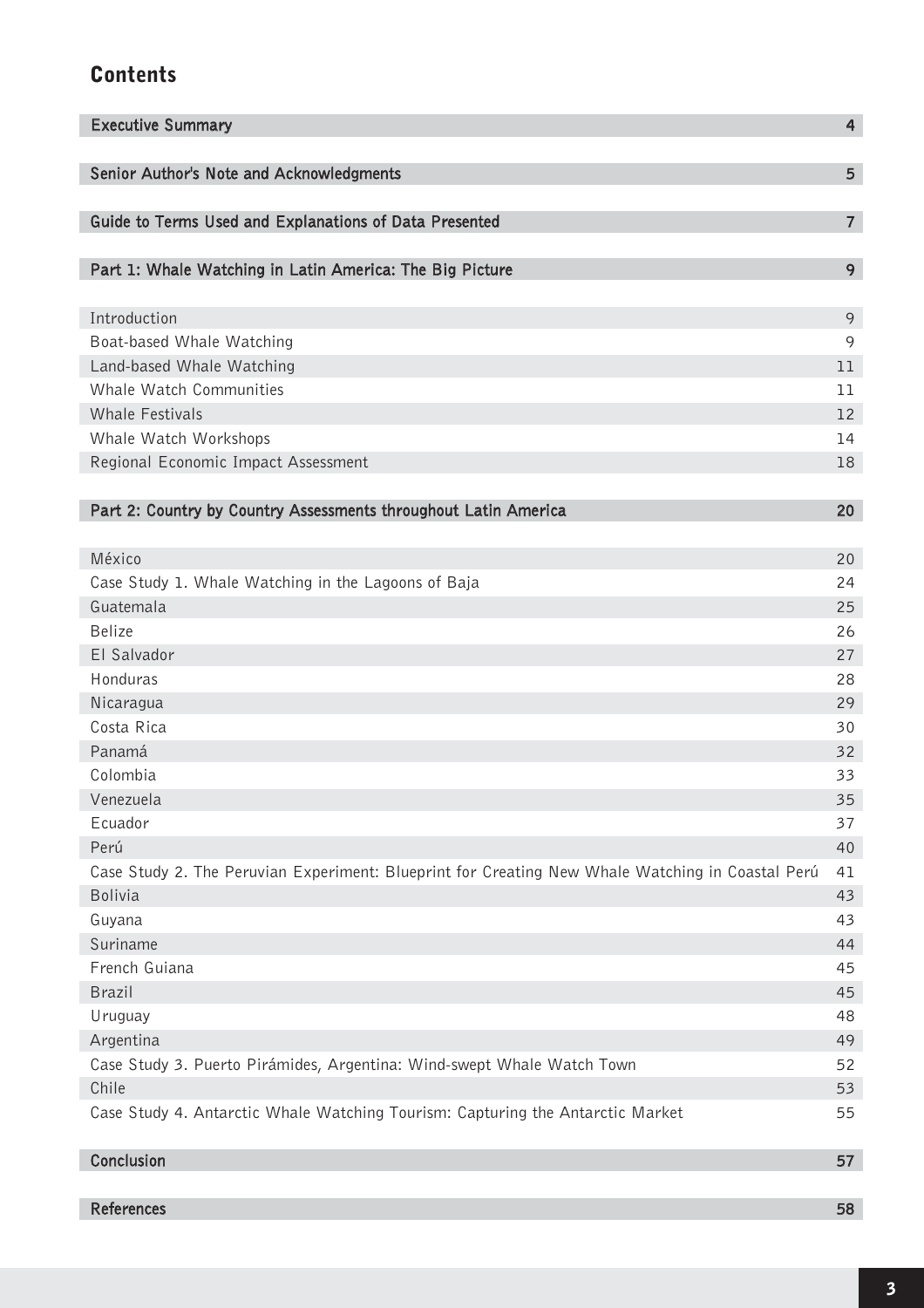# Contents

| | |
|---|---|
| **Executive Summary** | **4** |
| **Senior Author's Note and Acknowledgments** | **5** |
| **Guide to Terms Used and Explanations of Data Presented** | **7** |
| **Part 1: Whale Watching in Latin America: The Big Picture** | **9** |
| Introduction | 9 |
| Boat-based Whale Watching | 9 |
| Land-based Whale Watching | 11 |
| Whale Watch Communities | 11 |
| Whale Festivals | 12 |
| Whale Watch Workshops | 14 |
| Regional Economic Impact Assessment | 18 |
| **Part 2: Country by Country Assessments throughout Latin America** | **20** |
| México | 20 |
| Case Study 1. Whale Watching in the Lagoons of Baja | 24 |
| Guatemala | 25 |
| Belize | 26 |
| El Salvador | 27 |
| Honduras | 28 |
| Nicaragua | 29 |
| Costa Rica | 30 |
| Panamá | 32 |
| Colombia | 33 |
| Venezuela | 35 |
| Ecuador | 37 |
| Perú | 40 |
| Case Study 2. The Peruvian Experiment: Blueprint for Creating New Whale Watching in Coastal Perú | 41 |
| Bolivia | 43 |
| Guyana | 43 |
| Suriname | 44 |
| French Guiana | 45 |
| Brazil | 45 |
| Uruguay | 48 |
| Argentina | 49 |
| Case Study 3. Puerto Pirámides, Argentina: Wind-swept Whale Watch Town | 52 |
| Chile | 53 |
| Case Study 4. Antarctic Whale Watching Tourism: Capturing the Antarctic Market | 55 |
| **Conclusion** | **57** |
| **References** | **58** |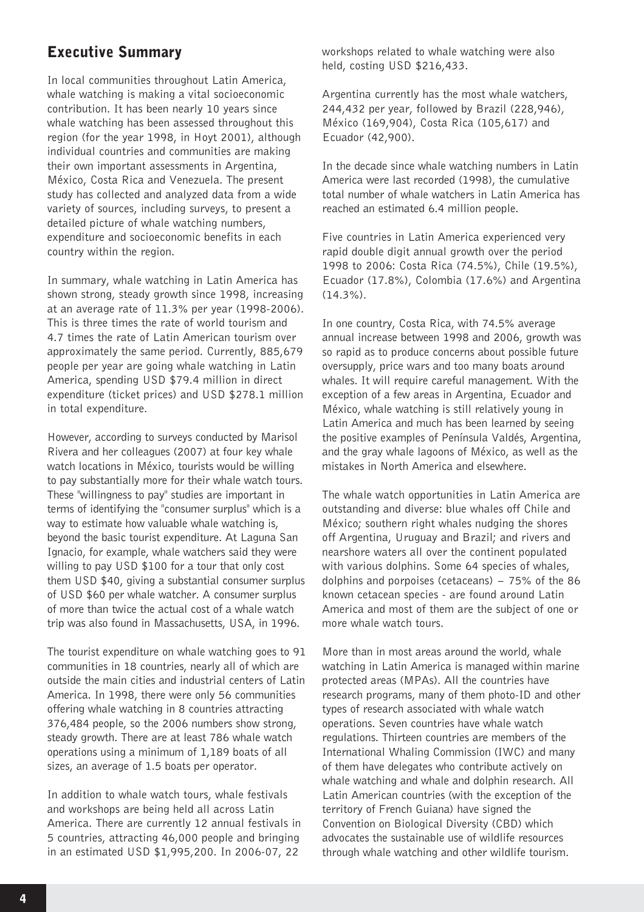## Executive Summary

In local communities throughout Latin America, whale watching is making a vital socioeconomic contribution. It has been nearly 10 years since whale watching has been assessed throughout this region (for the year 1998, in Hoyt 2001), although individual countries and communities are making their own important assessments in Argentina, México, Costa Rica and Venezuela. The present study has collected and analyzed data from a wide variety of sources, including surveys, to present a detailed picture of whale watching numbers, expenditure and socioeconomic benefits in each country within the region.

In summary, whale watching in Latin America has shown strong, steady growth since 1998, increasing at an average rate of 11.3% per year (1998-2006). This is three times the rate of world tourism and 4.7 times the rate of Latin American tourism over approximately the same period. Currently, 885,679 people per year are going whale watching in Latin America, spending USD $79.4 million in direct expenditure (ticket prices) and USD $278.1 million in total expenditure.

However, according to surveys conducted by Marisol Rivera and her colleagues (2007) at four key whale watch locations in México, tourists would be willing to pay substantially more for their whale watch tours. These "willingness to pay" studies are important in terms of identifying the "consumer surplus" which is a way to estimate how valuable whale watching is, beyond the basic tourist expenditure. At Laguna San Ignacio, for example, whale watchers said they were willing to pay USD $100 for a tour that only cost them USD $40, giving a substantial consumer surplus of USD $60 per whale watcher. A consumer surplus of more than twice the actual cost of a whale watch trip was also found in Massachusetts, USA, in 1996.

The tourist expenditure on whale watching goes to 91 communities in 18 countries, nearly all of which are outside the main cities and industrial centers of Latin America. In 1998, there were only 56 communities offering whale watching in 8 countries attracting 376,484 people, so the 2006 numbers show strong, steady growth. There are at least 786 whale watch operations using a minimum of 1,189 boats of all sizes, an average of 1.5 boats per operator.

In addition to whale watch tours, whale festivals and workshops are being held all across Latin America. There are currently 12 annual festivals in 5 countries, attracting 46,000 people and bringing in an estimated USD $1,995,200. In 2006-07, 22 workshops related to whale watching were also held, costing USD $216,433.

Argentina currently has the most whale watchers, 244,432 per year, followed by Brazil (228,946), México (169,904), Costa Rica (105,617) and Ecuador (42,900).

In the decade since whale watching numbers in Latin America were last recorded (1998), the cumulative total number of whale watchers in Latin America has reached an estimated 6.4 million people.

Five countries in Latin America experienced very rapid double digit annual growth over the period 1998 to 2006: Costa Rica (74.5%), Chile (19.5%), Ecuador (17.8%), Colombia (17.6%) and Argentina (14.3%).

In one country, Costa Rica, with 74.5% average annual increase between 1998 and 2006, growth was so rapid as to produce concerns about possible future oversupply, price wars and too many boats around whales. It will require careful management. With the exception of a few areas in Argentina, Ecuador and México, whale watching is still relatively young in Latin America and much has been learned by seeing the positive examples of Península Valdés, Argentina, and the gray whale lagoons of México, as well as the mistakes in North America and elsewhere.

The whale watch opportunities in Latin America are outstanding and diverse: blue whales off Chile and México; southern right whales nudging the shores off Argentina, Uruguay and Brazil; and rivers and nearshore waters all over the continent populated with various dolphins. Some 64 species of whales, dolphins and porpoises (cetaceans) – 75% of the 86 known cetacean species - are found around Latin America and most of them are the subject of one or more whale watch tours.

More than in most areas around the world, whale watching in Latin America is managed within marine protected areas (MPAs). All the countries have research programs, many of them photo-ID and other types of research associated with whale watch operations. Seven countries have whale watch regulations. Thirteen countries are members of the International Whaling Commission (IWC) and many of them have delegates who contribute actively on whale watching and whale and dolphin research. All Latin American countries (with the exception of the territory of French Guiana) have signed the Convention on Biological Diversity (CBD) which advocates the sustainable use of wildlife resources through whale watching and other wildlife tourism.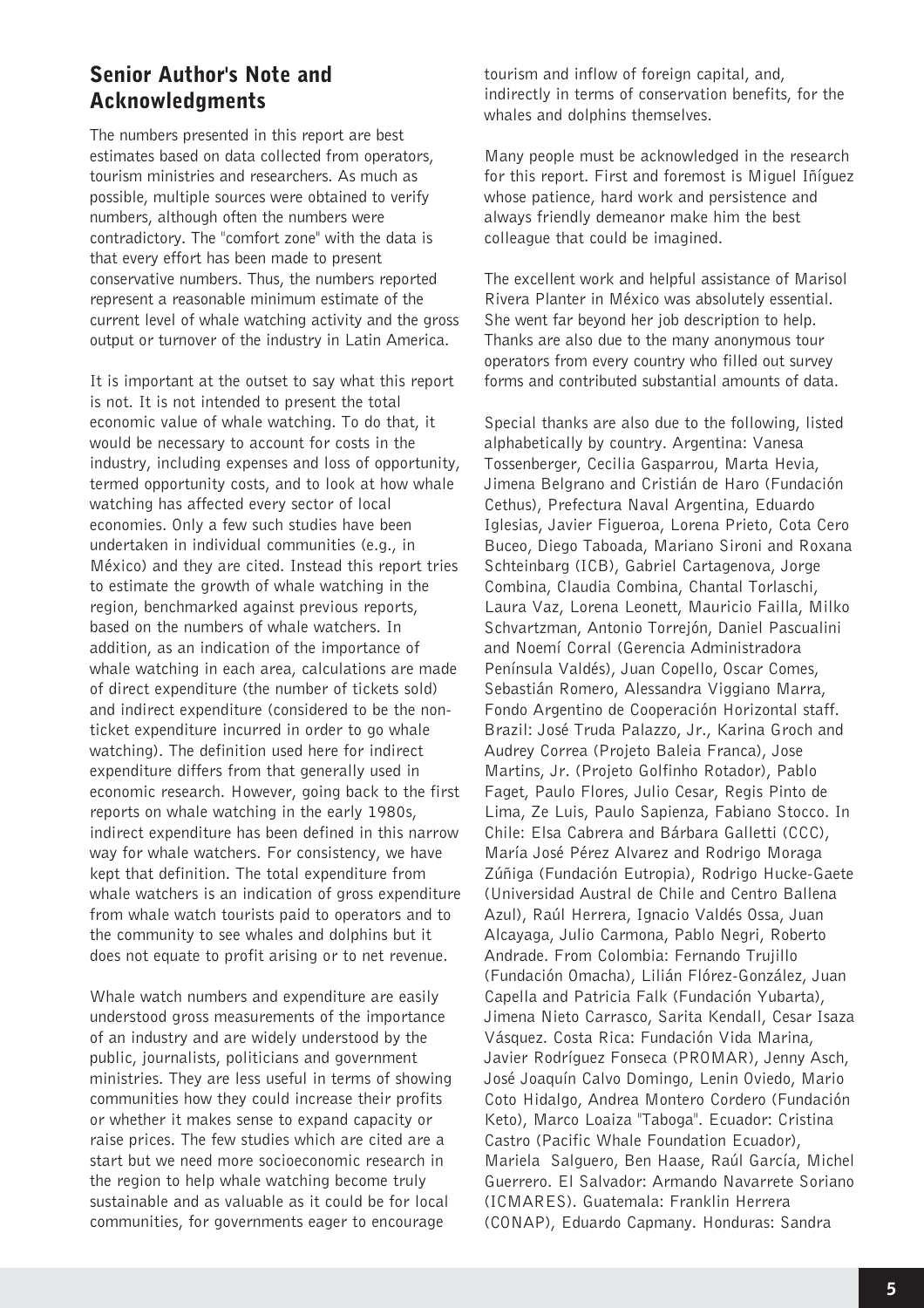## Senior Author's Note and Acknowledgments

The numbers presented in this report are best estimates based on data collected from operators, tourism ministries and researchers. As much as possible, multiple sources were obtained to verify numbers, although often the numbers were contradictory. The "comfort zone" with the data is that every effort has been made to present conservative numbers. Thus, the numbers reported represent a reasonable minimum estimate of the current level of whale watching activity and the gross output or turnover of the industry in Latin America.

It is important at the outset to say what this report is not. It is not intended to present the total economic value of whale watching. To do that, it would be necessary to account for costs in the industry, including expenses and loss of opportunity, termed opportunity costs, and to look at how whale watching has affected every sector of local economies. Only a few such studies have been undertaken in individual communities (e.g., in México) and they are cited. Instead this report tries to estimate the growth of whale watching in the region, benchmarked against previous reports, based on the numbers of whale watchers. In addition, as an indication of the importance of whale watching in each area, calculations are made of direct expenditure (the number of tickets sold) and indirect expenditure (considered to be the non-ticket expenditure incurred in order to go whale watching). The definition used here for indirect expenditure differs from that generally used in economic research. However, going back to the first reports on whale watching in the early 1980s, indirect expenditure has been defined in this narrow way for whale watchers. For consistency, we have kept that definition. The total expenditure from whale watchers is an indication of gross expenditure from whale watch tourists paid to operators and to the community to see whales and dolphins but it does not equate to profit arising or to net revenue.

Whale watch numbers and expenditure are easily understood gross measurements of the importance of an industry and are widely understood by the public, journalists, politicians and government ministries. They are less useful in terms of showing communities how they could increase their profits or whether it makes sense to expand capacity or raise prices. The few studies which are cited are a start but we need more socioeconomic research in the region to help whale watching become truly sustainable and as valuable as it could be for local communities, for governments eager to encourage tourism and inflow of foreign capital, and, indirectly in terms of conservation benefits, for the whales and dolphins themselves.

Many people must be acknowledged in the research for this report. First and foremost is Miguel Iñíguez whose patience, hard work and persistence and always friendly demeanor make him the best colleague that could be imagined.

The excellent work and helpful assistance of Marisol Rivera Planter in México was absolutely essential. She went far beyond her job description to help. Thanks are also due to the many anonymous tour operators from every country who filled out survey forms and contributed substantial amounts of data.

Special thanks are also due to the following, listed alphabetically by country. Argentina: Vanesa Tossenberger, Cecilia Gasparrou, Marta Hevia, Jimena Belgrano and Cristián de Haro (Fundación Cethus), Prefectura Naval Argentina, Eduardo Iglesias, Javier Figueroa, Lorena Prieto, Cota Cero Buceo, Diego Taboada, Mariano Sironi and Roxana Schteinbarg (ICB), Gabriel Cartagenova, Jorge Combina, Claudia Combina, Chantal Torlaschi, Laura Vaz, Lorena Leonett, Mauricio Failla, Milko Schvartzman, Antonio Torrejón, Daniel Pascualini and Noemí Corral (Gerencia Administradora Península Valdés), Juan Copello, Oscar Comes, Sebastián Romero, Alessandra Viggiano Marra, Fondo Argentino de Cooperación Horizontal staff. Brazil: José Truda Palazzo, Jr., Karina Groch and Audrey Correa (Projeto Baleia Franca), Jose Martins, Jr. (Projeto Golfinho Rotador), Pablo Faget, Paulo Flores, Julio Cesar, Regis Pinto de Lima, Ze Luis, Paulo Sapienza, Fabiano Stocco. In Chile: Elsa Cabrera and Bárbara Galletti (CCC), María José Pérez Alvarez and Rodrigo Moraga Zúñiga (Fundación Eutropia), Rodrigo Hucke-Gaete (Universidad Austral de Chile and Centro Ballena Azul), Raúl Herrera, Ignacio Valdés Ossa, Juan Alcayaga, Julio Carmona, Pablo Negri, Roberto Andrade. From Colombia: Fernando Trujillo (Fundación Omacha), Lilián Flórez-González, Juan Capella and Patricia Falk (Fundación Yubarta), Jimena Nieto Carrasco, Sarita Kendall, Cesar Isaza Vásquez. Costa Rica: Fundación Vida Marina, Javier Rodríguez Fonseca (PROMAR), Jenny Asch, José Joaquín Calvo Domingo, Lenin Oviedo, Mario Coto Hidalgo, Andrea Montero Cordero (Fundación Keto), Marco Loaiza "Taboga". Ecuador: Cristina Castro (Pacific Whale Foundation Ecuador), Mariela Salguero, Ben Haase, Raúl García, Michel Guerrero. El Salvador: Armando Navarrete Soriano (ICMARES). Guatemala: Franklin Herrera (CONAP), Eduardo Capmany. Honduras: Sandra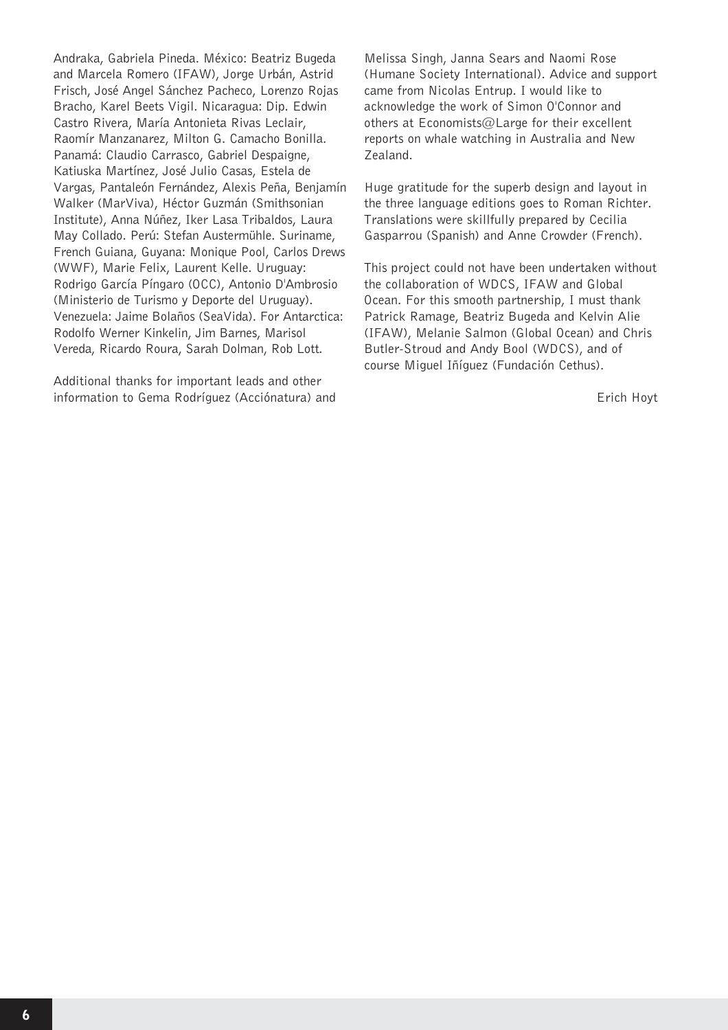Andraka, Gabriela Pineda. México: Beatriz Bugeda and Marcela Romero (IFAW), Jorge Urbán, Astrid Frisch, José Angel Sánchez Pacheco, Lorenzo Rojas Bracho, Karel Beets Vigil. Nicaragua: Dip. Edwin Castro Rivera, María Antonieta Rivas Leclair, Raomír Manzanarez, Milton G. Camacho Bonilla. Panamá: Claudio Carrasco, Gabriel Despaigne, Katiuska Martínez, José Julio Casas, Estela de Vargas, Pantaleón Fernández, Alexis Peña, Benjamín Walker (MarViva), Héctor Guzmán (Smithsonian Institute), Anna Núñez, Iker Lasa Tribaldos, Laura May Collado. Perú: Stefan Austermühle. Suriname, French Guiana, Guyana: Monique Pool, Carlos Drews (WWF), Marie Felix, Laurent Kelle. Uruguay: Rodrigo García Píngaro (OCC), Antonio D'Ambrosio (Ministerio de Turismo y Deporte del Uruguay). Venezuela: Jaime Bolaños (SeaVida). For Antarctica: Rodolfo Werner Kinkelin, Jim Barnes, Marisol Vereda, Ricardo Roura, Sarah Dolman, Rob Lott.

Additional thanks for important leads and other information to Gema Rodríguez (Acciónatura) and Melissa Singh, Janna Sears and Naomi Rose (Humane Society International). Advice and support came from Nicolas Entrup. I would like to acknowledge the work of Simon O'Connor and others at Economists@Large for their excellent reports on whale watching in Australia and New Zealand.

Huge gratitude for the superb design and layout in the three language editions goes to Roman Richter. Translations were skillfully prepared by Cecilia Gasparrou (Spanish) and Anne Crowder (French).

This project could not have been undertaken without the collaboration of WDCS, IFAW and Global Ocean. For this smooth partnership, I must thank Patrick Ramage, Beatriz Bugeda and Kelvin Alie (IFAW), Melanie Salmon (Global Ocean) and Chris Butler-Stroud and Andy Bool (WDCS), and of course Miguel Iñíguez (Fundación Cethus).

Erich Hoyt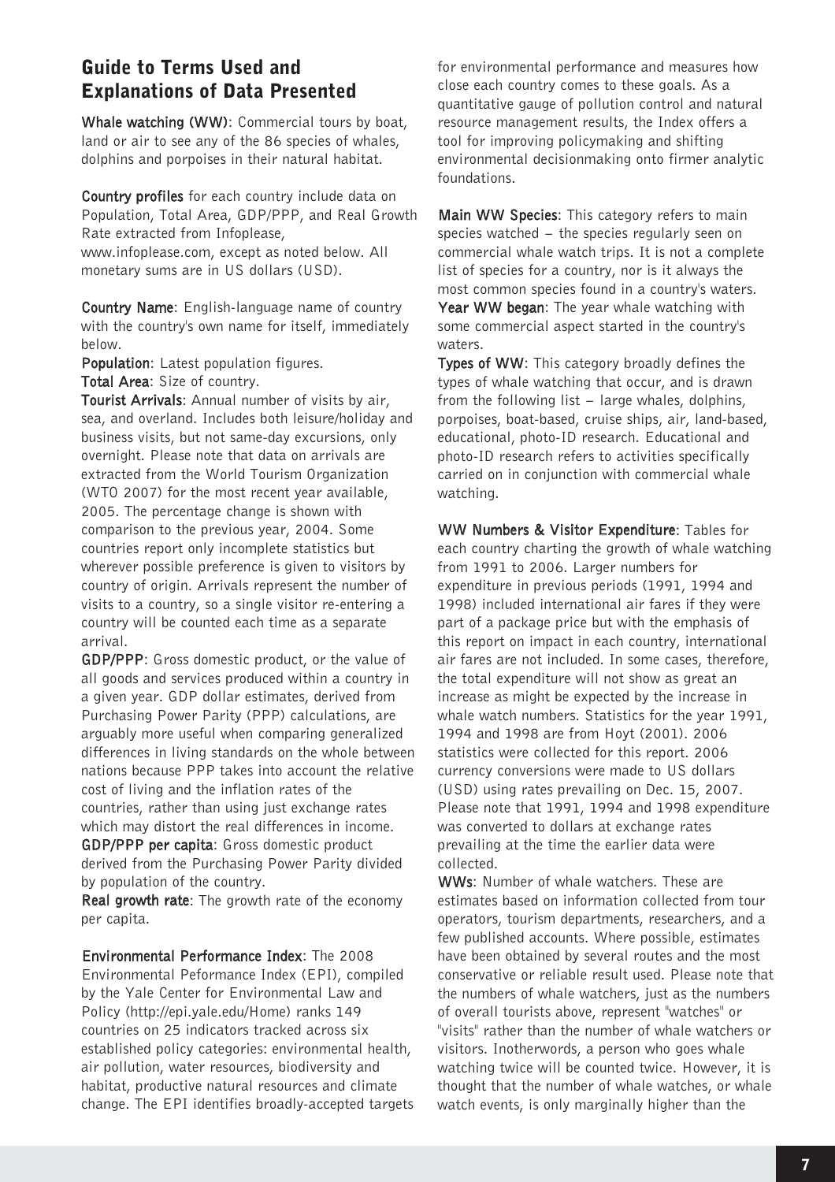## Guide to Terms Used and Explanations of Data Presented

**Whale watching (WW)**: Commercial tours by boat, land or air to see any of the 86 species of whales, dolphins and porpoises in their natural habitat.

**Country profiles** for each country include data on Population, Total Area, GDP/PPP, and Real Growth Rate extracted from Infoplease, www.infoplease.com, except as noted below. All monetary sums are in US dollars (USD).

**Country Name**: English-language name of country with the country's own name for itself, immediately below.

**Population**: Latest population figures.

**Total Area**: Size of country.

**Tourist Arrivals**: Annual number of visits by air, sea, and overland. Includes both leisure/holiday and business visits, but not same-day excursions, only overnight. Please note that data on arrivals are extracted from the World Tourism Organization (WTO 2007) for the most recent year available, 2005. The percentage change is shown with comparison to the previous year, 2004. Some countries report only incomplete statistics but wherever possible preference is given to visitors by country of origin. Arrivals represent the number of visits to a country, so a single visitor re-entering a country will be counted each time as a separate arrival.

**GDP/PPP**: Gross domestic product, or the value of all goods and services produced within a country in a given year. GDP dollar estimates, derived from Purchasing Power Parity (PPP) calculations, are arguably more useful when comparing generalized differences in living standards on the whole between nations because PPP takes into account the relative cost of living and the inflation rates of the countries, rather than using just exchange rates which may distort the real differences in income.

**GDP/PPP per capita**: Gross domestic product derived from the Purchasing Power Parity divided by population of the country.

**Real growth rate**: The growth rate of the economy per capita.

**Environmental Performance Index**: The 2008 Environmental Peformance Index (EPI), compiled by the Yale Center for Environmental Law and Policy (http://epi.yale.edu/Home) ranks 149 countries on 25 indicators tracked across six established policy categories: environmental health, air pollution, water resources, biodiversity and habitat, productive natural resources and climate change. The EPI identifies broadly-accepted targets for environmental performance and measures how close each country comes to these goals. As a quantitative gauge of pollution control and natural resource management results, the Index offers a tool for improving policymaking and shifting environmental decisionmaking onto firmer analytic foundations.

**Main WW Species**: This category refers to main species watched – the species regularly seen on commercial whale watch trips. It is not a complete list of species for a country, nor is it always the most common species found in a country's waters.

**Year WW began**: The year whale watching with some commercial aspect started in the country's waters.

**Types of WW**: This category broadly defines the types of whale watching that occur, and is drawn from the following list – large whales, dolphins, porpoises, boat-based, cruise ships, air, land-based, educational, photo-ID research. Educational and photo-ID research refers to activities specifically carried on in conjunction with commercial whale watching.

**WW Numbers & Visitor Expenditure**: Tables for each country charting the growth of whale watching from 1991 to 2006. Larger numbers for expenditure in previous periods (1991, 1994 and 1998) included international air fares if they were part of a package price but with the emphasis of this report on impact in each country, international air fares are not included. In some cases, therefore, the total expenditure will not show as great an increase as might be expected by the increase in whale watch numbers. Statistics for the year 1991, 1994 and 1998 are from Hoyt (2001). 2006 statistics were collected for this report. 2006 currency conversions were made to US dollars (USD) using rates prevailing on Dec. 15, 2007. Please note that 1991, 1994 and 1998 expenditure was converted to dollars at exchange rates prevailing at the time the earlier data were collected.

**WWs**: Number of whale watchers. These are estimates based on information collected from tour operators, tourism departments, researchers, and a few published accounts. Where possible, estimates have been obtained by several routes and the most conservative or reliable result used. Please note that the numbers of whale watchers, just as the numbers of overall tourists above, represent "watches" or "visits" rather than the number of whale watchers or visitors. Inotherwords, a person who goes whale watching twice will be counted twice. However, it is thought that the number of whale watches, or whale watch events, is only marginally higher than the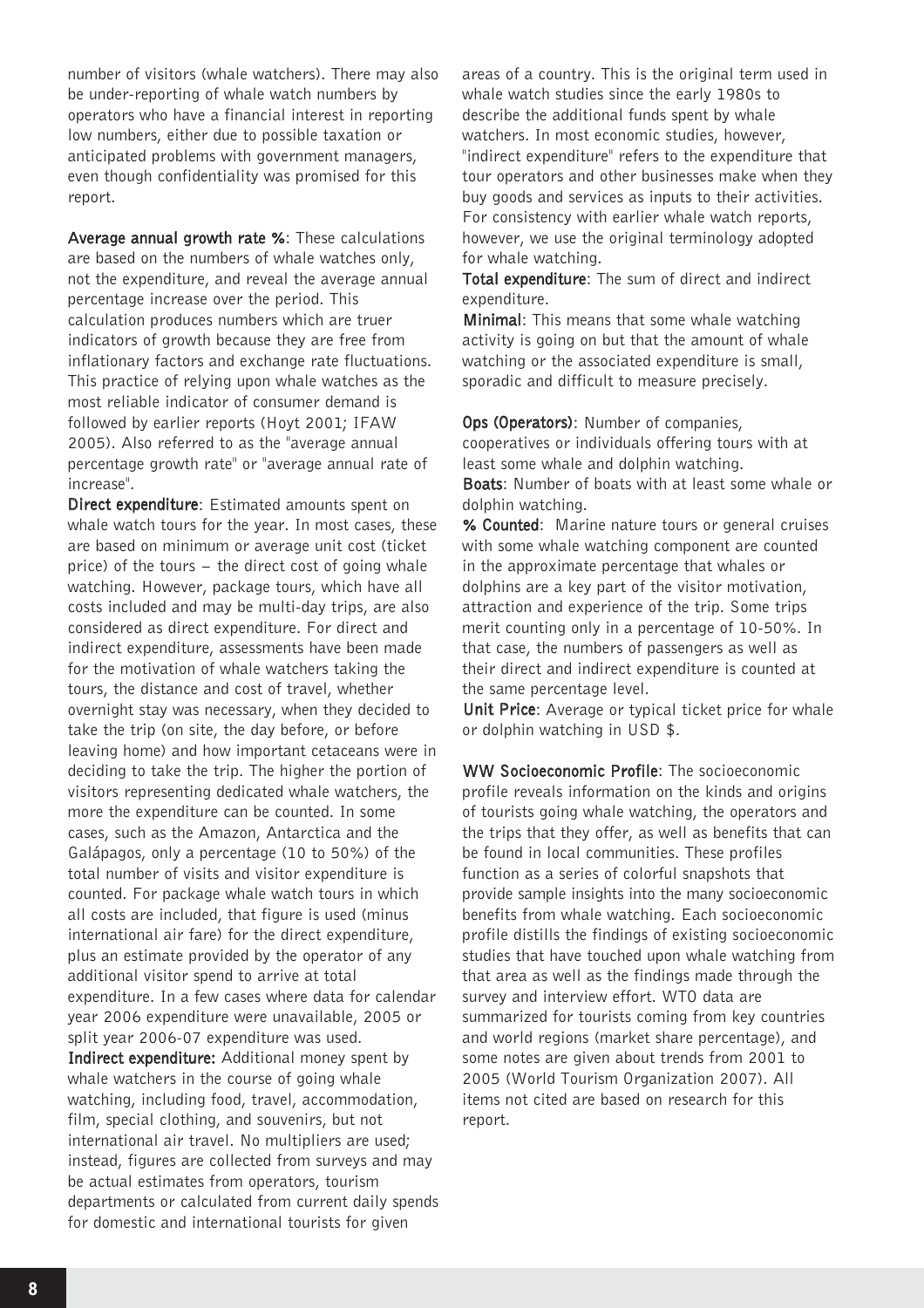number of visitors (whale watchers). There may also be under-reporting of whale watch numbers by operators who have a financial interest in reporting low numbers, either due to possible taxation or anticipated problems with government managers, even though confidentiality was promised for this report.

**Average annual growth rate %**: These calculations are based on the numbers of whale watches only, not the expenditure, and reveal the average annual percentage increase over the period. This calculation produces numbers which are truer indicators of growth because they are free from inflationary factors and exchange rate fluctuations. This practice of relying upon whale watches as the most reliable indicator of consumer demand is followed by earlier reports (Hoyt 2001; IFAW 2005). Also referred to as the "average annual percentage growth rate" or "average annual rate of increase".

**Direct expenditure**: Estimated amounts spent on whale watch tours for the year. In most cases, these are based on minimum or average unit cost (ticket price) of the tours – the direct cost of going whale watching. However, package tours, which have all costs included and may be multi-day trips, are also considered as direct expenditure. For direct and indirect expenditure, assessments have been made for the motivation of whale watchers taking the tours, the distance and cost of travel, whether overnight stay was necessary, when they decided to take the trip (on site, the day before, or before leaving home) and how important cetaceans were in deciding to take the trip. The higher the portion of visitors representing dedicated whale watchers, the more the expenditure can be counted. In some cases, such as the Amazon, Antarctica and the Galápagos, only a percentage (10 to 50%) of the total number of visits and visitor expenditure is counted. For package whale watch tours in which all costs are included, that figure is used (minus international air fare) for the direct expenditure, plus an estimate provided by the operator of any additional visitor spend to arrive at total expenditure. In a few cases where data for calendar year 2006 expenditure were unavailable, 2005 or split year 2006-07 expenditure was used.

**Indirect expenditure:** Additional money spent by whale watchers in the course of going whale watching, including food, travel, accommodation, film, special clothing, and souvenirs, but not international air travel. No multipliers are used; instead, figures are collected from surveys and may be actual estimates from operators, tourism departments or calculated from current daily spends for domestic and international tourists for given areas of a country. This is the original term used in whale watch studies since the early 1980s to describe the additional funds spent by whale watchers. In most economic studies, however, "indirect expenditure" refers to the expenditure that tour operators and other businesses make when they buy goods and services as inputs to their activities. For consistency with earlier whale watch reports, however, we use the original terminology adopted for whale watching.

**Total expenditure**: The sum of direct and indirect expenditure.

**Minimal**: This means that some whale watching activity is going on but that the amount of whale watching or the associated expenditure is small, sporadic and difficult to measure precisely.

**Ops (Operators)**: Number of companies, cooperatives or individuals offering tours with at least some whale and dolphin watching.

**Boats**: Number of boats with at least some whale or dolphin watching.

**% Counted**: Marine nature tours or general cruises with some whale watching component are counted in the approximate percentage that whales or dolphins are a key part of the visitor motivation, attraction and experience of the trip. Some trips merit counting only in a percentage of 10-50%. In that case, the numbers of passengers as well as their direct and indirect expenditure is counted at the same percentage level.

**Unit Price**: Average or typical ticket price for whale or dolphin watching in USD $.

**WW Socioeconomic Profile**: The socioeconomic profile reveals information on the kinds and origins of tourists going whale watching, the operators and the trips that they offer, as well as benefits that can be found in local communities. These profiles function as a series of colorful snapshots that provide sample insights into the many socioeconomic benefits from whale watching. Each socioeconomic profile distills the findings of existing socioeconomic studies that have touched upon whale watching from that area as well as the findings made through the survey and interview effort. WTO data are summarized for tourists coming from key countries and world regions (market share percentage), and some notes are given about trends from 2001 to 2005 (World Tourism Organization 2007). All items not cited are based on research for this report.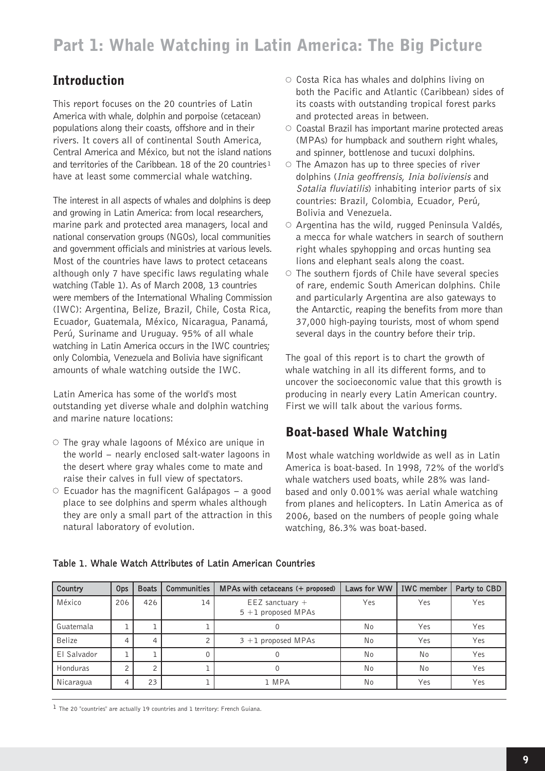# Part 1: Whale Watching in Latin America: The Big Picture

## Introduction

This report focuses on the 20 countries of Latin America with whale, dolphin and porpoise (cetacean) populations along their coasts, offshore and in their rivers. It covers all of continental South America, Central America and México, but not the island nations and territories of the Caribbean. 18 of the 20 countries[1] have at least some commercial whale watching.

The interest in all aspects of whales and dolphins is deep and growing in Latin America: from local researchers, marine park and protected area managers, local and national conservation groups (NGOs), local communities and government officials and ministries at various levels. Most of the countries have laws to protect cetaceans although only 7 have specific laws regulating whale watching (Table 1). As of March 2008, 13 countries were members of the International Whaling Commission (IWC): Argentina, Belize, Brazil, Chile, Costa Rica, Ecuador, Guatemala, México, Nicaragua, Panamá, Perú, Suriname and Uruguay. 95% of all whale watching in Latin America occurs in the IWC countries; only Colombia, Venezuela and Bolivia have significant amounts of whale watching outside the IWC.

Latin America has some of the world's most outstanding yet diverse whale and dolphin watching and marine nature locations:

- The gray whale lagoons of México are unique in the world – nearly enclosed salt-water lagoons in the desert where gray whales come to mate and raise their calves in full view of spectators.
- Ecuador has the magnificent Galápagos – a good place to see dolphins and sperm whales although they are only a small part of the attraction in this natural laboratory of evolution.
- Costa Rica has whales and dolphins living on both the Pacific and Atlantic (Caribbean) sides of its coasts with outstanding tropical forest parks and protected areas in between.
- Coastal Brazil has important marine protected areas (MPAs) for humpback and southern right whales, and spinner, bottlenose and tucuxi dolphins.
- The Amazon has up to three species of river dolphins (*Inia geoffrensis*, *Inia boliviensis* and *Sotalia fluviatilis*) inhabiting interior parts of six countries: Brazil, Colombia, Ecuador, Perú, Bolivia and Venezuela.
- Argentina has the wild, rugged Peninsula Valdés, a mecca for whale watchers in search of southern right whales spyhopping and orcas hunting sea lions and elephant seals along the coast.
- The southern fjords of Chile have several species of rare, endemic South American dolphins. Chile and particularly Argentina are also gateways to the Antarctic, reaping the benefits from more than 37,000 high-paying tourists, most of whom spend several days in the country before their trip.

The goal of this report is to chart the growth of whale watching in all its different forms, and to uncover the socioeconomic value that this growth is producing in nearly every Latin American country. First we will talk about the various forms.

## Boat-based Whale Watching

Most whale watching worldwide as well as in Latin America is boat-based. In 1998, 72% of the world's whale watchers used boats, while 28% was land-based and only 0.001% was aerial whale watching from planes and helicopters. In Latin America as of 2006, based on the numbers of people going whale watching, 86.3% was boat-based.

**Table 1. Whale Watch Attributes of Latin American Countries**

| Country | Ops | Boats | Communities | MPAs with cetaceans (+ proposed) | Laws for WW | IWC member | Party to CBD |
|---|---|---|---|---|---|---|---|
| México | 206 | 426 | 14 | EEZ sanctuary + 5 +1 proposed MPAs | Yes | Yes | Yes |
| Guatemala | 1 | 1 | 1 | 0 | No | Yes | Yes |
| Belize | 4 | 4 | 2 | 3 +1 proposed MPAs | No | Yes | Yes |
| El Salvador | 1 | 1 | 0 | 0 | No | No | Yes |
| Honduras | 2 | 2 | 1 | 0 | No | No | Yes |
| Nicaragua | 4 | 23 | 1 | 1 MPA | No | Yes | Yes |

[1] The 20 "countries" are actually 19 countries and 1 territory: French Guiana.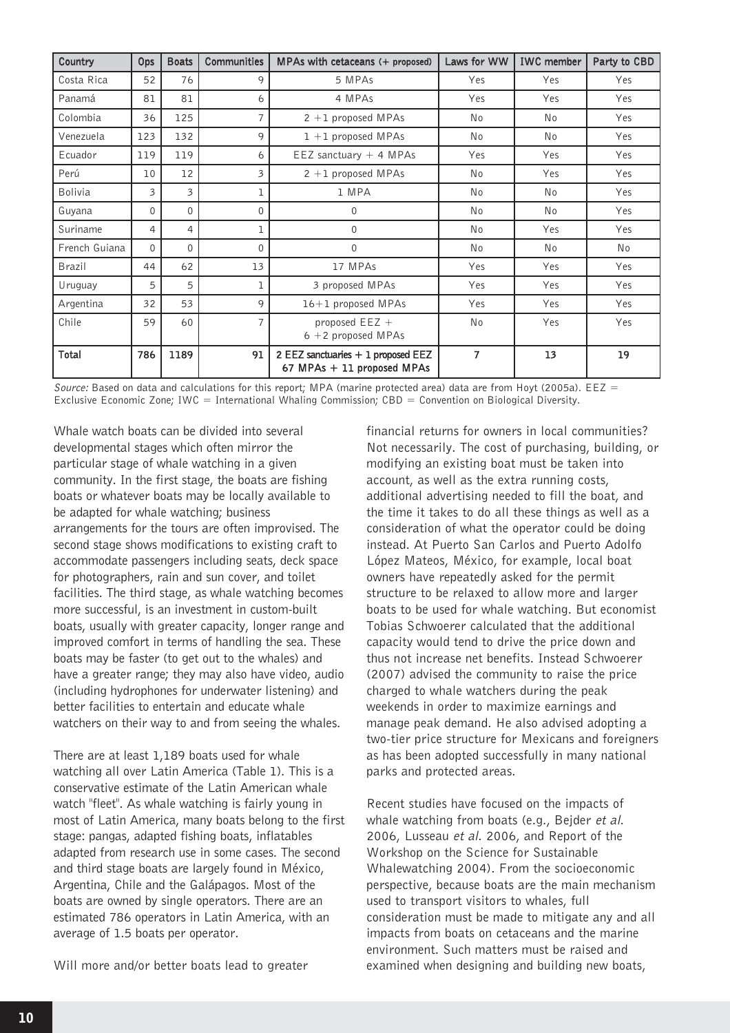| Country | Ops | Boats | Communities | MPAs with cetaceans (+ proposed) | Laws for WW | IWC member | Party to CBD |
|---|---|---|---|---|---|---|---|
| Costa Rica | 52 | 76 | 9 | 5 MPAs | Yes | Yes | Yes |
| Panamá | 81 | 81 | 6 | 4 MPAs | Yes | Yes | Yes |
| Colombia | 36 | 125 | 7 | 2 +1 proposed MPAs | No | No | Yes |
| Venezuela | 123 | 132 | 9 | 1 +1 proposed MPAs | No | No | Yes |
| Ecuador | 119 | 119 | 6 | EEZ sanctuary + 4 MPAs | Yes | Yes | Yes |
| Perú | 10 | 12 | 3 | 2 +1 proposed MPAs | No | Yes | Yes |
| Bolivia | 3 | 3 | 1 | 1 MPA | No | No | Yes |
| Guyana | 0 | 0 | 0 | 0 | No | No | Yes |
| Suriname | 4 | 4 | 1 | 0 | No | Yes | Yes |
| French Guiana | 0 | 0 | 0 | 0 | No | No | No |
| Brazil | 44 | 62 | 13 | 17 MPAs | Yes | Yes | Yes |
| Uruguay | 5 | 5 | 1 | 3 proposed MPAs | Yes | Yes | Yes |
| Argentina | 32 | 53 | 9 | 16+1 proposed MPAs | Yes | Yes | Yes |
| Chile | 59 | 60 | 7 | proposed EEZ + 6 +2 proposed MPAs | No | Yes | Yes |
| **Total** | **786** | **1189** | **91** | **2 EEZ sanctuaries + 1 proposed EEZ 67 MPAs + 11 proposed MPAs** | **7** | **13** | **19** |

*Source:* Based on data and calculations for this report; MPA (marine protected area) data are from Hoyt (2005a). EEZ = Exclusive Economic Zone; IWC = International Whaling Commission; CBD = Convention on Biological Diversity.

Whale watch boats can be divided into several developmental stages which often mirror the particular stage of whale watching in a given community. In the first stage, the boats are fishing boats or whatever boats may be locally available to be adapted for whale watching; business arrangements for the tours are often improvised. The second stage shows modifications to existing craft to accommodate passengers including seats, deck space for photographers, rain and sun cover, and toilet facilities. The third stage, as whale watching becomes more successful, is an investment in custom-built boats, usually with greater capacity, longer range and improved comfort in terms of handling the sea. These boats may be faster (to get out to the whales) and have a greater range; they may also have video, audio (including hydrophones for underwater listening) and better facilities to entertain and educate whale watchers on their way to and from seeing the whales.

There are at least 1,189 boats used for whale watching all over Latin America (Table 1). This is a conservative estimate of the Latin American whale watch "fleet". As whale watching is fairly young in most of Latin America, many boats belong to the first stage: pangas, adapted fishing boats, inflatables adapted from research use in some cases. The second and third stage boats are largely found in México, Argentina, Chile and the Galápagos. Most of the boats are owned by single operators. There are an estimated 786 operators in Latin America, with an average of 1.5 boats per operator.

Will more and/or better boats lead to greater financial returns for owners in local communities? Not necessarily. The cost of purchasing, building, or modifying an existing boat must be taken into account, as well as the extra running costs, additional advertising needed to fill the boat, and the time it takes to do all these things as well as a consideration of what the operator could be doing instead. At Puerto San Carlos and Puerto Adolfo López Mateos, México, for example, local boat owners have repeatedly asked for the permit structure to be relaxed to allow more and larger boats to be used for whale watching. But economist Tobias Schwoerer calculated that the additional capacity would tend to drive the price down and thus not increase net benefits. Instead Schwoerer (2007) advised the community to raise the price charged to whale watchers during the peak weekends in order to maximize earnings and manage peak demand. He also advised adopting a two-tier price structure for Mexicans and foreigners as has been adopted successfully in many national parks and protected areas.

Recent studies have focused on the impacts of whale watching from boats (e.g., Bejder *et al.* 2006, Lusseau *et al.* 2006, and Report of the Workshop on the Science for Sustainable Whalewatching 2004). From the socioeconomic perspective, because boats are the main mechanism used to transport visitors to whales, full consideration must be made to mitigate any and all impacts from boats on cetaceans and the marine environment. Such matters must be raised and examined when designing and building new boats,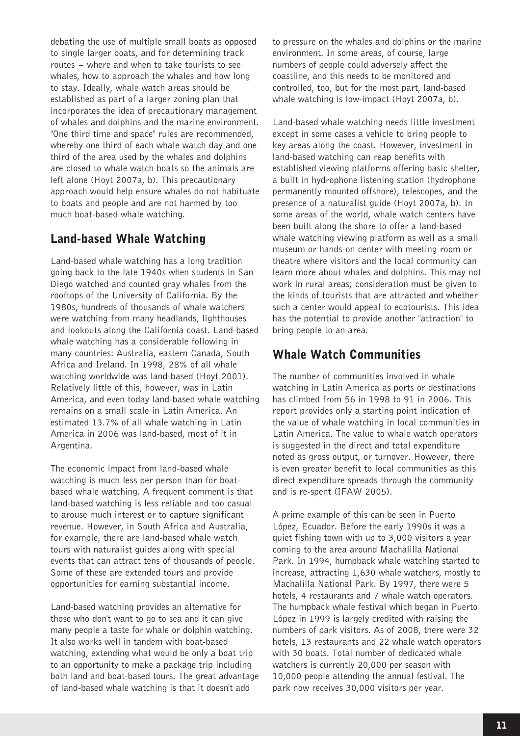debating the use of multiple small boats as opposed to single larger boats, and for determining track routes – where and when to take tourists to see whales, how to approach the whales and how long to stay. Ideally, whale watch areas should be established as part of a larger zoning plan that incorporates the idea of precautionary management of whales and dolphins and the marine environment. "One third time and space" rules are recommended, whereby one third of each whale watch day and one third of the area used by the whales and dolphins are closed to whale watch boats so the animals are left alone (Hoyt 2007a, b). This precautionary approach would help ensure whales do not habituate to boats and people and are not harmed by too much boat-based whale watching.

## Land-based Whale Watching

Land-based whale watching has a long tradition going back to the late 1940s when students in San Diego watched and counted gray whales from the rooftops of the University of California. By the 1980s, hundreds of thousands of whale watchers were watching from many headlands, lighthouses and lookouts along the California coast. Land-based whale watching has a considerable following in many countries: Australia, eastern Canada, South Africa and Ireland. In 1998, 28% of all whale watching worldwide was land-based (Hoyt 2001). Relatively little of this, however, was in Latin America, and even today land-based whale watching remains on a small scale in Latin America. An estimated 13.7% of all whale watching in Latin America in 2006 was land-based, most of it in Argentina.

The economic impact from land-based whale watching is much less per person than for boat-based whale watching. A frequent comment is that land-based watching is less reliable and too casual to arouse much interest or to capture significant revenue. However, in South Africa and Australia, for example, there are land-based whale watch tours with naturalist guides along with special events that can attract tens of thousands of people. Some of these are extended tours and provide opportunities for earning substantial income.

Land-based watching provides an alternative for those who don't want to go to sea and it can give many people a taste for whale or dolphin watching. It also works well in tandem with boat-based watching, extending what would be only a boat trip to an opportunity to make a package trip including both land and boat-based tours. The great advantage of land-based whale watching is that it doesn't add to pressure on the whales and dolphins or the marine environment. In some areas, of course, large numbers of people could adversely affect the coastline, and this needs to be monitored and controlled, too, but for the most part, land-based whale watching is low-impact (Hoyt 2007a, b).

Land-based whale watching needs little investment except in some cases a vehicle to bring people to key areas along the coast. However, investment in land-based watching can reap benefits with established viewing platforms offering basic shelter, a built in hydrophone listening station (hydrophone permanently mounted offshore), telescopes, and the presence of a naturalist guide (Hoyt 2007a, b). In some areas of the world, whale watch centers have been built along the shore to offer a land-based whale watching viewing platform as well as a small museum or hands-on center with meeting room or theatre where visitors and the local community can learn more about whales and dolphins. This may not work in rural areas; consideration must be given to the kinds of tourists that are attracted and whether such a center would appeal to ecotourists. This idea has the potential to provide another "attraction" to bring people to an area.

## Whale Watch Communities

The number of communities involved in whale watching in Latin America as ports or destinations has climbed from 56 in 1998 to 91 in 2006. This report provides only a starting point indication of the value of whale watching in local communities in Latin America. The value to whale watch operators is suggested in the direct and total expenditure noted as gross output, or turnover. However, there is even greater benefit to local communities as this direct expenditure spreads through the community and is re-spent (IFAW 2005).

A prime example of this can be seen in Puerto López, Ecuador. Before the early 1990s it was a quiet fishing town with up to 3,000 visitors a year coming to the area around Machalilla National Park. In 1994, humpback whale watching started to increase, attracting 1,630 whale watchers, mostly to Machalilla National Park. By 1997, there were 5 hotels, 4 restaurants and 7 whale watch operators. The humpback whale festival which began in Puerto López in 1999 is largely credited with raising the numbers of park visitors. As of 2008, there were 32 hotels, 13 restaurants and 22 whale watch operators with 30 boats. Total number of dedicated whale watchers is currently 20,000 per season with 10,000 people attending the annual festival. The park now receives 30,000 visitors per year.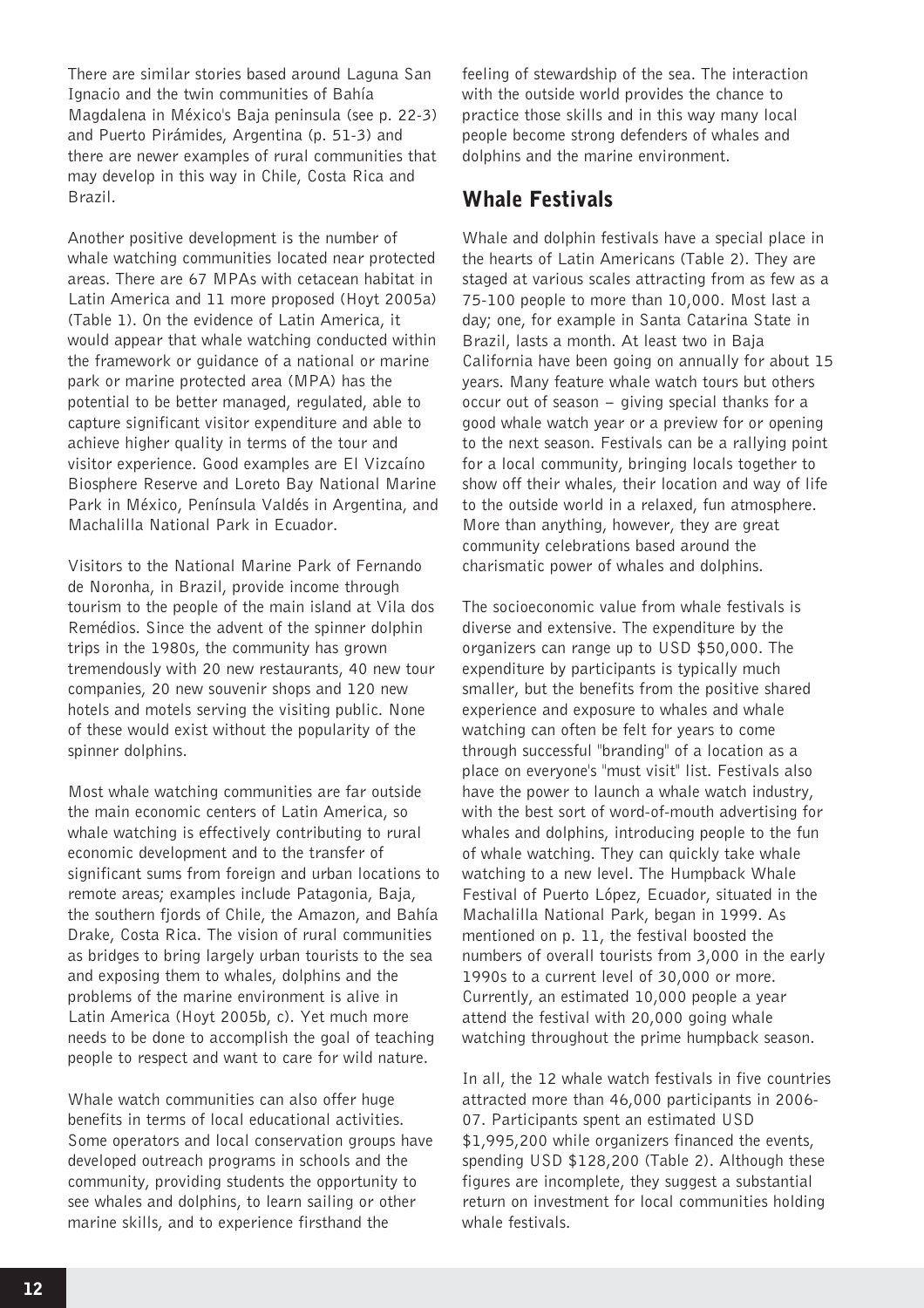There are similar stories based around Laguna San Ignacio and the twin communities of Bahía Magdalena in México's Baja peninsula (see p. 22-3) and Puerto Pirámides, Argentina (p. 51-3) and there are newer examples of rural communities that may develop in this way in Chile, Costa Rica and Brazil.

Another positive development is the number of whale watching communities located near protected areas. There are 67 MPAs with cetacean habitat in Latin America and 11 more proposed (Hoyt 2005a) (Table 1). On the evidence of Latin America, it would appear that whale watching conducted within the framework or guidance of a national or marine park or marine protected area (MPA) has the potential to be better managed, regulated, able to capture significant visitor expenditure and able to achieve higher quality in terms of the tour and visitor experience. Good examples are El Vizcaíno Biosphere Reserve and Loreto Bay National Marine Park in México, Península Valdés in Argentina, and Machalilla National Park in Ecuador.

Visitors to the National Marine Park of Fernando de Noronha, in Brazil, provide income through tourism to the people of the main island at Vila dos Remédios. Since the advent of the spinner dolphin trips in the 1980s, the community has grown tremendously with 20 new restaurants, 40 new tour companies, 20 new souvenir shops and 120 new hotels and motels serving the visiting public. None of these would exist without the popularity of the spinner dolphins.

Most whale watching communities are far outside the main economic centers of Latin America, so whale watching is effectively contributing to rural economic development and to the transfer of significant sums from foreign and urban locations to remote areas; examples include Patagonia, Baja, the southern fjords of Chile, the Amazon, and Bahía Drake, Costa Rica. The vision of rural communities as bridges to bring largely urban tourists to the sea and exposing them to whales, dolphins and the problems of the marine environment is alive in Latin America (Hoyt 2005b, c). Yet much more needs to be done to accomplish the goal of teaching people to respect and want to care for wild nature.

Whale watch communities can also offer huge benefits in terms of local educational activities. Some operators and local conservation groups have developed outreach programs in schools and the community, providing students the opportunity to see whales and dolphins, to learn sailing or other marine skills, and to experience firsthand the feeling of stewardship of the sea. The interaction with the outside world provides the chance to practice those skills and in this way many local people become strong defenders of whales and dolphins and the marine environment.

## Whale Festivals

Whale and dolphin festivals have a special place in the hearts of Latin Americans (Table 2). They are staged at various scales attracting from as few as a 75-100 people to more than 10,000. Most last a day; one, for example in Santa Catarina State in Brazil, lasts a month. At least two in Baja California have been going on annually for about 15 years. Many feature whale watch tours but others occur out of season – giving special thanks for a good whale watch year or a preview for or opening to the next season. Festivals can be a rallying point for a local community, bringing locals together to show off their whales, their location and way of life to the outside world in a relaxed, fun atmosphere. More than anything, however, they are great community celebrations based around the charismatic power of whales and dolphins.

The socioeconomic value from whale festivals is diverse and extensive. The expenditure by the organizers can range up to USD $50,000. The expenditure by participants is typically much smaller, but the benefits from the positive shared experience and exposure to whales and whale watching can often be felt for years to come through successful "branding" of a location as a place on everyone's "must visit" list. Festivals also have the power to launch a whale watch industry, with the best sort of word-of-mouth advertising for whales and dolphins, introducing people to the fun of whale watching. They can quickly take whale watching to a new level. The Humpback Whale Festival of Puerto López, Ecuador, situated in the Machalilla National Park, began in 1999. As mentioned on p. 11, the festival boosted the numbers of overall tourists from 3,000 in the early 1990s to a current level of 30,000 or more. Currently, an estimated 10,000 people a year attend the festival with 20,000 going whale watching throughout the prime humpback season.

In all, the 12 whale watch festivals in five countries attracted more than 46,000 participants in 2006-07. Participants spent an estimated USD $1,995,200 while organizers financed the events, spending USD $128,200 (Table 2). Although these figures are incomplete, they suggest a substantial return on investment for local communities holding whale festivals.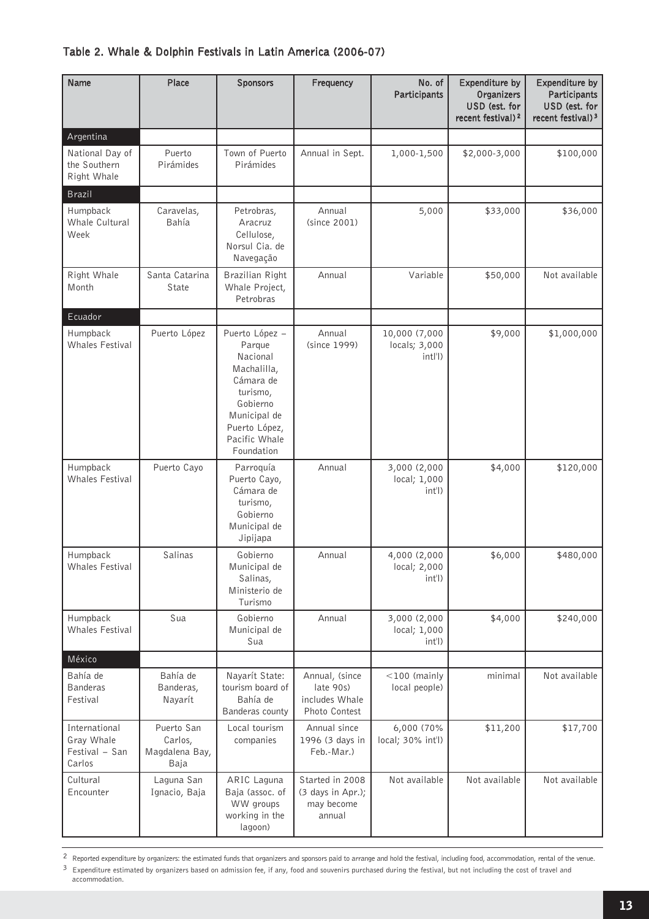### Table 2. Whale & Dolphin Festivals in Latin America (2006-07)

| Name | Place | Sponsors | Frequency | No. of Participants | Expenditure by Organizers USD (est. for recent festival)[2] | Expenditure by Participants USD (est. for recent festival)[3] |
|---|---|---|---|---|---|---|
| **Argentina** | | | | | | |
| National Day of the Southern Right Whale | Puerto Pirámides | Town of Puerto Pirámides | Annual in Sept. | 1,000-1,500 | $2,000-3,000 | $100,000 |
| **Brazil** | | | | | | |
| Humpback Whale Cultural Week | Caravelas, Bahía | Petrobras, Aracruz Cellulose, Norsul Cia. de Navegação | Annual (since 2001) | 5,000 | $33,000 | $36,000 |
| Right Whale Month | Santa Catarina State | Brazilian Right Whale Project, Petrobras | Annual | Variable | $50,000 | Not available |
| **Ecuador** | | | | | | |
| Humpback Whales Festival | Puerto López | Puerto López – Parque Nacional Machalilla, Cámara de turismo, Gobierno Municipal de Puerto López, Pacific Whale Foundation | Annual (since 1999) | 10,000 (7,000 locals; 3,000 intl'l) | $9,000 | $1,000,000 |
| Humpback Whales Festival | Puerto Cayo | Parroquía Puerto Cayo, Cámara de turismo, Gobierno Municipal de Jipijapa | Annual | 3,000 (2,000 local; 1,000 int'l) | $4,000 | $120,000 |
| Humpback Whales Festival | Salinas | Gobierno Municipal de Salinas, Ministerio de Turismo | Annual | 4,000 (2,000 local; 2,000 int'l) | $6,000 | $480,000 |
| Humpback Whales Festival | Sua | Gobierno Municipal de Sua | Annual | 3,000 (2,000 local; 1,000 int'l) | $4,000 | $240,000 |
| **México** | | | | | | |
| Bahía de Banderas Festival | Bahía de Banderas, Nayarít | Nayarít State: tourism board of Bahía de Banderas county | Annual, (since late 90s) includes Whale Photo Contest | <100 (mainly local people) | minimal | Not available |
| International Gray Whale Festival – San Carlos | Puerto San Carlos, Magdalena Bay, Baja | Local tourism companies | Annual since 1996 (3 days in Feb.-Mar.) | 6,000 (70% local; 30% int'l) | $11,200 | $17,700 |
| Cultural Encounter | Laguna San Ignacio, Baja | ARIC Laguna Baja (assoc. of WW groups working in the lagoon) | Started in 2008 (3 days in Apr.); may become annual | Not available | Not available | Not available |

[2] Reported expenditure by organizers: the estimated funds that organizers and sponsors paid to arrange and hold the festival, including food, accommodation, rental of the venue.

[3] Expenditure estimated by organizers based on admission fee, if any, food and souvenirs purchased during the festival, but not including the cost of travel and accommodation.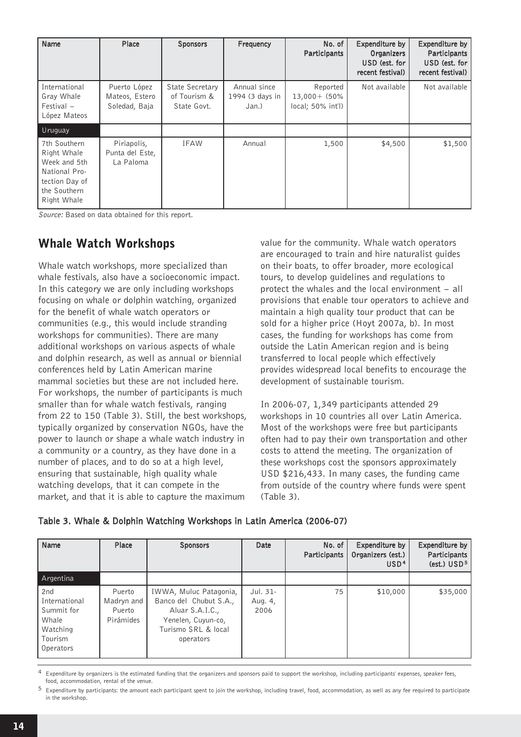| Name | Place | Sponsors | Frequency | No. of Participants | Expenditure by Organizers USD (est. for recent festival) | Expenditure by Participants USD (est. for recent festival) |
|---|---|---|---|---|---|---|
| International Gray Whale Festival – López Mateos | Puerto López Mateos, Estero Soledad, Baja | State Secretary of Tourism & State Govt. | Annual since 1994 (3 days in Jan.) | Reported 13,000+ (50% local; 50% int'l) | Not available | Not available |
| Uruguay | | | | | | |
| 7th Southern Right Whale Week and 5th National Protection Day of the Southern Right Whale | Piriapolis, Punta del Este, La Paloma | IFAW | Annual | 1,500 | $4,500 | $1,500 |

*Source:* Based on data obtained for this report.

## Whale Watch Workshops

Whale watch workshops, more specialized than whale festivals, also have a socioeconomic impact. In this category we are only including workshops focusing on whale or dolphin watching, organized for the benefit of whale watch operators or communities (e.g., this would include stranding workshops for communities). There are many additional workshops on various aspects of whale and dolphin research, as well as annual or biennial conferences held by Latin American marine mammal societies but these are not included here. For workshops, the number of participants is much smaller than for whale watch festivals, ranging from 22 to 150 (Table 3). Still, the best workshops, typically organized by conservation NGOs, have the power to launch or shape a whale watch industry in a community or a country, as they have done in a number of places, and to do so at a high level, ensuring that sustainable, high quality whale watching develops, that it can compete in the market, and that it is able to capture the maximum value for the community. Whale watch operators are encouraged to train and hire naturalist guides on their boats, to offer broader, more ecological tours, to develop guidelines and regulations to protect the whales and the local environment – all provisions that enable tour operators to achieve and maintain a high quality tour product that can be sold for a higher price (Hoyt 2007a, b). In most cases, the funding for workshops has come from outside the Latin American region and is being transferred to local people which effectively provides widespread local benefits to encourage the development of sustainable tourism.

In 2006-07, 1,349 participants attended 29 workshops in 10 countries all over Latin America. Most of the workshops were free but participants often had to pay their own transportation and other costs to attend the meeting. The organization of these workshops cost the sponsors approximately USD $216,433. In many cases, the funding came from outside of the country where funds were spent (Table 3).

**Table 3. Whale & Dolphin Watching Workshops in Latin America (2006-07)**

| Name | Place | Sponsors | Date | No. of Participants | Expenditure by Organizers (est.) USD[4] | Expenditure by Participants (est.) USD[5] |
|---|---|---|---|---|---|---|
| Argentina | | | | | | |
| 2nd International Summit for Whale Watching Tourism Operators | Puerto Madryn and Puerto Pirámides | IWWA, Muluc Patagonia, Banco del Chubut S.A., Aluar S.A.I.C., Yenelen, Cuyun-co, Turismo SRL & local operators | Jul. 31-Aug. 4, 2006 | 75 | $10,000 | $35,000 |

[4] Expenditure by organizers is the estimated funding that the organizers and sponsors paid to support the workshop, including participants' expenses, speaker fees, food, accommodation, rental of the venue.

[5] Expenditure by participants: the amount each participant spent to join the workshop, including travel, food, accommodation, as well as any fee required to participate in the workshop.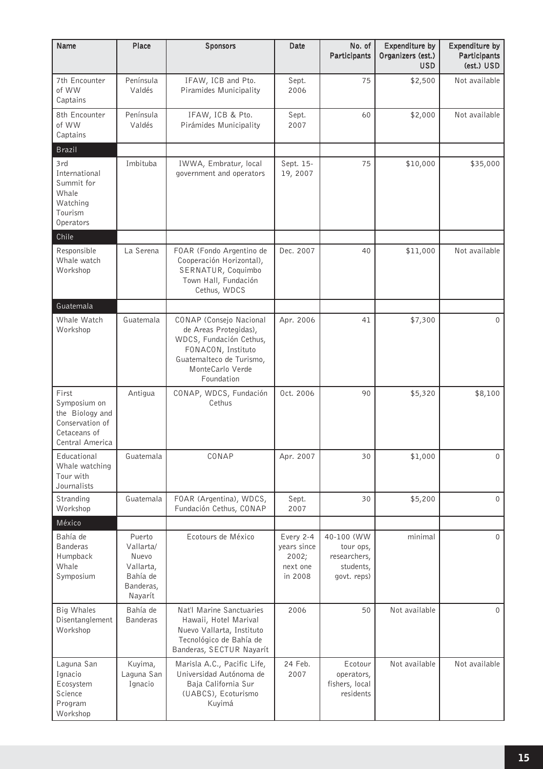| Name | Place | Sponsors | Date | No. of Participants | Expenditure by Organizers (est.) USD | Expenditure by Participants (est.) USD |
|---|---|---|---|---|---|---|
| 7th Encounter of WW Captains | Península Valdés | IFAW, ICB and Pto. Piramides Municipality | Sept. 2006 | 75 | $2,500 | Not available |
| 8th Encounter of WW Captains | Península Valdés | IFAW, ICB & Pto. Pirámides Municipality | Sept. 2007 | 60 | $2,000 | Not available |
| Brazil | | | | | | |
| 3rd International Summit for Whale Watching Tourism Operators | Imbituba | IWWA, Embratur, local government and operators | Sept. 15-19, 2007 | 75 | $10,000 | $35,000 |
| Chile | | | | | | |
| Responsible Whale watch Workshop | La Serena | FOAR (Fondo Argentino de Cooperación Horizontal), SERNATUR, Coquimbo Town Hall, Fundación Cethus, WDCS | Dec. 2007 | 40 | $11,000 | Not available |
| Guatemala | | | | | | |
| Whale Watch Workshop | Guatemala | CONAP (Consejo Nacional de Areas Protegidas), WDCS, Fundación Cethus, FONACON, Instituto Guatemalteco de Turismo, MonteCarlo Verde Foundation | Apr. 2006 | 41 | $7,300 | 0 |
| First Symposium on the Biology and Conservation of Cetaceans of Central America | Antigua | CONAP, WDCS, Fundación Cethus | Oct. 2006 | 90 | $5,320 | $8,100 |
| Educational Whale watching Tour with Journalists | Guatemala | CONAP | Apr. 2007 | 30 | $1,000 | 0 |
| Stranding Workshop | Guatemala | FOAR (Argentina), WDCS, Fundación Cethus, CONAP | Sept. 2007 | 30 | $5,200 | 0 |
| México | | | | | | |
| Bahía de Banderas Humpback Whale Symposium | Puerto Vallarta/ Nuevo Vallarta, Bahía de Banderas, Nayarít | Ecotours de México | Every 2-4 years since 2002; next one in 2008 | 40-100 (WW tour ops, researchers, students, govt. reps) | minimal | 0 |
| Big Whales Disentanglement Workshop | Bahía de Banderas | Nat'l Marine Sanctuaries Hawaii, Hotel Marival Nuevo Vallarta, Instituto Tecnológico de Bahía de Banderas, SECTUR Nayarít | 2006 | 50 | Not available | 0 |
| Laguna San Ignacio Ecosystem Science Program Workshop | Kuyima, Laguna San Ignacio | Marisla A.C., Pacific Life, Universidad Autónoma de Baja California Sur (UABCS), Ecoturismo Kuyimá | 24 Feb. 2007 | Ecotour operators, fishers, local residents | Not available | Not available |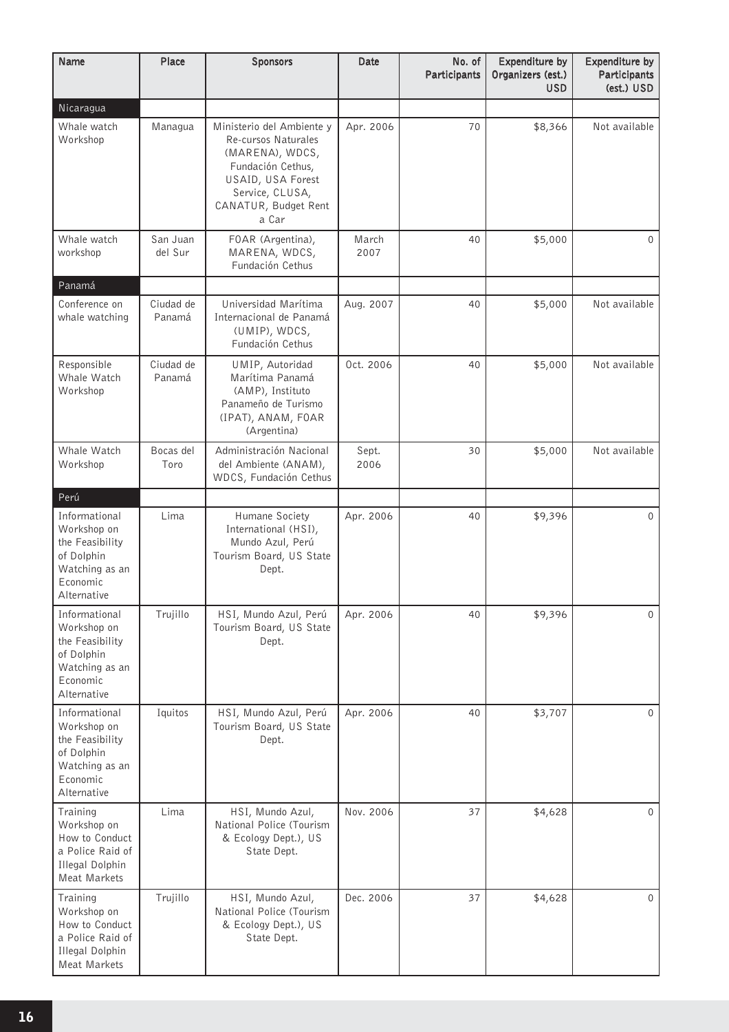| Name | Place | Sponsors | Date | No. of Participants | Expenditure by Organizers (est.) USD | Expenditure by Participants (est.) USD |
|---|---|---|---|---|---|---|
| Nicaragua | | | | | | |
| Whale watch Workshop | Managua | Ministerio del Ambiente y Re-cursos Naturales (MARENA), WDCS, Fundación Cethus, USAID, USA Forest Service, CLUSA, CANATUR, Budget Rent a Car | Apr. 2006 | 70 | $8,366 | Not available |
| Whale watch workshop | San Juan del Sur | FOAR (Argentina), MARENA, WDCS, Fundación Cethus | March 2007 | 40 | $5,000 | 0 |
| Panamá | | | | | | |
| Conference on whale watching | Ciudad de Panamá | Universidad Marítima Internacional de Panamá (UMIP), WDCS, Fundación Cethus | Aug. 2007 | 40 | $5,000 | Not available |
| Responsible Whale Watch Workshop | Ciudad de Panamá | UMIP, Autoridad Marítima Panamá (AMP), Instituto Panameño de Turismo (IPAT), ANAM, FOAR (Argentina) | Oct. 2006 | 40 | $5,000 | Not available |
| Whale Watch Workshop | Bocas del Toro | Administración Nacional del Ambiente (ANAM), WDCS, Fundación Cethus | Sept. 2006 | 30 | $5,000 | Not available |
| Perú | | | | | | |
| Informational Workshop on the Feasibility of Dolphin Watching as an Economic Alternative | Lima | Humane Society International (HSI), Mundo Azul, Perú Tourism Board, US State Dept. | Apr. 2006 | 40 | $9,396 | 0 |
| Informational Workshop on the Feasibility of Dolphin Watching as an Economic Alternative | Trujillo | HSI, Mundo Azul, Perú Tourism Board, US State Dept. | Apr. 2006 | 40 | $9,396 | 0 |
| Informational Workshop on the Feasibility of Dolphin Watching as an Economic Alternative | Iquitos | HSI, Mundo Azul, Perú Tourism Board, US State Dept. | Apr. 2006 | 40 | $3,707 | 0 |
| Training Workshop on How to Conduct a Police Raid of Illegal Dolphin Meat Markets | Lima | HSI, Mundo Azul, National Police (Tourism & Ecology Dept.), US State Dept. | Nov. 2006 | 37 | $4,628 | 0 |
| Training Workshop on How to Conduct a Police Raid of Illegal Dolphin Meat Markets | Trujillo | HSI, Mundo Azul, National Police (Tourism & Ecology Dept.), US State Dept. | Dec. 2006 | 37 | $4,628 | 0 |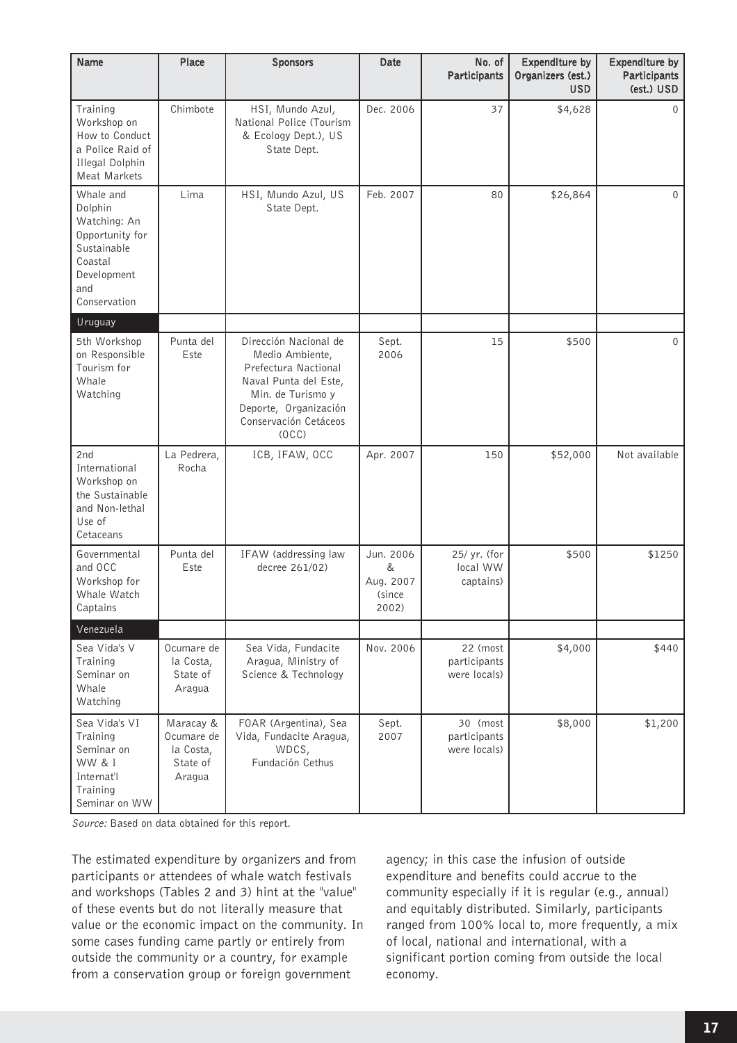| Name | Place | Sponsors | Date | No. of Participants | Expenditure by Organizers (est.) USD | Expenditure by Participants (est.) USD |
|---|---|---|---|---|---|---|
| Training Workshop on How to Conduct a Police Raid of Illegal Dolphin Meat Markets | Chimbote | HSI, Mundo Azul, National Police (Tourism & Ecology Dept.), US State Dept. | Dec. 2006 | 37 | $4,628 | 0 |
| Whale and Dolphin Watching: An Opportunity for Sustainable Coastal Development and Conservation | Lima | HSI, Mundo Azul, US State Dept. | Feb. 2007 | 80 | $26,864 | 0 |
| **Uruguay** | | | | | | |
| 5th Workshop on Responsible Tourism for Whale Watching | Punta del Este | Dirección Nacional de Medio Ambiente, Prefectura Nactional Naval Punta del Este, Min. de Turismo y Deporte, Organización Conservación Cetáceos (OCC) | Sept. 2006 | 15 | $500 | 0 |
| 2nd International Workshop on the Sustainable and Non-lethal Use of Cetaceans | La Pedrera, Rocha | ICB, IFAW, OCC | Apr. 2007 | 150 | $52,000 | Not available |
| Governmental and OCC Workshop for Whale Watch Captains | Punta del Este | IFAW (addressing law decree 261/02) | Jun. 2006 & Aug. 2007 (since 2002) | 25/ yr. (for local WW captains) | $500 | $1250 |
| **Venezuela** | | | | | | |
| Sea Vida's V Training Seminar on Whale Watching | Ocumare de la Costa, State of Aragua | Sea Vida, Fundacite Aragua, Ministry of Science & Technology | Nov. 2006 | 22 (most participants were locals) | $4,000 | $440 |
| Sea Vida's VI Training Seminar on WW & I Internat'l Training Seminar on WW | Maracay & Ocumare de la Costa, State of Aragua | FOAR (Argentina), Sea Vida, Fundacite Aragua, WDCS, Fundación Cethus | Sept. 2007 | 30 (most participants were locals) | $8,000 | $1,200 |

*Source:* Based on data obtained for this report.

The estimated expenditure by organizers and from participants or attendees of whale watch festivals and workshops (Tables 2 and 3) hint at the "value" of these events but do not literally measure that value or the economic impact on the community. In some cases funding came partly or entirely from outside the community or a country, for example from a conservation group or foreign government agency; in this case the infusion of outside expenditure and benefits could accrue to the community especially if it is regular (e.g., annual) and equitably distributed. Similarly, participants ranged from 100% local to, more frequently, a mix of local, national and international, with a significant portion coming from outside the local economy.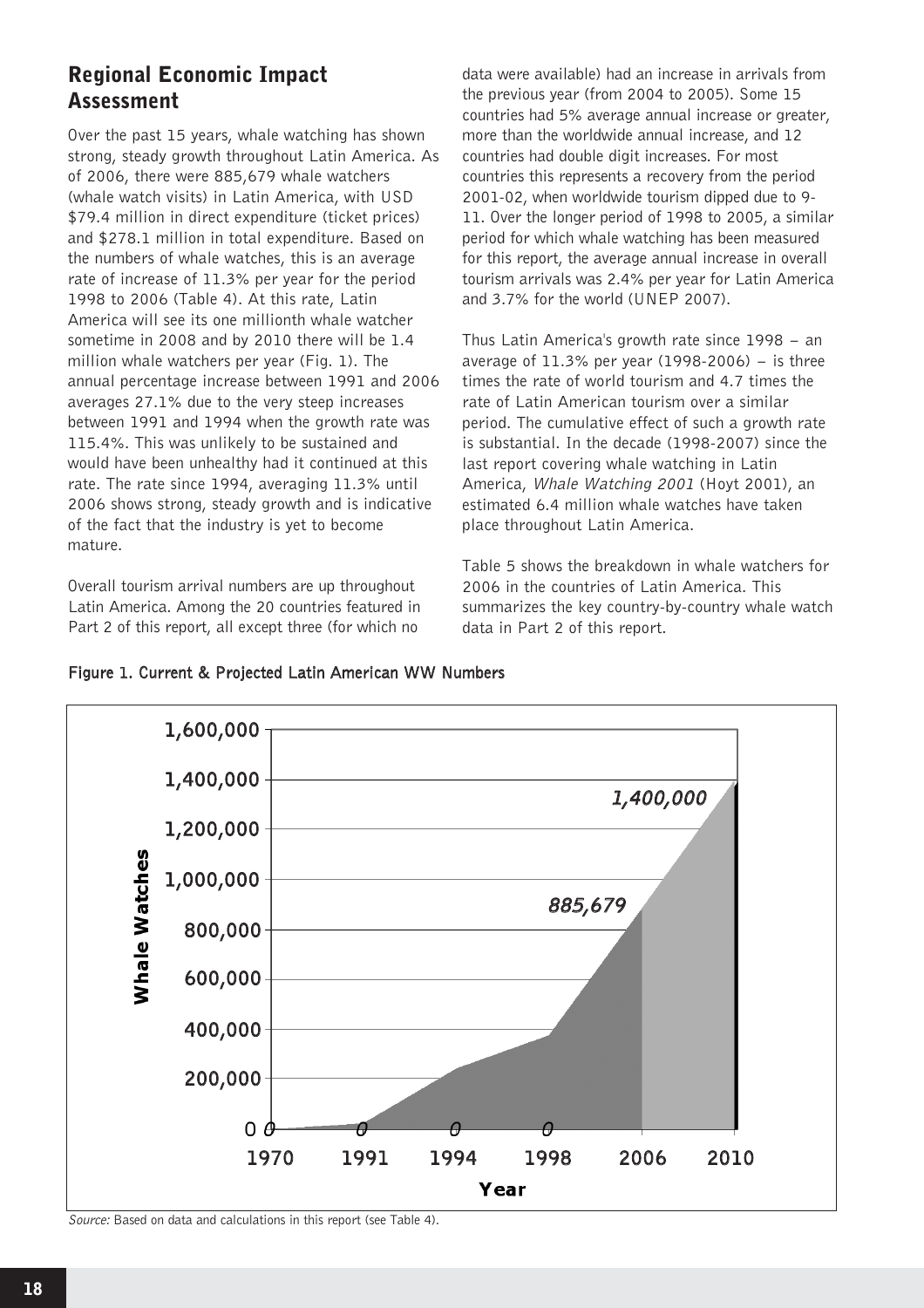## Regional Economic Impact Assessment

Over the past 15 years, whale watching has shown strong, steady growth throughout Latin America. As of 2006, there were 885,679 whale watchers (whale watch visits) in Latin America, with USD $79.4 million in direct expenditure (ticket prices) and $278.1 million in total expenditure. Based on the numbers of whale watches, this is an average rate of increase of 11.3% per year for the period 1998 to 2006 (Table 4). At this rate, Latin America will see its one millionth whale watcher sometime in 2008 and by 2010 there will be 1.4 million whale watchers per year (Fig. 1). The annual percentage increase between 1991 and 2006 averages 27.1% due to the very steep increases between 1991 and 1994 when the growth rate was 115.4%. This was unlikely to be sustained and would have been unhealthy had it continued at this rate. The rate since 1994, averaging 11.3% until 2006 shows strong, steady growth and is indicative of the fact that the industry is yet to become mature.

Overall tourism arrival numbers are up throughout Latin America. Among the 20 countries featured in Part 2 of this report, all except three (for which no data were available) had an increase in arrivals from the previous year (from 2004 to 2005). Some 15 countries had 5% average annual increase or greater, more than the worldwide annual increase, and 12 countries had double digit increases. For most countries this represents a recovery from the period 2001-02, when worldwide tourism dipped due to 9-11. Over the longer period of 1998 to 2005, a similar period for which whale watching has been measured for this report, the average annual increase in overall tourism arrivals was 2.4% per year for Latin America and 3.7% for the world (UNEP 2007).

Thus Latin America's growth rate since 1998 – an average of 11.3% per year (1998-2006) – is three times the rate of world tourism and 4.7 times the rate of Latin American tourism over a similar period. The cumulative effect of such a growth rate is substantial. In the decade (1998-2007) since the last report covering whale watching in Latin America, *Whale Watching 2001* (Hoyt 2001), an estimated 6.4 million whale watches have taken place throughout Latin America.

Table 5 shows the breakdown in whale watchers for 2006 in the countries of Latin America. This summarizes the key country-by-country whale watch data in Part 2 of this report.

**Figure 1. Current & Projected Latin American WW Numbers**

Whale Watches

1,600,000
1,400,000
1,200,000
1,000,000
800,000
600,000
400,000
200,000
0

1,400,000
885,679
0 0 0 0

1970 1991 1994 1998 2006 2010

Year

*Source:* Based on data and calculations in this report (see Table 4).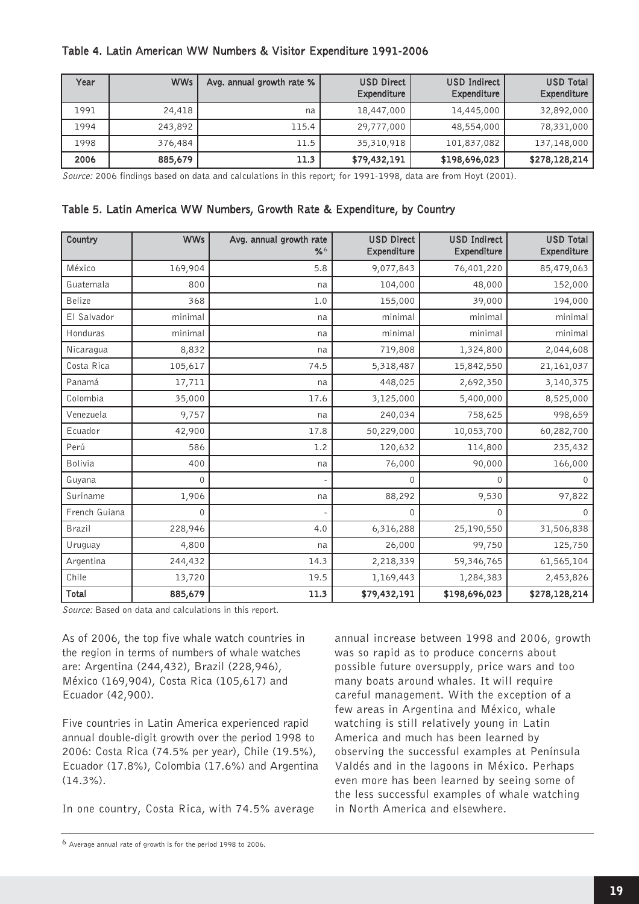### Table 4. Latin American WW Numbers & Visitor Expenditure 1991-2006

| Year | WWs | Avg. annual growth rate % | USD Direct Expenditure | USD Indirect Expenditure | USD Total Expenditure |
|---|---|---|---|---|---|
| 1991 | 24,418 | na | 18,447,000 | 14,445,000 | 32,892,000 |
| 1994 | 243,892 | 115.4 | 29,777,000 | 48,554,000 | 78,331,000 |
| 1998 | 376,484 | 11.5 | 35,310,918 | 101,837,082 | 137,148,000 |
| **2006** | **885,679** | **11.3** | **$79,432,191** | **$198,696,023** | **$278,128,214** |

*Source:* 2006 findings based on data and calculations in this report; for 1991-1998, data are from Hoyt (2001).

### Table 5. Latin America WW Numbers, Growth Rate & Expenditure, by Country

| Country | WWs | Avg. annual growth rate %[6] | USD Direct Expenditure | USD Indirect Expenditure | USD Total Expenditure |
|---|---|---|---|---|---|
| México | 169,904 | 5.8 | 9,077,843 | 76,401,220 | 85,479,063 |
| Guatemala | 800 | na | 104,000 | 48,000 | 152,000 |
| Belize | 368 | 1.0 | 155,000 | 39,000 | 194,000 |
| El Salvador | minimal | na | minimal | minimal | minimal |
| Honduras | minimal | na | minimal | minimal | minimal |
| Nicaragua | 8,832 | na | 719,808 | 1,324,800 | 2,044,608 |
| Costa Rica | 105,617 | 74.5 | 5,318,487 | 15,842,550 | 21,161,037 |
| Panamá | 17,711 | na | 448,025 | 2,692,350 | 3,140,375 |
| Colombia | 35,000 | 17.6 | 3,125,000 | 5,400,000 | 8,525,000 |
| Venezuela | 9,757 | na | 240,034 | 758,625 | 998,659 |
| Ecuador | 42,900 | 17.8 | 50,229,000 | 10,053,700 | 60,282,700 |
| Perú | 586 | 1.2 | 120,632 | 114,800 | 235,432 |
| Bolivia | 400 | na | 76,000 | 90,000 | 166,000 |
| Guyana | 0 | - | 0 | 0 | 0 |
| Suriname | 1,906 | na | 88,292 | 9,530 | 97,822 |
| French Guiana | 0 | - | 0 | 0 | 0 |
| Brazil | 228,946 | 4.0 | 6,316,288 | 25,190,550 | 31,506,838 |
| Uruguay | 4,800 | na | 26,000 | 99,750 | 125,750 |
| Argentina | 244,432 | 14.3 | 2,218,339 | 59,346,765 | 61,565,104 |
| Chile | 13,720 | 19.5 | 1,169,443 | 1,284,383 | 2,453,826 |
| **Total** | **885,679** | **11.3** | **$79,432,191** | **$198,696,023** | **$278,128,214** |

*Source:* Based on data and calculations in this report.

As of 2006, the top five whale watch countries in the region in terms of numbers of whale watches are: Argentina (244,432), Brazil (228,946), México (169,904), Costa Rica (105,617) and Ecuador (42,900).

Five countries in Latin America experienced rapid annual double-digit growth over the period 1998 to 2006: Costa Rica (74.5% per year), Chile (19.5%), Ecuador (17.8%), Colombia (17.6%) and Argentina (14.3%).

In one country, Costa Rica, with 74.5% average annual increase between 1998 and 2006, growth was so rapid as to produce concerns about possible future oversupply, price wars and too many boats around whales. It will require careful management. With the exception of a few areas in Argentina and México, whale watching is still relatively young in Latin America and much has been learned by observing the successful examples at Península Valdés and in the lagoons in México. Perhaps even more has been learned by seeing some of the less successful examples of whale watching in North America and elsewhere.

[6] Average annual rate of growth is for the period 1998 to 2006.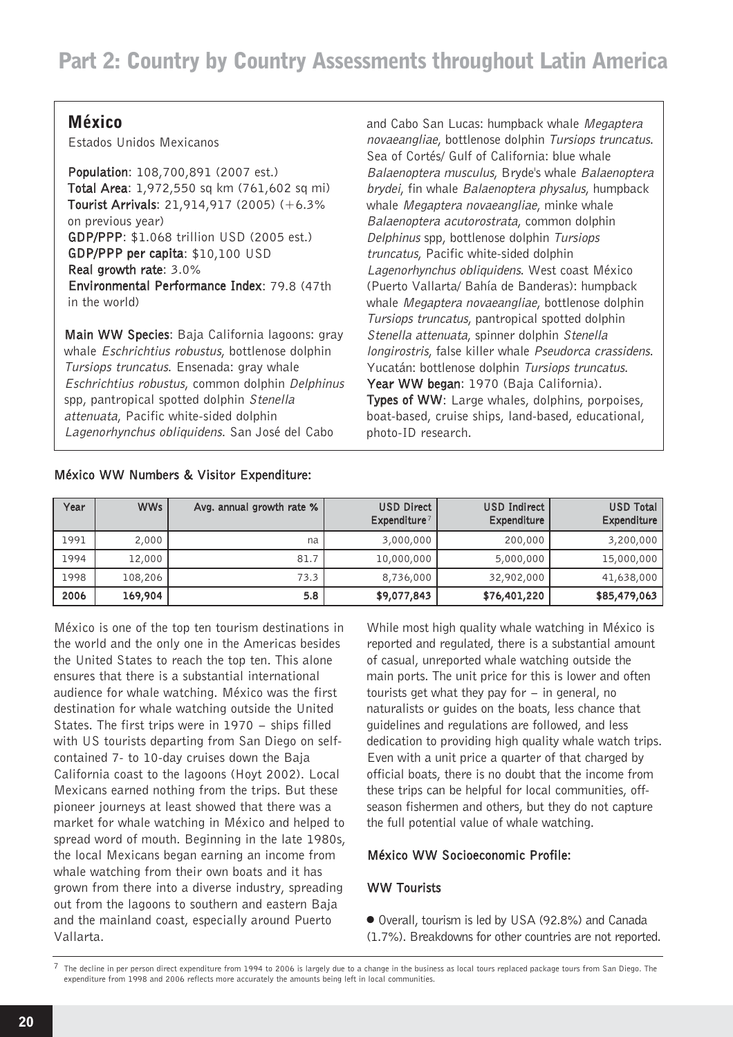# Part 2: Country by Country Assessments throughout Latin America

## México

Estados Unidos Mexicanos

**Population**: 108,700,891 (2007 est.)
**Total Area**: 1,972,550 sq km (761,602 sq mi)
**Tourist Arrivals**: 21,914,917 (2005) (+6.3% on previous year)
**GDP/PPP**: $1.068 trillion USD (2005 est.)
**GDP/PPP per capita**: $10,100 USD
**Real growth rate**: 3.0%
**Environmental Performance Index**: 79.8 (47th in the world)

**Main WW Species**: Baja California lagoons: gray whale *Eschrichtius robustus*, bottlenose dolphin *Tursiops truncatus*. Ensenada: gray whale *Eschrichtius robustus*, common dolphin *Delphinus* spp, pantropical spotted dolphin *Stenella attenuata*, Pacific white-sided dolphin *Lagenorhynchus obliquidens*. San José del Cabo and Cabo San Lucas: humpback whale *Megaptera novaeangliae*, bottlenose dolphin *Tursiops truncatus*. Sea of Cortés/ Gulf of California: blue whale *Balaenoptera musculus*, Bryde's whale *Balaenoptera brydei*, fin whale *Balaenoptera physalus*, humpback whale *Megaptera novaeangliae*, minke whale *Balaenoptera acutorostrata*, common dolphin *Delphinus* spp, bottlenose dolphin *Tursiops truncatus*, Pacific white-sided dolphin *Lagenorhynchus obliquidens*. West coast México (Puerto Vallarta/ Bahía de Banderas): humpback whale *Megaptera novaeangliae*, bottlenose dolphin *Tursiops truncatus*, pantropical spotted dolphin *Stenella attenuata*, spinner dolphin *Stenella longirostris*, false killer whale *Pseudorca crassidens*. Yucatán: bottlenose dolphin *Tursiops truncatus*.
**Year WW began**: 1970 (Baja California).
**Types of WW**: Large whales, dolphins, porpoises, boat-based, cruise ships, land-based, educational, photo-ID research.

### México WW Numbers & Visitor Expenditure:

| Year | WWs | Avg. annual growth rate % | USD Direct Expenditure[7] | USD Indirect Expenditure | USD Total Expenditure |
|---|---|---|---|---|---|
| 1991 | 2,000 | na | 3,000,000 | 200,000 | 3,200,000 |
| 1994 | 12,000 | 81.7 | 10,000,000 | 5,000,000 | 15,000,000 |
| 1998 | 108,206 | 73.3 | 8,736,000 | 32,902,000 | 41,638,000 |
| **2006** | **169,904** | **5.8** | **$9,077,843** | **$76,401,220** | **$85,479,063** |

México is one of the top ten tourism destinations in the world and the only one in the Americas besides the United States to reach the top ten. This alone ensures that there is a substantial international audience for whale watching. México was the first destination for whale watching outside the United States. The first trips were in 1970 – ships filled with US tourists departing from San Diego on self-contained 7- to 10-day cruises down the Baja California coast to the lagoons (Hoyt 2002). Local Mexicans earned nothing from the trips. But these pioneer journeys at least showed that there was a market for whale watching in México and helped to spread word of mouth. Beginning in the late 1980s, the local Mexicans began earning an income from whale watching from their own boats and it has grown from there into a diverse industry, spreading out from the lagoons to southern and eastern Baja and the mainland coast, especially around Puerto Vallarta.

While most high quality whale watching in México is reported and regulated, there is a substantial amount of casual, unreported whale watching outside the main ports. The unit price for this is lower and often tourists get what they pay for – in general, no naturalists or guides on the boats, less chance that guidelines and regulations are followed, and less dedication to providing high quality whale watch trips. Even with a unit price a quarter of that charged by official boats, there is no doubt that the income from these trips can be helpful for local communities, off-season fishermen and others, but they do not capture the full potential value of whale watching.

### México WW Socioeconomic Profile:

#### WW Tourists

- Overall, tourism is led by USA (92.8%) and Canada (1.7%). Breakdowns for other countries are not reported.

[7] The decline in per person direct expenditure from 1994 to 2006 is largely due to a change in the business as local tours replaced package tours from San Diego. The expenditure from 1998 and 2006 reflects more accurately the amounts being left in local communities.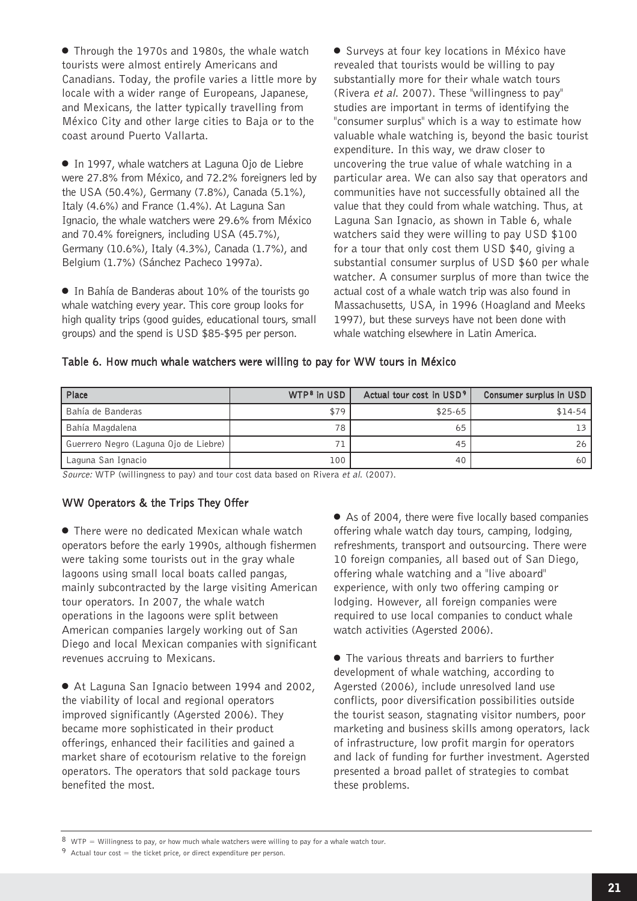- Through the 1970s and 1980s, the whale watch tourists were almost entirely Americans and Canadians. Today, the profile varies a little more by locale with a wider range of Europeans, Japanese, and Mexicans, the latter typically travelling from México City and other large cities to Baja or to the coast around Puerto Vallarta.

- In 1997, whale watchers at Laguna Ojo de Liebre were 27.8% from México, and 72.2% foreigners led by the USA (50.4%), Germany (7.8%), Canada (5.1%), Italy (4.6%) and France (1.4%). At Laguna San Ignacio, the whale watchers were 29.6% from México and 70.4% foreigners, including USA (45.7%), Germany (10.6%), Italy (4.3%), Canada (1.7%), and Belgium (1.7%) (Sánchez Pacheco 1997a).

- In Bahía de Banderas about 10% of the tourists go whale watching every year. This core group looks for high quality trips (good guides, educational tours, small groups) and the spend is USD $85-$95 per person.

- Surveys at four key locations in México have revealed that tourists would be willing to pay substantially more for their whale watch tours (Rivera *et al*. 2007). These "willingness to pay" studies are important in terms of identifying the "consumer surplus" which is a way to estimate how valuable whale watching is, beyond the basic tourist expenditure. In this way, we draw closer to uncovering the true value of whale watching in a particular area. We can also say that operators and communities have not successfully obtained all the value that they could from whale watching. Thus, at Laguna San Ignacio, as shown in Table 6, whale watchers said they were willing to pay USD $100 for a tour that only cost them USD $40, giving a substantial consumer surplus of USD $60 per whale watcher. A consumer surplus of more than twice the actual cost of a whale watch trip was also found in Massachusetts, USA, in 1996 (Hoagland and Meeks 1997), but these surveys have not been done with whale watching elsewhere in Latin America.

**Table 6. How much whale watchers were willing to pay for WW tours in México**

| Place | WTP[8] in USD | Actual tour cost in USD[9] | Consumer surplus in USD |
|---|---|---|---|
| Bahía de Banderas | $79 | $25-65 | $14-54 |
| Bahía Magdalena | 78 | 65 | 13 |
| Guerrero Negro (Laguna Ojo de Liebre) | 71 | 45 | 26 |
| Laguna San Ignacio | 100 | 40 | 60 |

*Source:* WTP (willingness to pay) and tour cost data based on Rivera *et al*. (2007).

### WW Operators & the Trips They Offer

- There were no dedicated Mexican whale watch operators before the early 1990s, although fishermen were taking some tourists out in the gray whale lagoons using small local boats called pangas, mainly subcontracted by the large visiting American tour operators. In 2007, the whale watch operations in the lagoons were split between American companies largely working out of San Diego and local Mexican companies with significant revenues accruing to Mexicans.

- At Laguna San Ignacio between 1994 and 2002, the viability of local and regional operators improved significantly (Agersted 2006). They became more sophisticated in their product offerings, enhanced their facilities and gained a market share of ecotourism relative to the foreign operators. The operators that sold package tours benefited the most.

- As of 2004, there were five locally based companies offering whale watch day tours, camping, lodging, refreshments, transport and outsourcing. There were 10 foreign companies, all based out of San Diego, offering whale watching and a "live aboard" experience, with only two offering camping or lodging. However, all foreign companies were required to use local companies to conduct whale watch activities (Agersted 2006).

- The various threats and barriers to further development of whale watching, according to Agersted (2006), include unresolved land use conflicts, poor diversification possibilities outside the tourist season, stagnating visitor numbers, poor marketing and business skills among operators, lack of infrastructure, low profit margin for operators and lack of funding for further investment. Agersted presented a broad pallet of strategies to combat these problems.

---

[8] WTP = Willingness to pay, or how much whale watchers were willing to pay for a whale watch tour.

[9] Actual tour cost = the ticket price, or direct expenditure per person.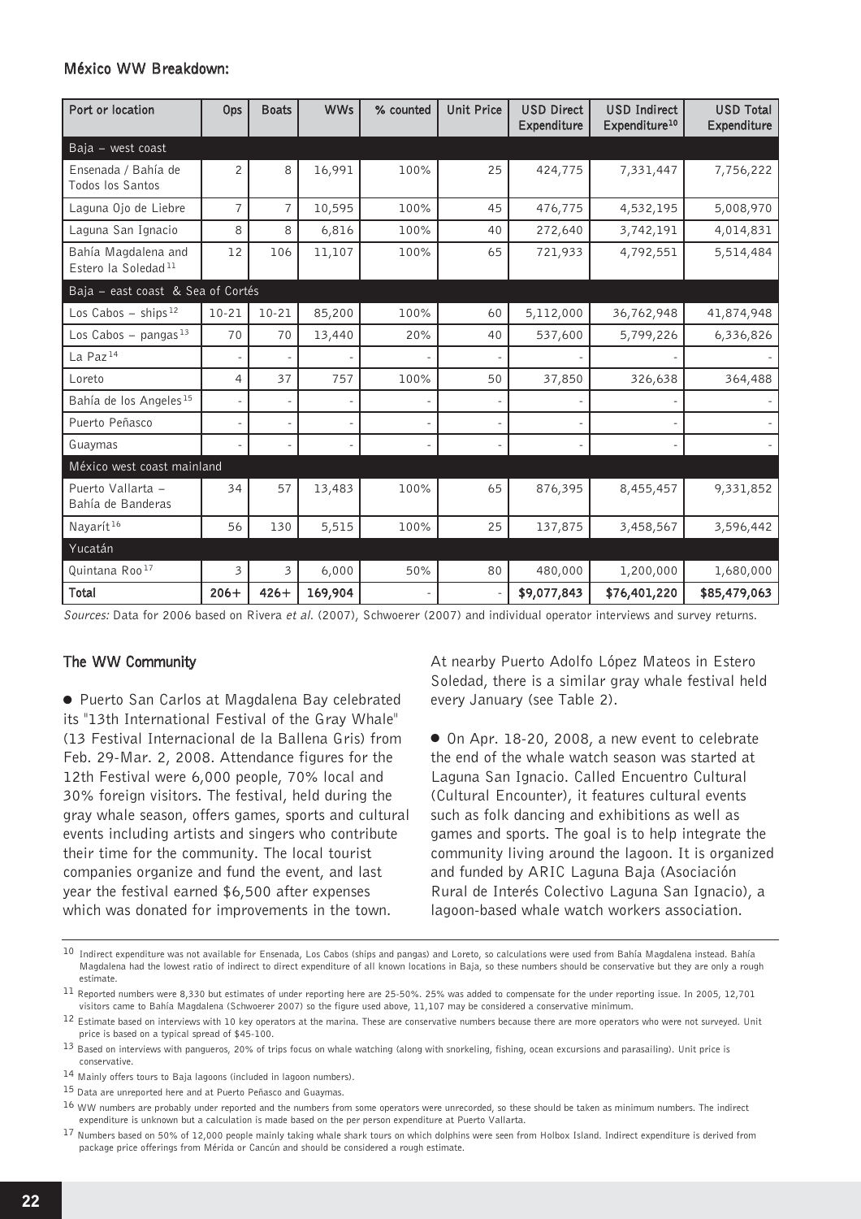### México WW Breakdown:

| Port or location | Ops | Boats | WWs | % counted | Unit Price | USD Direct Expenditure | USD Indirect Expenditure[10] | USD Total Expenditure |
|---|---|---|---|---|---|---|---|---|
| **Baja – west coast** | | | | | | | | |
| Ensenada / Bahía de Todos los Santos | 2 | 8 | 16,991 | 100% | 25 | 424,775 | 7,331,447 | 7,756,222 |
| Laguna Ojo de Liebre | 7 | 7 | 10,595 | 100% | 45 | 476,775 | 4,532,195 | 5,008,970 |
| Laguna San Ignacio | 8 | 8 | 6,816 | 100% | 40 | 272,640 | 3,742,191 | 4,014,831 |
| Bahía Magdalena and Estero la Soledad[11] | 12 | 106 | 11,107 | 100% | 65 | 721,933 | 4,792,551 | 5,514,484 |
| **Baja – east coast & Sea of Cortés** | | | | | | | | |
| Los Cabos – ships[12] | 10-21 | 10-21 | 85,200 | 100% | 60 | 5,112,000 | 36,762,948 | 41,874,948 |
| Los Cabos – pangas[13] | 70 | 70 | 13,440 | 20% | 40 | 537,600 | 5,799,226 | 6,336,826 |
| La Paz[14] | - | - | - | - | - | - | - | - |
| Loreto | 4 | 37 | 757 | 100% | 50 | 37,850 | 326,638 | 364,488 |
| Bahía de los Angeles[15] | - | - | - | - | - | - | - | - |
| Puerto Peñasco | - | - | - | - | - | - | - | - |
| Guaymas | - | - | - | - | - | - | - | - |
| **México west coast mainland** | | | | | | | | |
| Puerto Vallarta – Bahía de Banderas | 34 | 57 | 13,483 | 100% | 65 | 876,395 | 8,455,457 | 9,331,852 |
| Nayarít[16] | 56 | 130 | 5,515 | 100% | 25 | 137,875 | 3,458,567 | 3,596,442 |
| **Yucatán** | | | | | | | | |
| Quintana Roo[17] | 3 | 3 | 6,000 | 50% | 80 | 480,000 | 1,200,000 | 1,680,000 |
| **Total** | **206+** | **426+** | **169,904** | - | - | **$9,077,843** | **$76,401,220** | **$85,479,063** |

*Sources:* Data for 2006 based on Rivera *et al*. (2007), Schwoerer (2007) and individual operator interviews and survey returns.

### The WW Community

- Puerto San Carlos at Magdalena Bay celebrated its "13th International Festival of the Gray Whale" (13 Festival Internacional de la Ballena Gris) from Feb. 29-Mar. 2, 2008. Attendance figures for the 12th Festival were 6,000 people, 70% local and 30% foreign visitors. The festival, held during the gray whale season, offers games, sports and cultural events including artists and singers who contribute their time for the community. The local tourist companies organize and fund the event, and last year the festival earned $6,500 after expenses which was donated for improvements in the town. At nearby Puerto Adolfo López Mateos in Estero Soledad, there is a similar gray whale festival held every January (see Table 2).

- On Apr. 18-20, 2008, a new event to celebrate the end of the whale watch season was started at Laguna San Ignacio. Called Encuentro Cultural (Cultural Encounter), it features cultural events such as folk dancing and exhibitions as well as games and sports. The goal is to help integrate the community living around the lagoon. It is organized and funded by ARIC Laguna Baja (Asociación Rural de Interés Colectivo Laguna San Ignacio), a lagoon-based whale watch workers association.

---

[10] Indirect expenditure was not available for Ensenada, Los Cabos (ships and pangas) and Loreto, so calculations were used from Bahía Magdalena instead. Bahía Magdalena had the lowest ratio of indirect to direct expenditure of all known locations in Baja, so these numbers should be conservative but they are only a rough estimate.

[11] Reported numbers were 8,330 but estimates of under reporting here are 25-50%. 25% was added to compensate for the under reporting issue. In 2005, 12,701 visitors came to Bahía Magdalena (Schwoerer 2007) so the figure used above, 11,107 may be considered a conservative minimum.

[12] Estimate based on interviews with 10 key operators at the marina. These are conservative numbers because there are more operators who were not surveyed. Unit price is based on a typical spread of $45-100.

[13] Based on interviews with pangueros, 20% of trips focus on whale watching (along with snorkeling, fishing, ocean excursions and parasailing). Unit price is conservative.

[14] Mainly offers tours to Baja lagoons (included in lagoon numbers).

[15] Data are unreported here and at Puerto Peñasco and Guaymas.

[16] WW numbers are probably under reported and the numbers from some operators were unrecorded, so these should be taken as minimum numbers. The indirect expenditure is unknown but a calculation is made based on the per person expenditure at Puerto Vallarta.

[17] Numbers based on 50% of 12,000 people mainly taking whale shark tours on which dolphins were seen from Holbox Island. Indirect expenditure is derived from package price offerings from Mérida or Cancún and should be considered a rough estimate.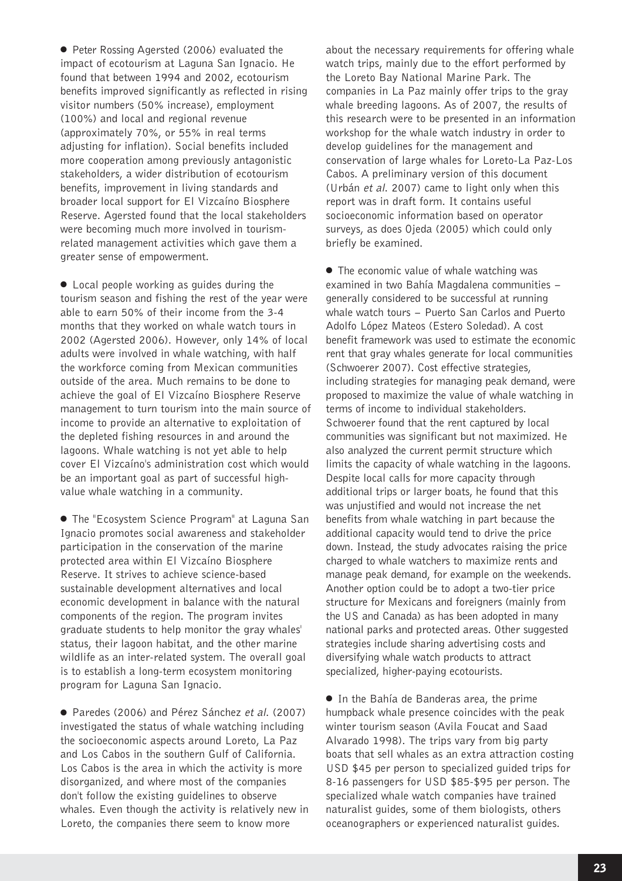- Peter Rossing Agersted (2006) evaluated the impact of ecotourism at Laguna San Ignacio. He found that between 1994 and 2002, ecotourism benefits improved significantly as reflected in rising visitor numbers (50% increase), employment (100%) and local and regional revenue (approximately 70%, or 55% in real terms adjusting for inflation). Social benefits included more cooperation among previously antagonistic stakeholders, a wider distribution of ecotourism benefits, improvement in living standards and broader local support for El Vizcaíno Biosphere Reserve. Agersted found that the local stakeholders were becoming much more involved in tourism-related management activities which gave them a greater sense of empowerment.

- Local people working as guides during the tourism season and fishing the rest of the year were able to earn 50% of their income from the 3-4 months that they worked on whale watch tours in 2002 (Agersted 2006). However, only 14% of local adults were involved in whale watching, with half the workforce coming from Mexican communities outside of the area. Much remains to be done to achieve the goal of El Vizcaíno Biosphere Reserve management to turn tourism into the main source of income to provide an alternative to exploitation of the depleted fishing resources in and around the lagoons. Whale watching is not yet able to help cover El Vizcaíno's administration cost which would be an important goal as part of successful high-value whale watching in a community.

- The "Ecosystem Science Program" at Laguna San Ignacio promotes social awareness and stakeholder participation in the conservation of the marine protected area within El Vizcaíno Biosphere Reserve. It strives to achieve science-based sustainable development alternatives and local economic development in balance with the natural components of the region. The program invites graduate students to help monitor the gray whales' status, their lagoon habitat, and the other marine wildlife as an inter-related system. The overall goal is to establish a long-term ecosystem monitoring program for Laguna San Ignacio.

- Paredes (2006) and Pérez Sánchez *et al.* (2007) investigated the status of whale watching including the socioeconomic aspects around Loreto, La Paz and Los Cabos in the southern Gulf of California. Los Cabos is the area in which the activity is more disorganized, and where most of the companies don't follow the existing guidelines to observe whales. Even though the activity is relatively new in Loreto, the companies there seem to know more about the necessary requirements for offering whale watch trips, mainly due to the effort performed by the Loreto Bay National Marine Park. The companies in La Paz mainly offer trips to the gray whale breeding lagoons. As of 2007, the results of this research were to be presented in an information workshop for the whale watch industry in order to develop guidelines for the management and conservation of large whales for Loreto-La Paz-Los Cabos. A preliminary version of this document (Urbán *et al.* 2007) came to light only when this report was in draft form. It contains useful socioeconomic information based on operator surveys, as does Ojeda (2005) which could only briefly be examined.

- The economic value of whale watching was examined in two Bahía Magdalena communities – generally considered to be successful at running whale watch tours – Puerto San Carlos and Puerto Adolfo López Mateos (Estero Soledad). A cost benefit framework was used to estimate the economic rent that gray whales generate for local communities (Schwoerer 2007). Cost effective strategies, including strategies for managing peak demand, were proposed to maximize the value of whale watching in terms of income to individual stakeholders. Schwoerer found that the rent captured by local communities was significant but not maximized. He also analyzed the current permit structure which limits the capacity of whale watching in the lagoons. Despite local calls for more capacity through additional trips or larger boats, he found that this was unjustified and would not increase the net benefits from whale watching in part because the additional capacity would tend to drive the price down. Instead, the study advocates raising the price charged to whale watchers to maximize rents and manage peak demand, for example on the weekends. Another option could be to adopt a two-tier price structure for Mexicans and foreigners (mainly from the US and Canada) as has been adopted in many national parks and protected areas. Other suggested strategies include sharing advertising costs and diversifying whale watch products to attract specialized, higher-paying ecotourists.

- In the Bahía de Banderas area, the prime humpback whale presence coincides with the peak winter tourism season (Avila Foucat and Saad Alvarado 1998). The trips vary from big party boats that sell whales as an extra attraction costing USD $45 per person to specialized guided trips for 8-16 passengers for USD $85-$95 per person. The specialized whale watch companies have trained naturalist guides, some of them biologists, others oceanographers or experienced naturalist guides.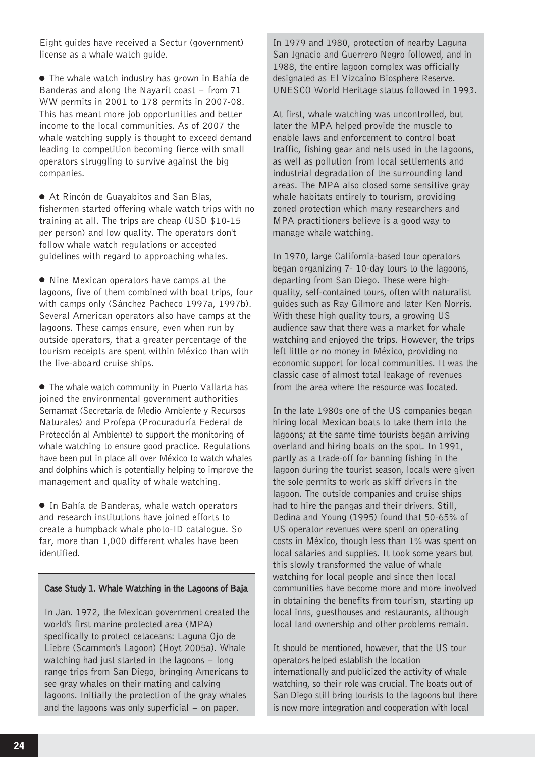Eight guides have received a Sectur (government) license as a whale watch guide.

- The whale watch industry has grown in Bahía de Banderas and along the Nayarít coast – from 71 WW permits in 2001 to 178 permits in 2007-08. This has meant more job opportunities and better income to the local communities. As of 2007 the whale watching supply is thought to exceed demand leading to competition becoming fierce with small operators struggling to survive against the big companies.

- At Rincón de Guayabitos and San Blas, fishermen started offering whale watch trips with no training at all. The trips are cheap (USD $10-15 per person) and low quality. The operators don't follow whale watch regulations or accepted guidelines with regard to approaching whales.

- Nine Mexican operators have camps at the lagoons, five of them combined with boat trips, four with camps only (Sánchez Pacheco 1997a, 1997b). Several American operators also have camps at the lagoons. These camps ensure, even when run by outside operators, that a greater percentage of the tourism receipts are spent within México than with the live-aboard cruise ships.

- The whale watch community in Puerto Vallarta has joined the environmental government authorities Semarnat (Secretaría de Medio Ambiente y Recursos Naturales) and Profepa (Procuraduría Federal de Protección al Ambiente) to support the monitoring of whale watching to ensure good practice. Regulations have been put in place all over México to watch whales and dolphins which is potentially helping to improve the management and quality of whale watching.

- In Bahía de Banderas, whale watch operators and research institutions have joined efforts to create a humpback whale photo-ID catalogue. So far, more than 1,000 different whales have been identified.

### Case Study 1. Whale Watching in the Lagoons of Baja

In Jan. 1972, the Mexican government created the world's first marine protected area (MPA) specifically to protect cetaceans: Laguna Ojo de Liebre (Scammon's Lagoon) (Hoyt 2005a). Whale watching had just started in the lagoons – long range trips from San Diego, bringing Americans to see gray whales on their mating and calving lagoons. Initially the protection of the gray whales and the lagoons was only superficial – on paper.

In 1979 and 1980, protection of nearby Laguna San Ignacio and Guerrero Negro followed, and in 1988, the entire lagoon complex was officially designated as El Vizcaíno Biosphere Reserve. UNESCO World Heritage status followed in 1993.

At first, whale watching was uncontrolled, but later the MPA helped provide the muscle to enable laws and enforcement to control boat traffic, fishing gear and nets used in the lagoons, as well as pollution from local settlements and industrial degradation of the surrounding land areas. The MPA also closed some sensitive gray whale habitats entirely to tourism, providing zoned protection which many researchers and MPA practitioners believe is a good way to manage whale watching.

In 1970, large California-based tour operators began organizing 7- 10-day tours to the lagoons, departing from San Diego. These were high-quality, self-contained tours, often with naturalist guides such as Ray Gilmore and later Ken Norris. With these high quality tours, a growing US audience saw that there was a market for whale watching and enjoyed the trips. However, the trips left little or no money in México, providing no economic support for local communities. It was the classic case of almost total leakage of revenues from the area where the resource was located.

In the late 1980s one of the US companies began hiring local Mexican boats to take them into the lagoons; at the same time tourists began arriving overland and hiring boats on the spot. In 1991, partly as a trade-off for banning fishing in the lagoon during the tourist season, locals were given the sole permits to work as skiff drivers in the lagoon. The outside companies and cruise ships had to hire the pangas and their drivers. Still, Dedina and Young (1995) found that 50-65% of US operator revenues were spent on operating costs in México, though less than 1% was spent on local salaries and supplies. It took some years but this slowly transformed the value of whale watching for local people and since then local communities have become more and more involved in obtaining the benefits from tourism, starting up local inns, guesthouses and restaurants, although local land ownership and other problems remain.

It should be mentioned, however, that the US tour operators helped establish the location internationally and publicized the activity of whale watching, so their role was crucial. The boats out of San Diego still bring tourists to the lagoons but there is now more integration and cooperation with local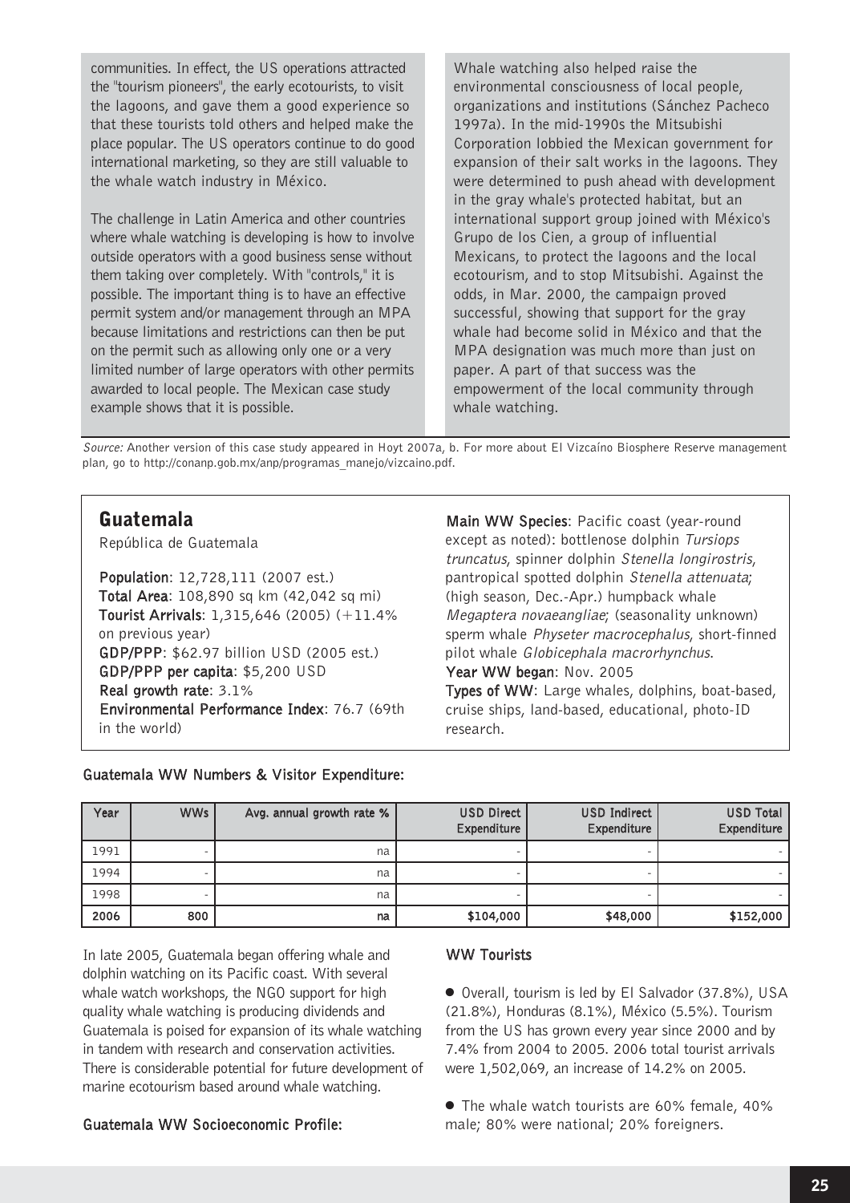communities. In effect, the US operations attracted the "tourism pioneers", the early ecotourists, to visit the lagoons, and gave them a good experience so that these tourists told others and helped make the place popular. The US operators continue to do good international marketing, so they are still valuable to the whale watch industry in México.

The challenge in Latin America and other countries where whale watching is developing is how to involve outside operators with a good business sense without them taking over completely. With "controls," it is possible. The important thing is to have an effective permit system and/or management through an MPA because limitations and restrictions can then be put on the permit such as allowing only one or a very limited number of large operators with other permits awarded to local people. The Mexican case study example shows that it is possible.

Whale watching also helped raise the environmental consciousness of local people, organizations and institutions (Sánchez Pacheco 1997a). In the mid-1990s the Mitsubishi Corporation lobbied the Mexican government for expansion of their salt works in the lagoons. They were determined to push ahead with development in the gray whale's protected habitat, but an international support group joined with México's Grupo de los Cien, a group of influential Mexicans, to protect the lagoons and the local ecotourism, and to stop Mitsubishi. Against the odds, in Mar. 2000, the campaign proved successful, showing that support for the gray whale had become solid in México and that the MPA designation was much more than just on paper. A part of that success was the empowerment of the local community through whale watching.

*Source:* Another version of this case study appeared in Hoyt 2007a, b. For more about El Vizcaíno Biosphere Reserve management plan, go to http://conanp.gob.mx/anp/programas_manejo/vizcaino.pdf.

## Guatemala

República de Guatemala

**Population**: 12,728,111 (2007 est.)
**Total Area**: 108,890 sq km (42,042 sq mi)
**Tourist Arrivals**: 1,315,646 (2005) (+11.4% on previous year)
**GDP/PPP**: $62.97 billion USD (2005 est.)
**GDP/PPP per capita**: $5,200 USD
**Real growth rate**: 3.1%
**Environmental Performance Index**: 76.7 (69th in the world)

**Main WW Species**: Pacific coast (year-round except as noted): bottlenose dolphin *Tursiops truncatus*, spinner dolphin *Stenella longirostris*, pantropical spotted dolphin *Stenella attenuata*; (high season, Dec.-Apr.) humpback whale *Megaptera novaeangliae*; (seasonality unknown) sperm whale *Physeter macrocephalus*, short-finned pilot whale *Globicephala macrorhynchus*.
**Year WW began**: Nov. 2005
**Types of WW**: Large whales, dolphins, boat-based, cruise ships, land-based, educational, photo-ID research.

### Guatemala WW Numbers & Visitor Expenditure:

| Year | WWs | Avg. annual growth rate % | USD Direct Expenditure | USD Indirect Expenditure | USD Total Expenditure |
|---|---|---|---|---|---|
| 1991 | - | na | - | - | - |
| 1994 | - | na | - | - | - |
| 1998 | - | na | - | - | - |
| **2006** | **800** | **na** | **$104,000** | **$48,000** | **$152,000** |

In late 2005, Guatemala began offering whale and dolphin watching on its Pacific coast. With several whale watch workshops, the NGO support for high quality whale watching is producing dividends and Guatemala is poised for expansion of its whale watching in tandem with research and conservation activities. There is considerable potential for future development of marine ecotourism based around whale watching.

### Guatemala WW Socioeconomic Profile:

#### WW Tourists

- Overall, tourism is led by El Salvador (37.8%), USA (21.8%), Honduras (8.1%), México (5.5%). Tourism from the US has grown every year since 2000 and by 7.4% from 2004 to 2005. 2006 total tourist arrivals were 1,502,069, an increase of 14.2% on 2005.
- The whale watch tourists are 60% female, 40% male; 80% were national; 20% foreigners.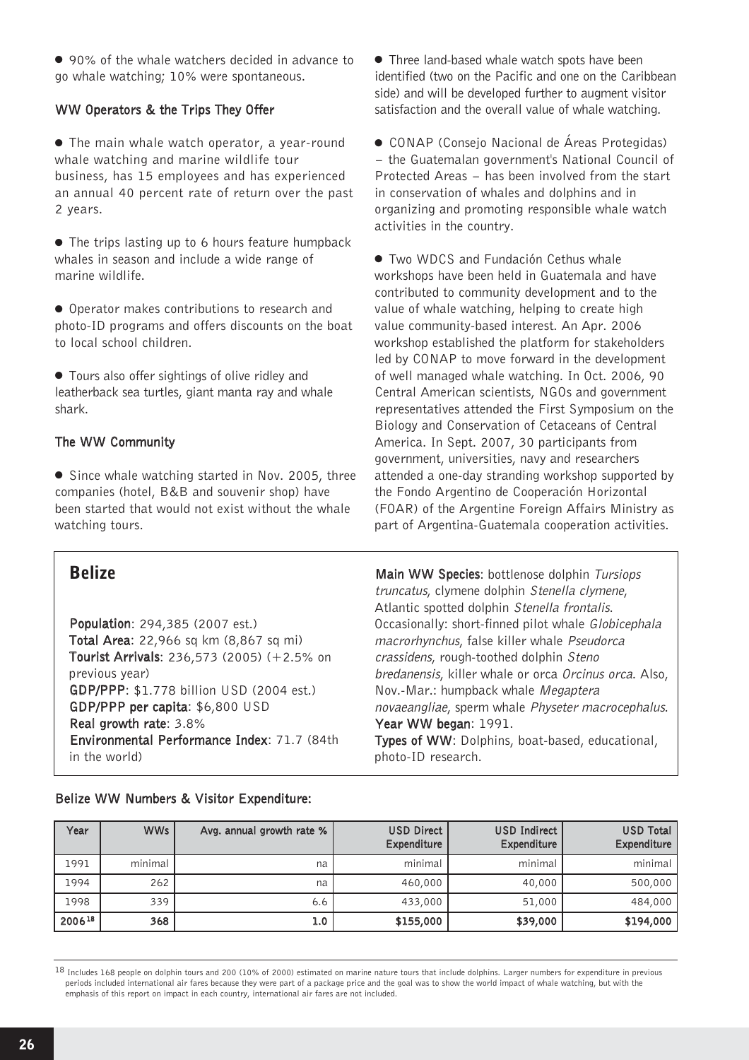- 90% of the whale watchers decided in advance to go whale watching; 10% were spontaneous.

### WW Operators & the Trips They Offer

- The main whale watch operator, a year-round whale watching and marine wildlife tour business, has 15 employees and has experienced an annual 40 percent rate of return over the past 2 years.

- The trips lasting up to 6 hours feature humpback whales in season and include a wide range of marine wildlife.

- Operator makes contributions to research and photo-ID programs and offers discounts on the boat to local school children.

- Tours also offer sightings of olive ridley and leatherback sea turtles, giant manta ray and whale shark.

### The WW Community

- Since whale watching started in Nov. 2005, three companies (hotel, B&B and souvenir shop) have been started that would not exist without the whale watching tours.

- Three land-based whale watch spots have been identified (two on the Pacific and one on the Caribbean side) and will be developed further to augment visitor satisfaction and the overall value of whale watching.

- CONAP (Consejo Nacional de Áreas Protegidas) – the Guatemalan government's National Council of Protected Areas – has been involved from the start in conservation of whales and dolphins and in organizing and promoting responsible whale watch activities in the country.

- Two WDCS and Fundación Cethus whale workshops have been held in Guatemala and have contributed to community development and to the value of whale watching, helping to create high value community-based interest. An Apr. 2006 workshop established the platform for stakeholders led by CONAP to move forward in the development of well managed whale watching. In Oct. 2006, 90 Central American scientists, NGOs and government representatives attended the First Symposium on the Biology and Conservation of Cetaceans of Central America. In Sept. 2007, 30 participants from government, universities, navy and researchers attended a one-day stranding workshop supported by the Fondo Argentino de Cooperación Horizontal (FOAR) of the Argentine Foreign Affairs Ministry as part of Argentina-Guatemala cooperation activities.

## Belize

**Population**: 294,385 (2007 est.)
**Total Area**: 22,966 sq km (8,867 sq mi)
**Tourist Arrivals**: 236,573 (2005) (+2.5% on previous year)
**GDP/PPP**: $1.778 billion USD (2004 est.)
**GDP/PPP per capita**: $6,800 USD
**Real growth rate**: 3.8%
**Environmental Performance Index**: 71.7 (84th in the world)

**Main WW Species**: bottlenose dolphin *Tursiops truncatus*, clymene dolphin *Stenella clymene*, Atlantic spotted dolphin *Stenella frontalis*. Occasionally: short-finned pilot whale *Globicephala macrorhynchus*, false killer whale *Pseudorca crassidens*, rough-toothed dolphin *Steno bredanensis*, killer whale or orca *Orcinus orca*. Also, Nov.-Mar.: humpback whale *Megaptera novaeangliae*, sperm whale *Physeter macrocephalus*.
**Year WW began**: 1991.
**Types of WW**: Dolphins, boat-based, educational, photo-ID research.

### Belize WW Numbers & Visitor Expenditure:

| Year | WWs | Avg. annual growth rate % | USD Direct Expenditure | USD Indirect Expenditure | USD Total Expenditure |
|---|---|---|---|---|---|
| 1991 | minimal | na | minimal | minimal | minimal |
| 1994 | 262 | na | 460,000 | 40,000 | 500,000 |
| 1998 | 339 | 6.6 | 433,000 | 51,000 | 484,000 |
| **2006[18]** | **368** | **1.0** | **$155,000** | **$39,000** | **$194,000** |

[18] Includes 168 people on dolphin tours and 200 (10% of 2000) estimated on marine nature tours that include dolphins. Larger numbers for expenditure in previous periods included international air fares because they were part of a package price and the goal was to show the world impact of whale watching, but with the emphasis of this report on impact in each country, international air fares are not included.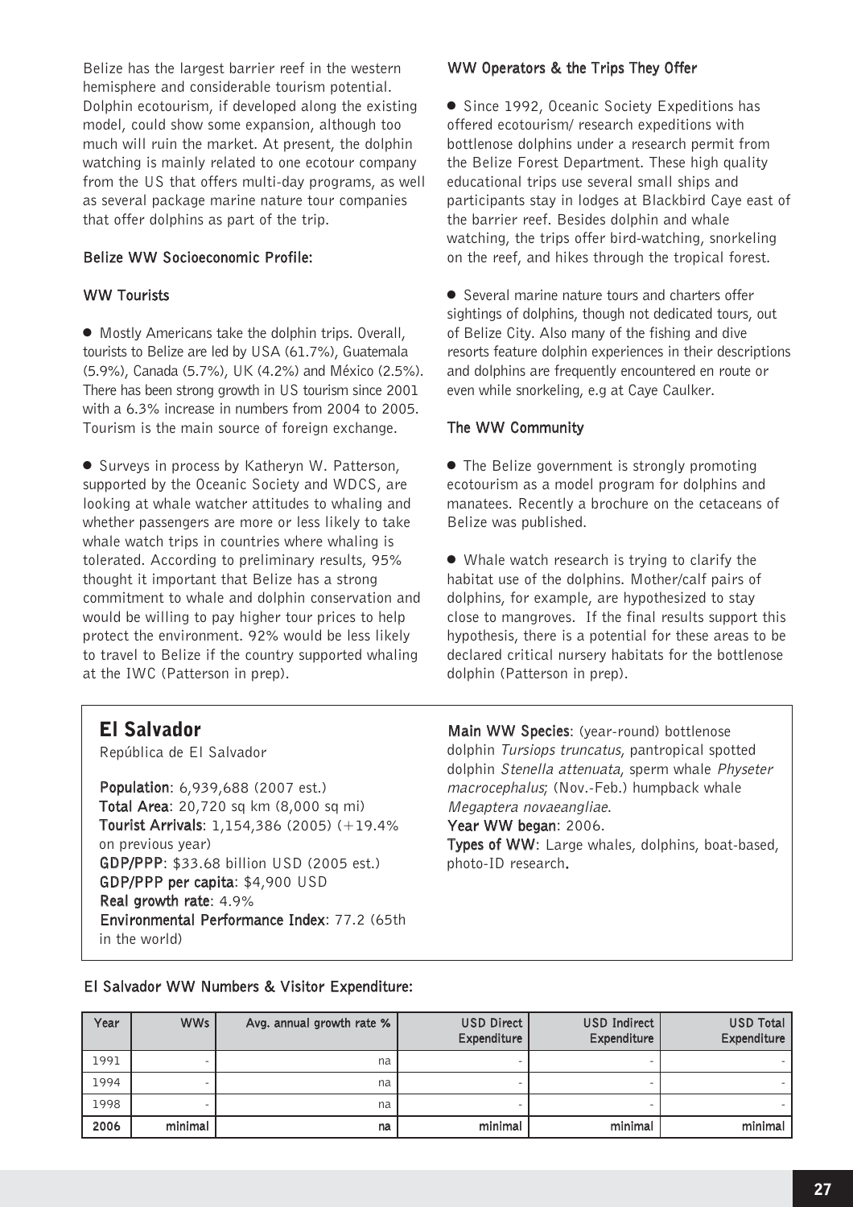Belize has the largest barrier reef in the western hemisphere and considerable tourism potential. Dolphin ecotourism, if developed along the existing model, could show some expansion, although too much will ruin the market. At present, the dolphin watching is mainly related to one ecotour company from the US that offers multi-day programs, as well as several package marine nature tour companies that offer dolphins as part of the trip.

### Belize WW Socioeconomic Profile:

#### WW Tourists

- Mostly Americans take the dolphin trips. Overall, tourists to Belize are led by USA (61.7%), Guatemala (5.9%), Canada (5.7%), UK (4.2%) and México (2.5%). There has been strong growth in US tourism since 2001 with a 6.3% increase in numbers from 2004 to 2005. Tourism is the main source of foreign exchange.

- Surveys in process by Katheryn W. Patterson, supported by the Oceanic Society and WDCS, are looking at whale watcher attitudes to whaling and whether passengers are more or less likely to take whale watch trips in countries where whaling is tolerated. According to preliminary results, 95% thought it important that Belize has a strong commitment to whale and dolphin conservation and would be willing to pay higher tour prices to help protect the environment. 92% would be less likely to travel to Belize if the country supported whaling at the IWC (Patterson in prep).

#### WW Operators & the Trips They Offer

- Since 1992, Oceanic Society Expeditions has offered ecotourism/ research expeditions with bottlenose dolphins under a research permit from the Belize Forest Department. These high quality educational trips use several small ships and participants stay in lodges at Blackbird Caye east of the barrier reef. Besides dolphin and whale watching, the trips offer bird-watching, snorkeling on the reef, and hikes through the tropical forest.

- Several marine nature tours and charters offer sightings of dolphins, though not dedicated tours, out of Belize City. Also many of the fishing and dive resorts feature dolphin experiences in their descriptions and dolphins are frequently encountered en route or even while snorkeling, e.g at Caye Caulker.

#### The WW Community

- The Belize government is strongly promoting ecotourism as a model program for dolphins and manatees. Recently a brochure on the cetaceans of Belize was published.

- Whale watch research is trying to clarify the habitat use of the dolphins. Mother/calf pairs of dolphins, for example, are hypothesized to stay close to mangroves. If the final results support this hypothesis, there is a potential for these areas to be declared critical nursery habitats for the bottlenose dolphin (Patterson in prep).

## El Salvador

República de El Salvador

**Population**: 6,939,688 (2007 est.)
**Total Area**: 20,720 sq km (8,000 sq mi)
**Tourist Arrivals**: 1,154,386 (2005) (+19.4% on previous year)
**GDP/PPP**: $33.68 billion USD (2005 est.)
**GDP/PPP per capita**: $4,900 USD
**Real growth rate**: 4.9%
**Environmental Performance Index**: 77.2 (65th in the world)

**Main WW Species**: (year-round) bottlenose dolphin *Tursiops truncatus*, pantropical spotted dolphin *Stenella attenuata*, sperm whale *Physeter macrocephalus*; (Nov.-Feb.) humpback whale *Megaptera novaeangliae*.
**Year WW began**: 2006.
**Types of WW**: Large whales, dolphins, boat-based, photo-ID research.

### El Salvador WW Numbers & Visitor Expenditure:

| Year | WWs | Avg. annual growth rate % | USD Direct Expenditure | USD Indirect Expenditure | USD Total Expenditure |
|---|---|---|---|---|---|
| 1991 | - | na | - | - | - |
| 1994 | - | na | - | - | - |
| 1998 | - | na | - | - | - |
| **2006** | **minimal** | **na** | **minimal** | **minimal** | **minimal** |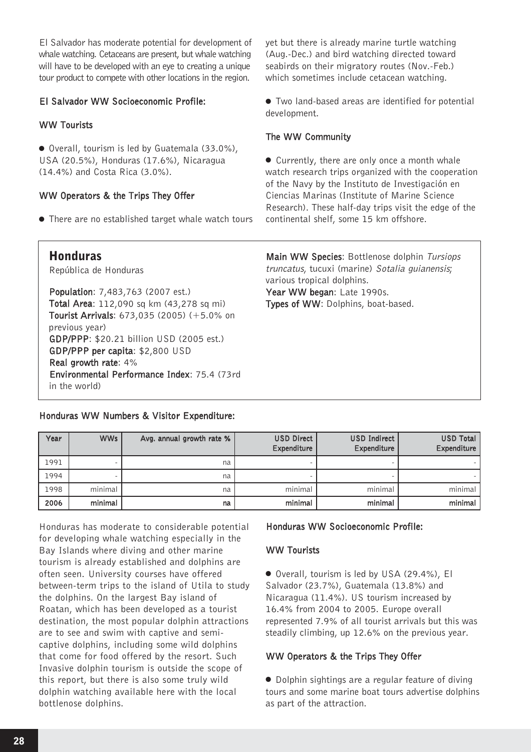El Salvador has moderate potential for development of whale watching. Cetaceans are present, but whale watching will have to be developed with an eye to creating a unique tour product to compete with other locations in the region.

### El Salvador WW Socioeconomic Profile:

#### WW Tourists

- Overall, tourism is led by Guatemala (33.0%), USA (20.5%), Honduras (17.6%), Nicaragua (14.4%) and Costa Rica (3.0%).

#### WW Operators & the Trips They Offer

- There are no established target whale watch tours yet but there is already marine turtle watching (Aug.-Dec.) and bird watching directed toward seabirds on their migratory routes (Nov.-Feb.) which sometimes include cetacean watching.
- Two land-based areas are identified for potential development.

#### The WW Community

- Currently, there are only once a month whale watch research trips organized with the cooperation of the Navy by the Instituto de Investigación en Ciencias Marinas (Institute of Marine Science Research). These half-day trips visit the edge of the continental shelf, some 15 km offshore.

## Honduras

República de Honduras

**Population**: 7,483,763 (2007 est.)
**Total Area**: 112,090 sq km (43,278 sq mi)
**Tourist Arrivals**: 673,035 (2005) (+5.0% on previous year)
**GDP/PPP**: $20.21 billion USD (2005 est.)
**GDP/PPP per capita**: $2,800 USD
**Real growth rate**: 4%
**Environmental Performance Index**: 75.4 (73rd in the world)

**Main WW Species**: Bottlenose dolphin *Tursiops truncatus*, tucuxi (marine) *Sotalia guianensis*; various tropical dolphins.
**Year WW began**: Late 1990s.
**Types of WW**: Dolphins, boat-based.

### Honduras WW Numbers & Visitor Expenditure:

| Year | WWs | Avg. annual growth rate % | USD Direct Expenditure | USD Indirect Expenditure | USD Total Expenditure |
|---|---|---|---|---|---|
| 1991 | - | na | - | - | - |
| 1994 | - | na | - | - | - |
| 1998 | minimal | na | minimal | minimal | minimal |
| **2006** | **minimal** | **na** | **minimal** | **minimal** | **minimal** |

Honduras has moderate to considerable potential for developing whale watching especially in the Bay Islands where diving and other marine tourism is already established and dolphins are often seen. University courses have offered between-term trips to the island of Utila to study the dolphins. On the largest Bay island of Roatan, which has been developed as a tourist destination, the most popular dolphin attractions are to see and swim with captive and semi-captive dolphins, including some wild dolphins that come for food offered by the resort. Such Invasive dolphin tourism is outside the scope of this report, but there is also some truly wild dolphin watching available here with the local bottlenose dolphins.

### Honduras WW Socioeconomic Profile:

#### WW Tourists

- Overall, tourism is led by USA (29.4%), El Salvador (23.7%), Guatemala (13.8%) and Nicaragua (11.4%). US tourism increased by 16.4% from 2004 to 2005. Europe overall represented 7.9% of all tourist arrivals but this was steadily climbing, up 12.6% on the previous year.

#### WW Operators & the Trips They Offer

- Dolphin sightings are a regular feature of diving tours and some marine boat tours advertise dolphins as part of the attraction.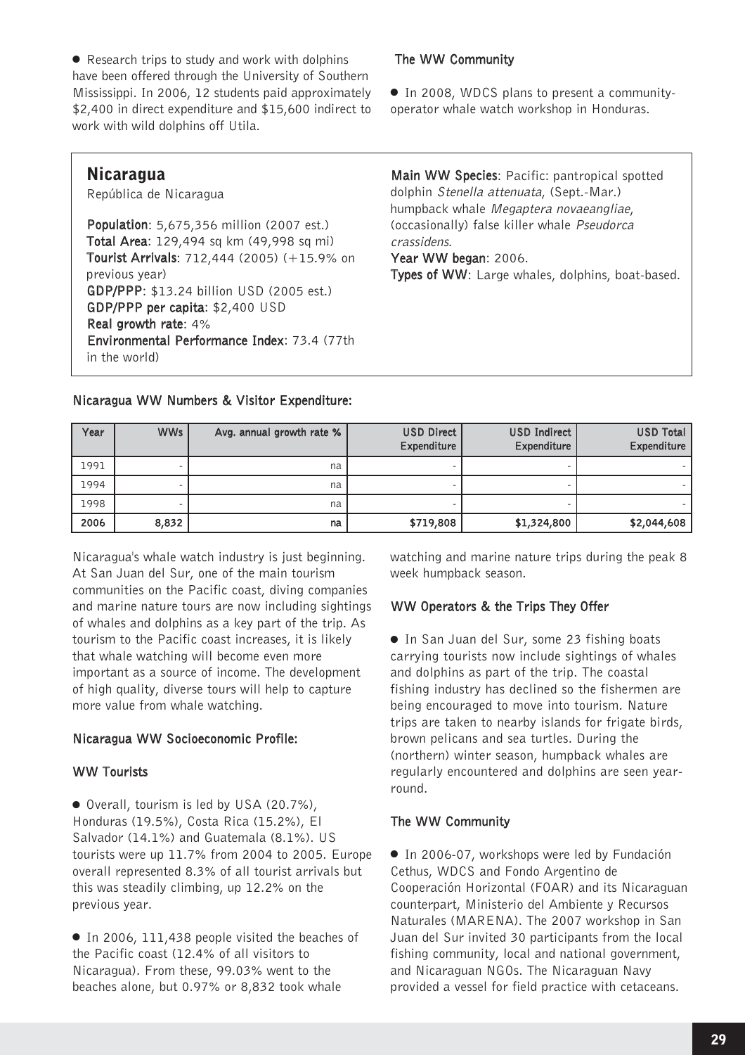- Research trips to study and work with dolphins have been offered through the University of Southern Mississippi. In 2006, 12 students paid approximately $2,400 in direct expenditure and $15,600 indirect to work with wild dolphins off Utila.

### The WW Community

- In 2008, WDCS plans to present a community-operator whale watch workshop in Honduras.

## Nicaragua

República de Nicaragua

**Population**: 5,675,356 million (2007 est.)
**Total Area**: 129,494 sq km (49,998 sq mi)
**Tourist Arrivals**: 712,444 (2005) (+15.9% on previous year)
**GDP/PPP**: $13.24 billion USD (2005 est.)
**GDP/PPP per capita**: $2,400 USD
**Real growth rate**: 4%
**Environmental Performance Index**: 73.4 (77th in the world)

**Main WW Species**: Pacific: pantropical spotted dolphin *Stenella attenuata*, (Sept.-Mar.) humpback whale *Megaptera novaeangliae*, (occasionally) false killer whale *Pseudorca crassidens*.
**Year WW began**: 2006.
**Types of WW**: Large whales, dolphins, boat-based.

### Nicaragua WW Numbers & Visitor Expenditure:

| Year | WWs | Avg. annual growth rate % | USD Direct Expenditure | USD Indirect Expenditure | USD Total Expenditure |
|---|---|---|---|---|---|
| 1991 | - | na | - | - | - |
| 1994 | - | na | - | - | - |
| 1998 | - | na | - | - | - |
| **2006** | **8,832** | **na** | **$719,808** | **$1,324,800** | **$2,044,608** |

Nicaragua's whale watch industry is just beginning. At San Juan del Sur, one of the main tourism communities on the Pacific coast, diving companies and marine nature tours are now including sightings of whales and dolphins as a key part of the trip. As tourism to the Pacific coast increases, it is likely that whale watching will become even more important as a source of income. The development of high quality, diverse tours will help to capture more value from whale watching.

### Nicaragua WW Socioeconomic Profile:

### WW Tourists

- Overall, tourism is led by USA (20.7%), Honduras (19.5%), Costa Rica (15.2%), El Salvador (14.1%) and Guatemala (8.1%). US tourists were up 11.7% from 2004 to 2005. Europe overall represented 8.3% of all tourist arrivals but this was steadily climbing, up 12.2% on the previous year.

- In 2006, 111,438 people visited the beaches of the Pacific coast (12.4% of all visitors to Nicaragua). From these, 99.03% went to the beaches alone, but 0.97% or 8,832 took whale watching and marine nature trips during the peak 8 week humpback season.

### WW Operators & the Trips They Offer

- In San Juan del Sur, some 23 fishing boats carrying tourists now include sightings of whales and dolphins as part of the trip. The coastal fishing industry has declined so the fishermen are being encouraged to move into tourism. Nature trips are taken to nearby islands for frigate birds, brown pelicans and sea turtles. During the (northern) winter season, humpback whales are regularly encountered and dolphins are seen year-round.

### The WW Community

- In 2006-07, workshops were led by Fundación Cethus, WDCS and Fondo Argentino de Cooperación Horizontal (FOAR) and its Nicaraguan counterpart, Ministerio del Ambiente y Recursos Naturales (MARENA). The 2007 workshop in San Juan del Sur invited 30 participants from the local fishing community, local and national government, and Nicaraguan NGOs. The Nicaraguan Navy provided a vessel for field practice with cetaceans.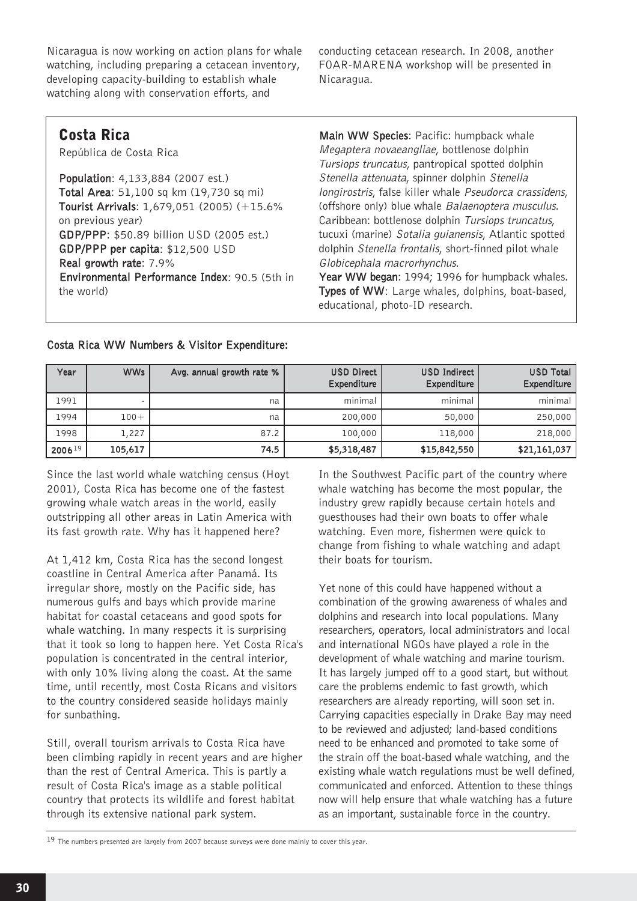Nicaragua is now working on action plans for whale watching, including preparing a cetacean inventory, developing capacity-building to establish whale watching along with conservation efforts, and conducting cetacean research. In 2008, another FOAR-MARENA workshop will be presented in Nicaragua.

## Costa Rica

República de Costa Rica

**Population**: 4,133,884 (2007 est.)
**Total Area**: 51,100 sq km (19,730 sq mi)
**Tourist Arrivals**: 1,679,051 (2005) (+15.6% on previous year)
**GDP/PPP**: $50.89 billion USD (2005 est.)
**GDP/PPP per capita**: $12,500 USD
**Real growth rate**: 7.9%
**Environmental Performance Index**: 90.5 (5th in the world)

**Main WW Species**: Pacific: humpback whale *Megaptera novaeangliae*, bottlenose dolphin *Tursiops truncatus*, pantropical spotted dolphin *Stenella attenuata*, spinner dolphin *Stenella longirostris*, false killer whale *Pseudorca crassidens*, (offshore only) blue whale *Balaenoptera musculus*. Caribbean: bottlenose dolphin *Tursiops truncatus*, tucuxi (marine) *Sotalia guianensis*, Atlantic spotted dolphin *Stenella frontalis*, short-finned pilot whale *Globicephala macrorhynchus*.
**Year WW began**: 1994; 1996 for humpback whales.
**Types of WW**: Large whales, dolphins, boat-based, educational, photo-ID research.

**Costa Rica WW Numbers & Visitor Expenditure:**

| Year | WWs | Avg. annual growth rate % | USD Direct Expenditure | USD Indirect Expenditure | USD Total Expenditure |
|---|---|---|---|---|---|
| 1991 | - | na | minimal | minimal | minimal |
| 1994 | 100+ | na | 200,000 | 50,000 | 250,000 |
| 1998 | 1,227 | 87.2 | 100,000 | 118,000 | 218,000 |
| **2006**[19] | **105,617** | **74.5** | **$5,318,487** | **$15,842,550** | **$21,161,037** |

Since the last world whale watching census (Hoyt 2001), Costa Rica has become one of the fastest growing whale watch areas in the world, easily outstripping all other areas in Latin America with its fast growth rate. Why has it happened here?

At 1,412 km, Costa Rica has the second longest coastline in Central America after Panamá. Its irregular shore, mostly on the Pacific side, has numerous gulfs and bays which provide marine habitat for coastal cetaceans and good spots for whale watching. In many respects it is surprising that it took so long to happen here. Yet Costa Rica's population is concentrated in the central interior, with only 10% living along the coast. At the same time, until recently, most Costa Ricans and visitors to the country considered seaside holidays mainly for sunbathing.

Still, overall tourism arrivals to Costa Rica have been climbing rapidly in recent years and are higher than the rest of Central America. This is partly a result of Costa Rica's image as a stable political country that protects its wildlife and forest habitat through its extensive national park system.

In the Southwest Pacific part of the country where whale watching has become the most popular, the industry grew rapidly because certain hotels and guesthouses had their own boats to offer whale watching. Even more, fishermen were quick to change from fishing to whale watching and adapt their boats for tourism.

Yet none of this could have happened without a combination of the growing awareness of whales and dolphins and research into local populations. Many researchers, operators, local administrators and local and international NGOs have played a role in the development of whale watching and marine tourism. It has largely jumped off to a good start, but without care the problems endemic to fast growth, which researchers are already reporting, will soon set in. Carrying capacities especially in Drake Bay may need to be reviewed and adjusted; land-based conditions need to be enhanced and promoted to take some of the strain off the boat-based whale watching, and the existing whale watch regulations must be well defined, communicated and enforced. Attention to these things now will help ensure that whale watching has a future as an important, sustainable force in the country.

[19] The numbers presented are largely from 2007 because surveys were done mainly to cover this year.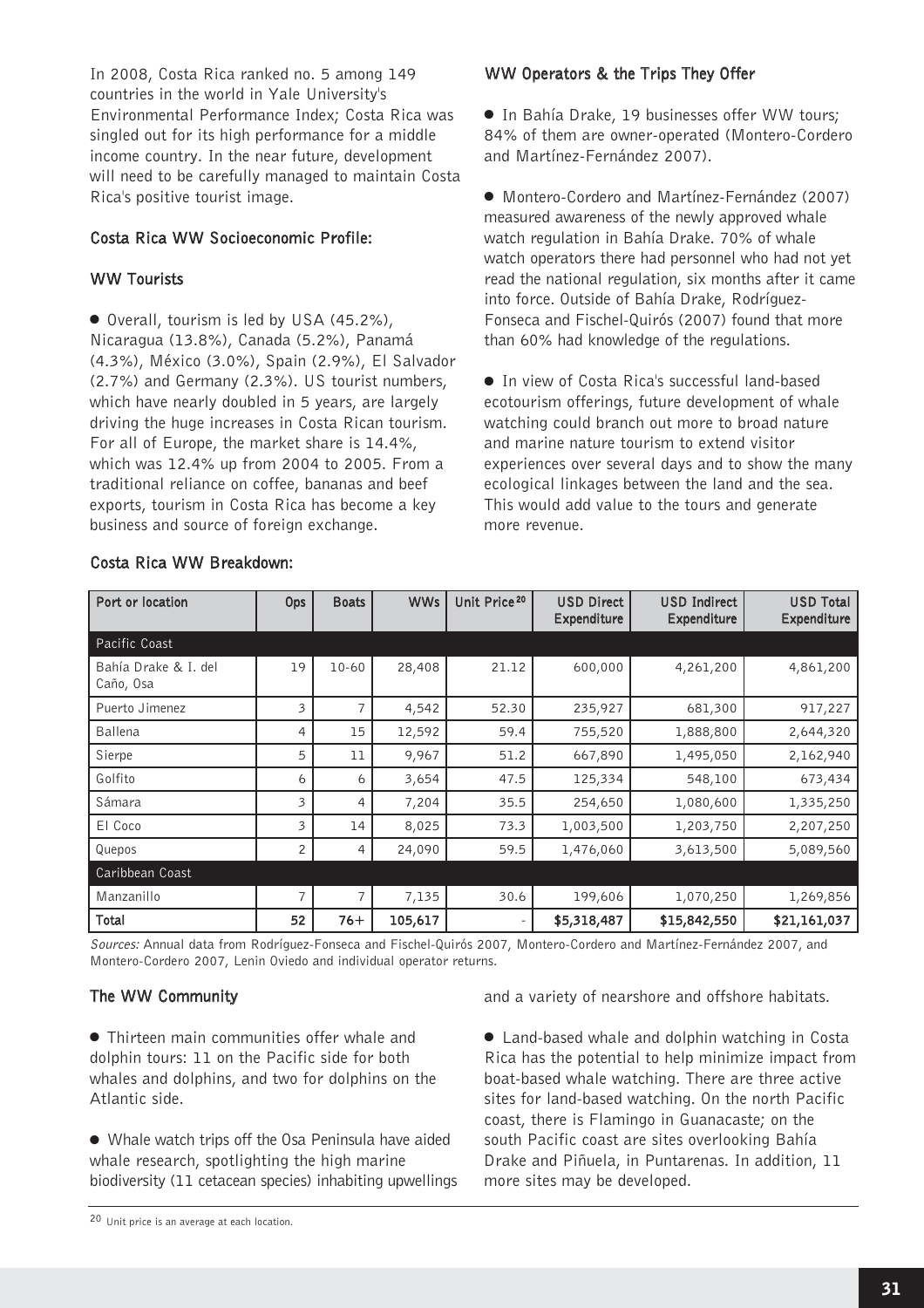In 2008, Costa Rica ranked no. 5 among 149 countries in the world in Yale University's Environmental Performance Index; Costa Rica was singled out for its high performance for a middle income country. In the near future, development will need to be carefully managed to maintain Costa Rica's positive tourist image.

### Costa Rica WW Socioeconomic Profile:

### WW Tourists

- Overall, tourism is led by USA (45.2%), Nicaragua (13.8%), Canada (5.2%), Panamá (4.3%), México (3.0%), Spain (2.9%), El Salvador (2.7%) and Germany (2.3%). US tourist numbers, which have nearly doubled in 5 years, are largely driving the huge increases in Costa Rican tourism. For all of Europe, the market share is 14.4%, which was 12.4% up from 2004 to 2005. From a traditional reliance on coffee, bananas and beef exports, tourism in Costa Rica has become a key business and source of foreign exchange.

### WW Operators & the Trips They Offer

- In Bahía Drake, 19 businesses offer WW tours; 84% of them are owner-operated (Montero-Cordero and Martínez-Fernández 2007).

- Montero-Cordero and Martínez-Fernández (2007) measured awareness of the newly approved whale watch regulation in Bahía Drake. 70% of whale watch operators there had personnel who had not yet read the national regulation, six months after it came into force. Outside of Bahía Drake, Rodríguez-Fonseca and Fischel-Quirós (2007) found that more than 60% had knowledge of the regulations.

- In view of Costa Rica's successful land-based ecotourism offerings, future development of whale watching could branch out more to broad nature and marine nature tourism to extend visitor experiences over several days and to show the many ecological linkages between the land and the sea. This would add value to the tours and generate more revenue.

### Costa Rica WW Breakdown:

| Port or location | Ops | Boats | WWs | Unit Price[20] | USD Direct Expenditure | USD Indirect Expenditure | USD Total Expenditure |
|---|---|---|---|---|---|---|---|
| Pacific Coast | | | | | | | |
| Bahía Drake & I. del Caño, Osa | 19 | 10-60 | 28,408 | 21.12 | 600,000 | 4,261,200 | 4,861,200 |
| Puerto Jimenez | 3 | 7 | 4,542 | 52.30 | 235,927 | 681,300 | 917,227 |
| Ballena | 4 | 15 | 12,592 | 59.4 | 755,520 | 1,888,800 | 2,644,320 |
| Sierpe | 5 | 11 | 9,967 | 51.2 | 667,890 | 1,495,050 | 2,162,940 |
| Golfito | 6 | 6 | 3,654 | 47.5 | 125,334 | 548,100 | 673,434 |
| Sámara | 3 | 4 | 7,204 | 35.5 | 254,650 | 1,080,600 | 1,335,250 |
| El Coco | 3 | 14 | 8,025 | 73.3 | 1,003,500 | 1,203,750 | 2,207,250 |
| Quepos | 2 | 4 | 24,090 | 59.5 | 1,476,060 | 3,613,500 | 5,089,560 |
| Caribbean Coast | | | | | | | |
| Manzanillo | 7 | 7 | 7,135 | 30.6 | 199,606 | 1,070,250 | 1,269,856 |
| **Total** | **52** | **76+** | **105,617** | - | **$5,318,487** | **$15,842,550** | **$21,161,037** |

*Sources:* Annual data from Rodríguez-Fonseca and Fischel-Quirós 2007, Montero-Cordero and Martínez-Fernández 2007, and Montero-Cordero 2007, Lenin Oviedo and individual operator returns.

### The WW Community

- Thirteen main communities offer whale and dolphin tours: 11 on the Pacific side for both whales and dolphins, and two for dolphins on the Atlantic side.

- Whale watch trips off the Osa Peninsula have aided whale research, spotlighting the high marine biodiversity (11 cetacean species) inhabiting upwellings and a variety of nearshore and offshore habitats.

- Land-based whale and dolphin watching in Costa Rica has the potential to help minimize impact from boat-based whale watching. There are three active sites for land-based watching. On the north Pacific coast, there is Flamingo in Guanacaste; on the south Pacific coast are sites overlooking Bahía Drake and Piñuela, in Puntarenas. In addition, 11 more sites may be developed.

[20] Unit price is an average at each location.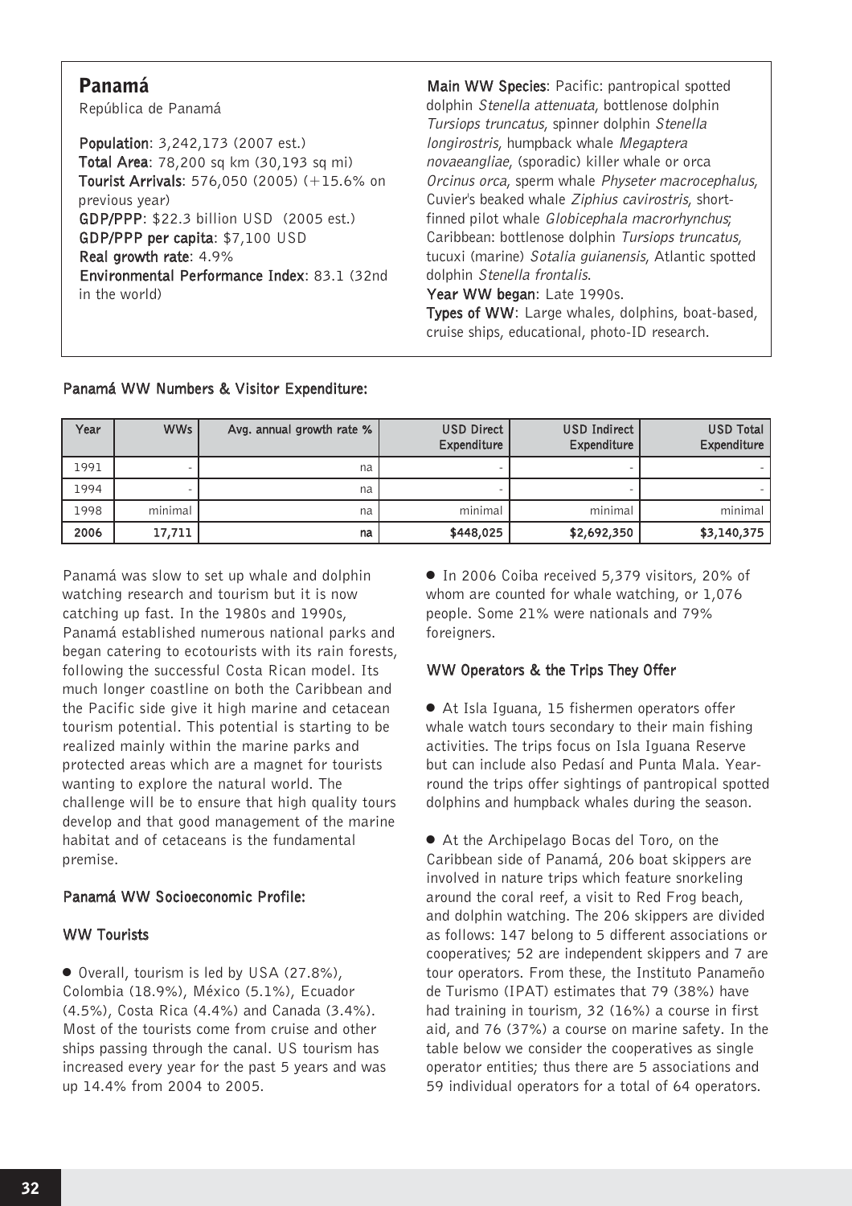## Panamá

República de Panamá

**Population**: 3,242,173 (2007 est.)
**Total Area**: 78,200 sq km (30,193 sq mi)
**Tourist Arrivals**: 576,050 (2005) (+15.6% on previous year)
**GDP/PPP**: $22.3 billion USD (2005 est.)
**GDP/PPP per capita**: $7,100 USD
**Real growth rate**: 4.9%
**Environmental Performance Index**: 83.1 (32nd in the world)

**Main WW Species**: Pacific: pantropical spotted dolphin *Stenella attenuata*, bottlenose dolphin *Tursiops truncatus*, spinner dolphin *Stenella longirostris*, humpback whale *Megaptera novaeangliae*, (sporadic) killer whale or orca *Orcinus orca*, sperm whale *Physeter macrocephalus*, Cuvier's beaked whale *Ziphius cavirostris*, short-finned pilot whale *Globicephala macrorhynchus*; Caribbean: bottlenose dolphin *Tursiops truncatus*, tucuxi (marine) *Sotalia guianensis*, Atlantic spotted dolphin *Stenella frontalis*.
**Year WW began**: Late 1990s.
**Types of WW**: Large whales, dolphins, boat-based, cruise ships, educational, photo-ID research.

### Panamá WW Numbers & Visitor Expenditure:

| Year | WWs | Avg. annual growth rate % | USD Direct Expenditure | USD Indirect Expenditure | USD Total Expenditure |
|---|---|---|---|---|---|
| 1991 | - | na | - | - | - |
| 1994 | - | na | - | - | - |
| 1998 | minimal | na | minimal | minimal | minimal |
| **2006** | **17,711** | **na** | **$448,025** | **$2,692,350** | **$3,140,375** |

Panamá was slow to set up whale and dolphin watching research and tourism but it is now catching up fast. In the 1980s and 1990s, Panamá established numerous national parks and began catering to ecotourists with its rain forests, following the successful Costa Rican model. Its much longer coastline on both the Caribbean and the Pacific side give it high marine and cetacean tourism potential. This potential is starting to be realized mainly within the marine parks and protected areas which are a magnet for tourists wanting to explore the natural world. The challenge will be to ensure that high quality tours develop and that good management of the marine habitat and of cetaceans is the fundamental premise.

### Panamá WW Socioeconomic Profile:

#### WW Tourists

- Overall, tourism is led by USA (27.8%), Colombia (18.9%), México (5.1%), Ecuador (4.5%), Costa Rica (4.4%) and Canada (3.4%). Most of the tourists come from cruise and other ships passing through the canal. US tourism has increased every year for the past 5 years and was up 14.4% from 2004 to 2005.

- In 2006 Coiba received 5,379 visitors, 20% of whom are counted for whale watching, or 1,076 people. Some 21% were nationals and 79% foreigners.

#### WW Operators & the Trips They Offer

- At Isla Iguana, 15 fishermen operators offer whale watch tours secondary to their main fishing activities. The trips focus on Isla Iguana Reserve but can include also Pedasí and Punta Mala. Year-round the trips offer sightings of pantropical spotted dolphins and humpback whales during the season.

- At the Archipelago Bocas del Toro, on the Caribbean side of Panamá, 206 boat skippers are involved in nature trips which feature snorkeling around the coral reef, a visit to Red Frog beach, and dolphin watching. The 206 skippers are divided as follows: 147 belong to 5 different associations or cooperatives; 52 are independent skippers and 7 are tour operators. From these, the Instituto Panameño de Turismo (IPAT) estimates that 79 (38%) have had training in tourism, 32 (16%) a course in first aid, and 76 (37%) a course on marine safety. In the table below we consider the cooperatives as single operator entities; thus there are 5 associations and 59 individual operators for a total of 64 operators.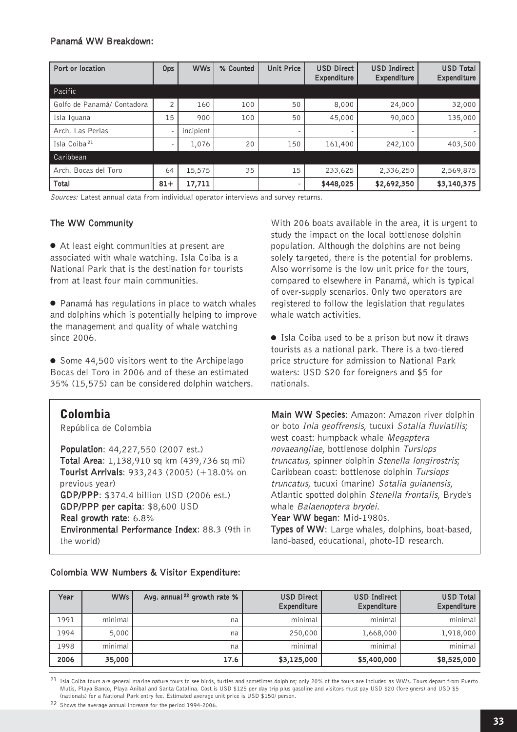### Panamá WW Breakdown:

| Port or location | Ops | WWs | % Counted | Unit Price | USD Direct Expenditure | USD Indirect Expenditure | USD Total Expenditure |
|---|---|---|---|---|---|---|---|
| Pacific | | | | | | | |
| Golfo de Panamá/ Contadora | 2 | 160 | 100 | 50 | 8,000 | 24,000 | 32,000 |
| Isla Iguana | 15 | 900 | 100 | 50 | 45,000 | 90,000 | 135,000 |
| Arch. Las Perlas | - | incipient | | - | - | - | - |
| Isla Coiba[21] | - | 1,076 | 20 | 150 | 161,400 | 242,100 | 403,500 |
| Caribbean | | | | | | | |
| Arch. Bocas del Toro | 64 | 15,575 | 35 | 15 | 233,625 | 2,336,250 | 2,569,875 |
| **Total** | **81+** | **17,711** | | - | **$448,025** | **$2,692,350** | **$3,140,375** |

*Sources:* Latest annual data from individual operator interviews and survey returns.

### The WW Community

- At least eight communities at present are associated with whale watching. Isla Coiba is a National Park that is the destination for tourists from at least four main communities.

- Panamá has regulations in place to watch whales and dolphins which is potentially helping to improve the management and quality of whale watching since 2006.

- Some 44,500 visitors went to the Archipelago Bocas del Toro in 2006 and of these an estimated 35% (15,575) can be considered dolphin watchers. With 206 boats available in the area, it is urgent to study the impact on the local bottlenose dolphin population. Although the dolphins are not being solely targeted, there is the potential for problems. Also worrisome is the low unit price for the tours, compared to elsewhere in Panamá, which is typical of over-supply scenarios. Only two operators are registered to follow the legislation that regulates whale watch activities.

- Isla Coiba used to be a prison but now it draws tourists as a national park. There is a two-tiered price structure for admission to National Park waters: USD $20 for foreigners and $5 for nationals.

## Colombia

República de Colombia

**Population**: 44,227,550 (2007 est.)
**Total Area**: 1,138,910 sq km (439,736 sq mi)
**Tourist Arrivals**: 933,243 (2005) (+18.0% on previous year)
**GDP/PPP**: $374.4 billion USD (2006 est.)
**GDP/PPP per capita**: $8,600 USD
**Real growth rate**: 6.8%
**Environmental Performance Index**: 88.3 (9th in the world)

**Main WW Species**: Amazon: Amazon river dolphin or boto *Inia geoffrensis*, tucuxi *Sotalia fluviatilis*; west coast: humpback whale *Megaptera novaeangliae*, bottlenose dolphin *Tursiops truncatus*, spinner dolphin *Stenella longirostris*; Caribbean coast: bottlenose dolphin *Tursiops truncatus*, tucuxi (marine) *Sotalia guianensis*, Atlantic spotted dolphin *Stenella frontalis*, Bryde's whale *Balaenoptera brydei*.
**Year WW began**: Mid-1980s.
**Types of WW**: Large whales, dolphins, boat-based, land-based, educational, photo-ID research.

### Colombia WW Numbers & Visitor Expenditure:

| Year | WWs | Avg. annual[22] growth rate % | USD Direct Expenditure | USD Indirect Expenditure | USD Total Expenditure |
|---|---|---|---|---|---|
| 1991 | minimal | na | minimal | minimal | minimal |
| 1994 | 5,000 | na | 250,000 | 1,668,000 | 1,918,000 |
| 1998 | minimal | na | minimal | minimal | minimal |
| **2006** | **35,000** | **17.6** | **$3,125,000** | **$5,400,000** | **$8,525,000** |

[21] Isla Coiba tours are general marine nature tours to see birds, turtles and sometimes dolphins; only 20% of the tours are included as WWs. Tours depart from Puerto Mutis, Playa Banco, Playa Aníbal and Santa Catalina. Cost is USD $125 per day trip plus gasoline and visitors must pay USD $20 (foreigners) and USD $5 (nationals) for a National Park entry fee. Estimated average unit price is USD $150/ person.

[22] Shows the average annual increase for the period 1994-2006.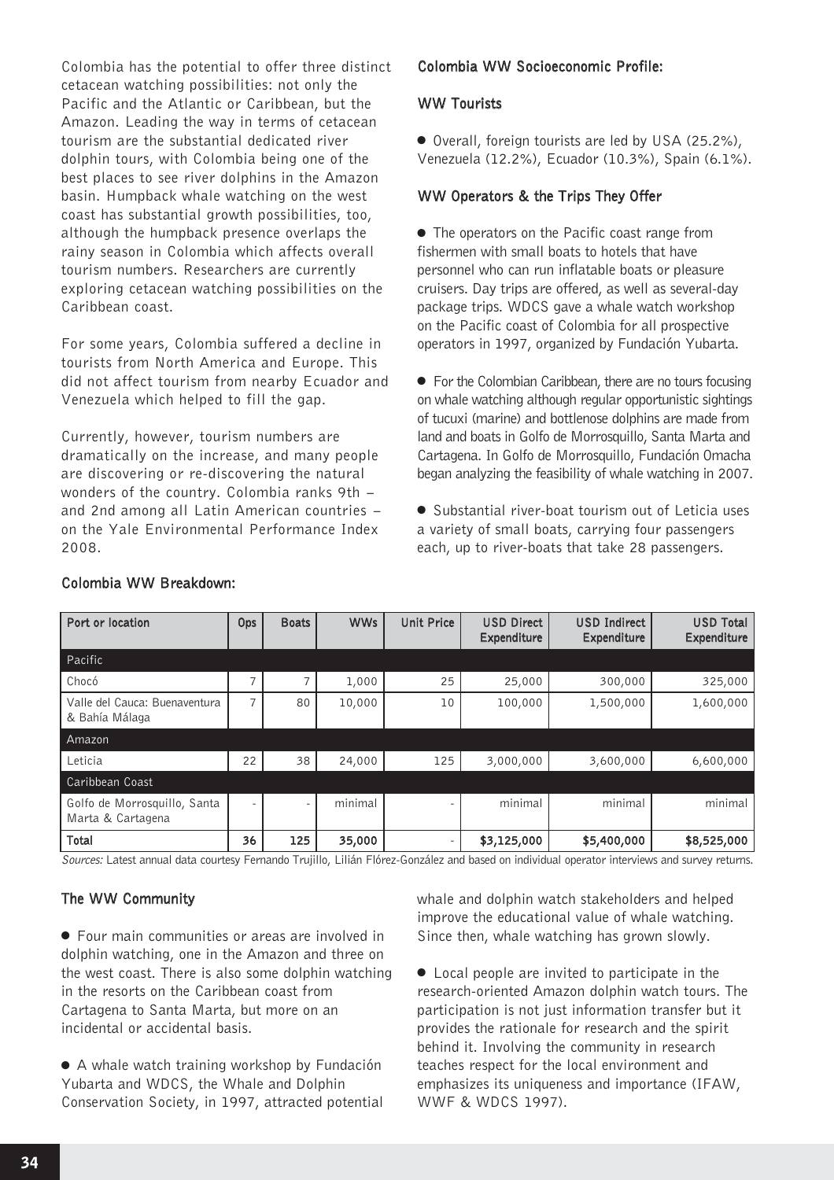Colombia has the potential to offer three distinct cetacean watching possibilities: not only the Pacific and the Atlantic or Caribbean, but the Amazon. Leading the way in terms of cetacean tourism are the substantial dedicated river dolphin tours, with Colombia being one of the best places to see river dolphins in the Amazon basin. Humpback whale watching on the west coast has substantial growth possibilities, too, although the humpback presence overlaps the rainy season in Colombia which affects overall tourism numbers. Researchers are currently exploring cetacean watching possibilities on the Caribbean coast.

For some years, Colombia suffered a decline in tourists from North America and Europe. This did not affect tourism from nearby Ecuador and Venezuela which helped to fill the gap.

Currently, however, tourism numbers are dramatically on the increase, and many people are discovering or re-discovering the natural wonders of the country. Colombia ranks 9th – and 2nd among all Latin American countries – on the Yale Environmental Performance Index 2008.

### Colombia WW Socioeconomic Profile:

#### WW Tourists

- Overall, foreign tourists are led by USA (25.2%), Venezuela (12.2%), Ecuador (10.3%), Spain (6.1%).

#### WW Operators & the Trips They Offer

- The operators on the Pacific coast range from fishermen with small boats to hotels that have personnel who can run inflatable boats or pleasure cruisers. Day trips are offered, as well as several-day package trips. WDCS gave a whale watch workshop on the Pacific coast of Colombia for all prospective operators in 1997, organized by Fundación Yubarta.
- For the Colombian Caribbean, there are no tours focusing on whale watching although regular opportunistic sightings of tucuxi (marine) and bottlenose dolphins are made from land and boats in Golfo de Morrosquillo, Santa Marta and Cartagena. In Golfo de Morrosquillo, Fundación Omacha began analyzing the feasibility of whale watching in 2007.
- Substantial river-boat tourism out of Leticia uses a variety of small boats, carrying four passengers each, up to river-boats that take 28 passengers.

### Colombia WW Breakdown:

| Port or location | Ops | Boats | WWs | Unit Price | USD Direct Expenditure | USD Indirect Expenditure | USD Total Expenditure |
|---|---|---|---|---|---|---|---|
| Pacific | | | | | | | |
| Chocó | 7 | 7 | 1,000 | 25 | 25,000 | 300,000 | 325,000 |
| Valle del Cauca: Buenaventura & Bahía Málaga | 7 | 80 | 10,000 | 10 | 100,000 | 1,500,000 | 1,600,000 |
| Amazon | | | | | | | |
| Leticia | 22 | 38 | 24,000 | 125 | 3,000,000 | 3,600,000 | 6,600,000 |
| Caribbean Coast | | | | | | | |
| Golfo de Morrosquillo, Santa Marta & Cartagena | - | - | minimal | - | minimal | minimal | minimal |
| **Total** | **36** | **125** | **35,000** | - | **$3,125,000** | **$5,400,000** | **$8,525,000** |

*Sources:* Latest annual data courtesy Fernando Trujillo, Lilián Flórez-González and based on individual operator interviews and survey returns.

#### The WW Community

- Four main communities or areas are involved in dolphin watching, one in the Amazon and three on the west coast. There is also some dolphin watching in the resorts on the Caribbean coast from Cartagena to Santa Marta, but more on an incidental or accidental basis.
- A whale watch training workshop by Fundación Yubarta and WDCS, the Whale and Dolphin Conservation Society, in 1997, attracted potential whale and dolphin watch stakeholders and helped improve the educational value of whale watching. Since then, whale watching has grown slowly.
- Local people are invited to participate in the research-oriented Amazon dolphin watch tours. The participation is not just information transfer but it provides the rationale for research and the spirit behind it. Involving the community in research teaches respect for the local environment and emphasizes its uniqueness and importance (IFAW, WWF & WDCS 1997).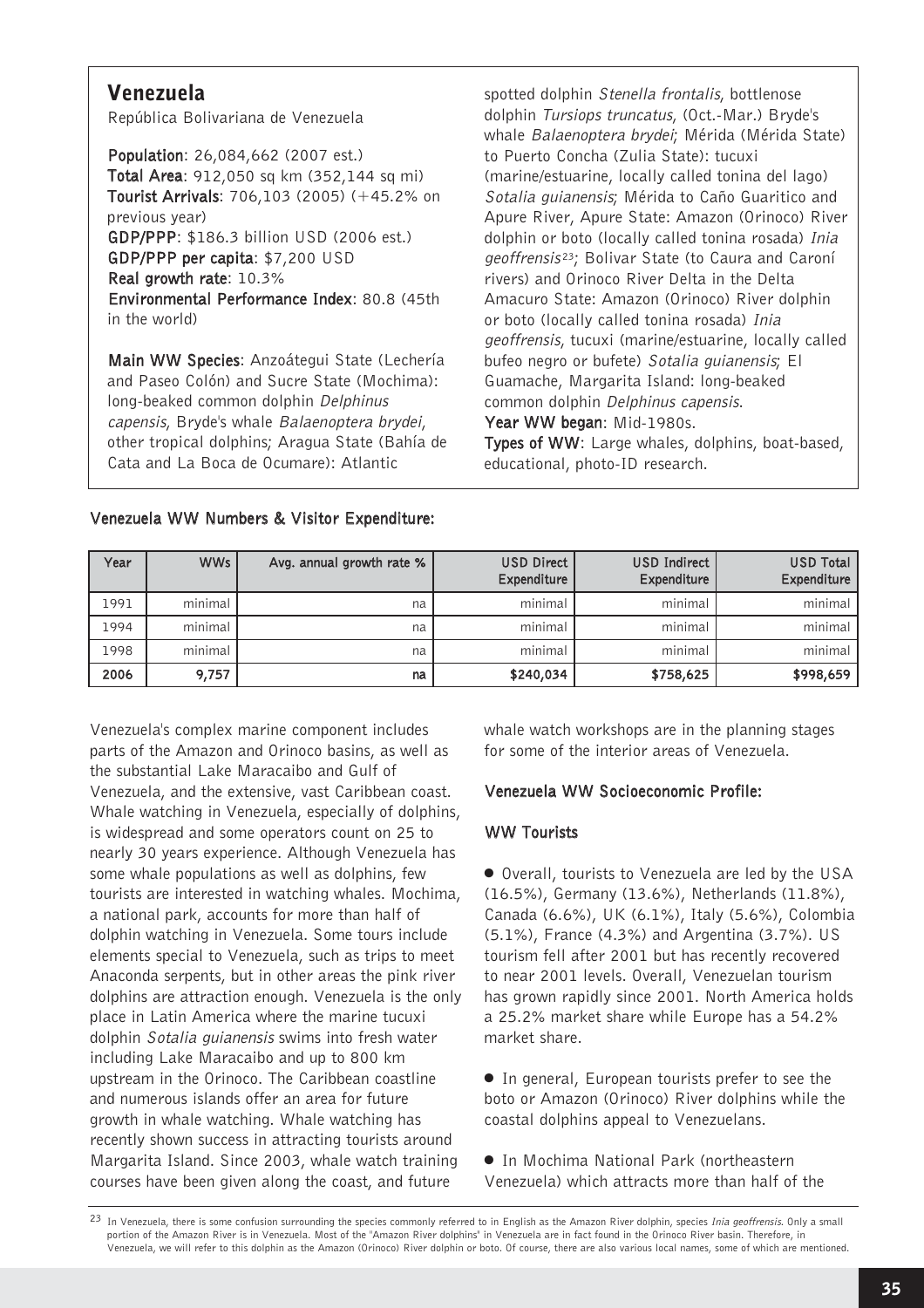## Venezuela

República Bolivariana de Venezuela

**Population**: 26,084,662 (2007 est.)
**Total Area**: 912,050 sq km (352,144 sq mi)
**Tourist Arrivals**: 706,103 (2005) (+45.2% on previous year)
**GDP/PPP**: $186.3 billion USD (2006 est.)
**GDP/PPP per capita**: $7,200 USD
**Real growth rate**: 10.3%
**Environmental Performance Index**: 80.8 (45th in the world)

**Main WW Species**: Anzoátegui State (Lechería and Paseo Colón) and Sucre State (Mochima): long-beaked common dolphin *Delphinus capensis*, Bryde's whale *Balaenoptera brydei*, other tropical dolphins; Aragua State (Bahía de Cata and La Boca de Ocumare): Atlantic spotted dolphin *Stenella frontalis*, bottlenose dolphin *Tursiops truncatus*, (Oct.-Mar.) Bryde's whale *Balaenoptera brydei*; Mérida (Mérida State) to Puerto Concha (Zulia State): tucuxi (marine/estuarine, locally called tonina del lago) *Sotalia guianensis*; Mérida to Caño Guaritico and Apure River, Apure State: Amazon (Orinoco) River dolphin or boto (locally called tonina rosada) *Inia geoffrensis*[23]; Bolivar State (to Caura and Caroní rivers) and Orinoco River Delta in the Delta Amacuro State: Amazon (Orinoco) River dolphin or boto (locally called tonina rosada) *Inia geoffrensis*, tucuxi (marine/estuarine, locally called bufeo negro or bufete) *Sotalia guianensis*; El Guamache, Margarita Island: long-beaked common dolphin *Delphinus capensis*.
**Year WW began**: Mid-1980s.
**Types of WW**: Large whales, dolphins, boat-based, educational, photo-ID research.

### Venezuela WW Numbers & Visitor Expenditure:

| Year | WWs | Avg. annual growth rate % | USD Direct Expenditure | USD Indirect Expenditure | USD Total Expenditure |
|---|---|---|---|---|---|
| 1991 | minimal | na | minimal | minimal | minimal |
| 1994 | minimal | na | minimal | minimal | minimal |
| 1998 | minimal | na | minimal | minimal | minimal |
| **2006** | **9,757** | **na** | **$240,034** | **$758,625** | **$998,659** |

Venezuela's complex marine component includes parts of the Amazon and Orinoco basins, as well as the substantial Lake Maracaibo and Gulf of Venezuela, and the extensive, vast Caribbean coast. Whale watching in Venezuela, especially of dolphins, is widespread and some operators count on 25 to nearly 30 years experience. Although Venezuela has some whale populations as well as dolphins, few tourists are interested in watching whales. Mochima, a national park, accounts for more than half of dolphin watching in Venezuela. Some tours include elements special to Venezuela, such as trips to meet Anaconda serpents, but in other areas the pink river dolphins are attraction enough. Venezuela is the only place in Latin America where the marine tucuxi dolphin *Sotalia guianensis* swims into fresh water including Lake Maracaibo and up to 800 km upstream in the Orinoco. The Caribbean coastline and numerous islands offer an area for future growth in whale watching. Whale watching has recently shown success in attracting tourists around Margarita Island. Since 2003, whale watch training courses have been given along the coast, and future whale watch workshops are in the planning stages for some of the interior areas of Venezuela.

### Venezuela WW Socioeconomic Profile:

#### WW Tourists

- Overall, tourists to Venezuela are led by the USA (16.5%), Germany (13.6%), Netherlands (11.8%), Canada (6.6%), UK (6.1%), Italy (5.6%), Colombia (5.1%), France (4.3%) and Argentina (3.7%). US tourism fell after 2001 but has recently recovered to near 2001 levels. Overall, Venezuelan tourism has grown rapidly since 2001. North America holds a 25.2% market share while Europe has a 54.2% market share.

- In general, European tourists prefer to see the boto or Amazon (Orinoco) River dolphins while the coastal dolphins appeal to Venezuelans.

- In Mochima National Park (northeastern Venezuela) which attracts more than half of the

[23] In Venezuela, there is some confusion surrounding the species commonly referred to in English as the Amazon River dolphin, species *Inia geoffrensis*. Only a small portion of the Amazon River is in Venezuela. Most of the "Amazon River dolphins" in Venezuela are in fact found in the Orinoco River basin. Therefore, in Venezuela, we will refer to this dolphin as the Amazon (Orinoco) River dolphin or boto. Of course, there are also various local names, some of which are mentioned.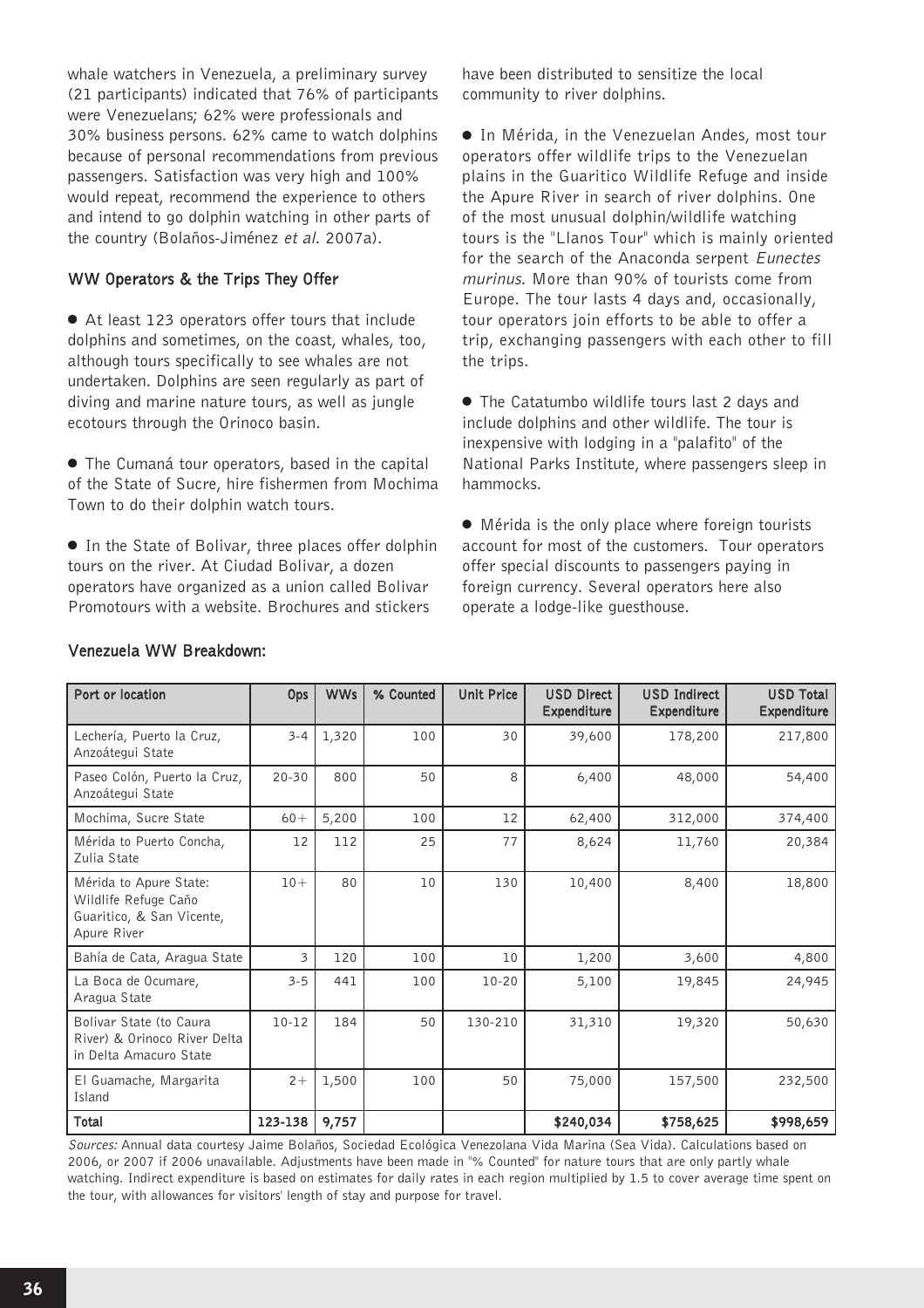whale watchers in Venezuela, a preliminary survey (21 participants) indicated that 76% of participants were Venezuelans; 62% were professionals and 30% business persons. 62% came to watch dolphins because of personal recommendations from previous passengers. Satisfaction was very high and 100% would repeat, recommend the experience to others and intend to go dolphin watching in other parts of the country (Bolaños-Jiménez *et al*. 2007a).

### WW Operators & the Trips They Offer

- At least 123 operators offer tours that include dolphins and sometimes, on the coast, whales, too, although tours specifically to see whales are not undertaken. Dolphins are seen regularly as part of diving and marine nature tours, as well as jungle ecotours through the Orinoco basin.

- The Cumaná tour operators, based in the capital of the State of Sucre, hire fishermen from Mochima Town to do their dolphin watch tours.

- In the State of Bolivar, three places offer dolphin tours on the river. At Ciudad Bolivar, a dozen operators have organized as a union called Bolivar Promotours with a website. Brochures and stickers have been distributed to sensitize the local community to river dolphins.

- In Mérida, in the Venezuelan Andes, most tour operators offer wildlife trips to the Venezuelan plains in the Guaritico Wildlife Refuge and inside the Apure River in search of river dolphins. One of the most unusual dolphin/wildlife watching tours is the "Llanos Tour" which is mainly oriented for the search of the Anaconda serpent *Eunectes murinus*. More than 90% of tourists come from Europe. The tour lasts 4 days and, occasionally, tour operators join efforts to be able to offer a trip, exchanging passengers with each other to fill the trips.

- The Catatumbo wildlife tours last 2 days and include dolphins and other wildlife. The tour is inexpensive with lodging in a "palafito" of the National Parks Institute, where passengers sleep in hammocks.

- Mérida is the only place where foreign tourists account for most of the customers. Tour operators offer special discounts to passengers paying in foreign currency. Several operators here also operate a lodge-like guesthouse.

### Venezuela WW Breakdown:

| Port or location | Ops | WWs | % Counted | Unit Price | USD Direct Expenditure | USD Indirect Expenditure | USD Total Expenditure |
|---|---|---|---|---|---|---|---|
| Lechería, Puerto la Cruz, Anzoátegui State | 3-4 | 1,320 | 100 | 30 | 39,600 | 178,200 | 217,800 |
| Paseo Colón, Puerto la Cruz, Anzoátegui State | 20-30 | 800 | 50 | 8 | 6,400 | 48,000 | 54,400 |
| Mochima, Sucre State | 60+ | 5,200 | 100 | 12 | 62,400 | 312,000 | 374,400 |
| Mérida to Puerto Concha, Zulia State | 12 | 112 | 25 | 77 | 8,624 | 11,760 | 20,384 |
| Mérida to Apure State: Wildlife Refuge Caño Guaritico, & San Vicente, Apure River | 10+ | 80 | 10 | 130 | 10,400 | 8,400 | 18,800 |
| Bahía de Cata, Aragua State | 3 | 120 | 100 | 10 | 1,200 | 3,600 | 4,800 |
| La Boca de Ocumare, Aragua State | 3-5 | 441 | 100 | 10-20 | 5,100 | 19,845 | 24,945 |
| Bolivar State (to Caura River) & Orinoco River Delta in Delta Amacuro State | 10-12 | 184 | 50 | 130-210 | 31,310 | 19,320 | 50,630 |
| El Guamache, Margarita Island | 2+ | 1,500 | 100 | 50 | 75,000 | 157,500 | 232,500 |
| **Total** | **123-138** | **9,757** | | | **$240,034** | **$758,625** | **$998,659** |

*Sources:* Annual data courtesy Jaime Bolaños, Sociedad Ecológica Venezolana Vida Marina (Sea Vida). Calculations based on 2006, or 2007 if 2006 unavailable. Adjustments have been made in "% Counted" for nature tours that are only partly whale watching. Indirect expenditure is based on estimates for daily rates in each region multiplied by 1.5 to cover average time spent on the tour, with allowances for visitors' length of stay and purpose for travel.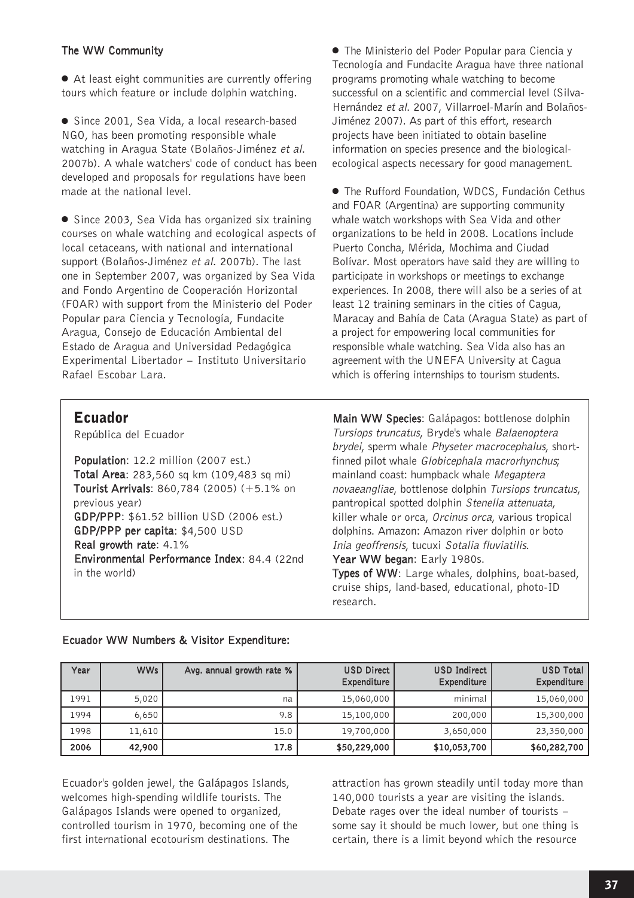### The WW Community

- At least eight communities are currently offering tours which feature or include dolphin watching.

- Since 2001, Sea Vida, a local research-based NGO, has been promoting responsible whale watching in Aragua State (Bolaños-Jiménez *et al*. 2007b). A whale watchers' code of conduct has been developed and proposals for regulations have been made at the national level.

- Since 2003, Sea Vida has organized six training courses on whale watching and ecological aspects of local cetaceans, with national and international support (Bolaños-Jiménez *et al*. 2007b). The last one in September 2007, was organized by Sea Vida and Fondo Argentino de Cooperación Horizontal (FOAR) with support from the Ministerio del Poder Popular para Ciencia y Tecnología, Fundacite Aragua, Consejo de Educación Ambiental del Estado de Aragua and Universidad Pedagógica Experimental Libertador – Instituto Universitario Rafael Escobar Lara.

- The Ministerio del Poder Popular para Ciencia y Tecnología and Fundacite Aragua have three national programs promoting whale watching to become successful on a scientific and commercial level (Silva-Hernández *et al*. 2007, Villarroel-Marín and Bolaños-Jiménez 2007). As part of this effort, research projects have been initiated to obtain baseline information on species presence and the biological-ecological aspects necessary for good management.

- The Rufford Foundation, WDCS, Fundación Cethus and FOAR (Argentina) are supporting community whale watch workshops with Sea Vida and other organizations to be held in 2008. Locations include Puerto Concha, Mérida, Mochima and Ciudad Bolívar. Most operators have said they are willing to participate in workshops or meetings to exchange experiences. In 2008, there will also be a series of at least 12 training seminars in the cities of Cagua, Maracay and Bahía de Cata (Aragua State) as part of a project for empowering local communities for responsible whale watching. Sea Vida also has an agreement with the UNEFA University at Cagua which is offering internships to tourism students.

## Ecuador

República del Ecuador

**Population**: 12.2 million (2007 est.)
**Total Area**: 283,560 sq km (109,483 sq mi)
**Tourist Arrivals**: 860,784 (2005) (+5.1% on previous year)
**GDP/PPP**: $61.52 billion USD (2006 est.)
**GDP/PPP per capita**: $4,500 USD
**Real growth rate**: 4.1%
**Environmental Performance Index**: 84.4 (22nd in the world)

**Main WW Species**: Galápagos: bottlenose dolphin *Tursiops truncatus*, Bryde's whale *Balaenoptera brydei*, sperm whale *Physeter macrocephalus*, short-finned pilot whale *Globicephala macrorhynchus*; mainland coast: humpback whale *Megaptera novaeangliae*, bottlenose dolphin *Tursiops truncatus*, pantropical spotted dolphin *Stenella attenuata*, killer whale or orca, *Orcinus orca*, various tropical dolphins. Amazon: Amazon river dolphin or boto *Inia geoffrensis*, tucuxi *Sotalia fluviatilis*.
**Year WW began**: Early 1980s.
**Types of WW**: Large whales, dolphins, boat-based, cruise ships, land-based, educational, photo-ID research.

### Ecuador WW Numbers & Visitor Expenditure:

| Year | WWs | Avg. annual growth rate % | USD Direct Expenditure | USD Indirect Expenditure | USD Total Expenditure |
|---|---|---|---|---|---|
| 1991 | 5,020 | na | 15,060,000 | minimal | 15,060,000 |
| 1994 | 6,650 | 9.8 | 15,100,000 | 200,000 | 15,300,000 |
| 1998 | 11,610 | 15.0 | 19,700,000 | 3,650,000 | 23,350,000 |
| **2006** | **42,900** | **17.8** | **$50,229,000** | **$10,053,700** | **$60,282,700** |

Ecuador's golden jewel, the Galápagos Islands, welcomes high-spending wildlife tourists. The Galápagos Islands were opened to organized, controlled tourism in 1970, becoming one of the first international ecotourism destinations. The attraction has grown steadily until today more than 140,000 tourists a year are visiting the islands. Debate rages over the ideal number of tourists – some say it should be much lower, but one thing is certain, there is a limit beyond which the resource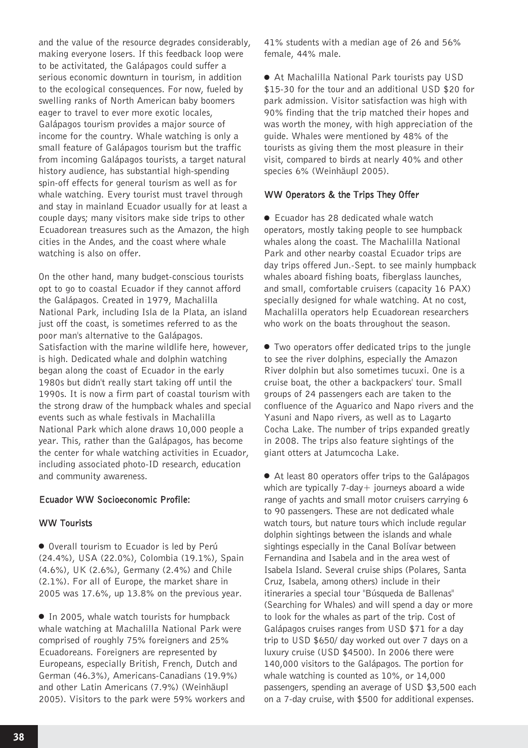and the value of the resource degrades considerably, making everyone losers. If this feedback loop were to be activitated, the Galápagos could suffer a serious economic downturn in tourism, in addition to the ecological consequences. For now, fueled by swelling ranks of North American baby boomers eager to travel to ever more exotic locales, Galápagos tourism provides a major source of income for the country. Whale watching is only a small feature of Galápagos tourism but the traffic from incoming Galápagos tourists, a target natural history audience, has substantial high-spending spin-off effects for general tourism as well as for whale watching. Every tourist must travel through and stay in mainland Ecuador usually for at least a couple days; many visitors make side trips to other Ecuadorean treasures such as the Amazon, the high cities in the Andes, and the coast where whale watching is also on offer.

On the other hand, many budget-conscious tourists opt to go to coastal Ecuador if they cannot afford the Galápagos. Created in 1979, Machalilla National Park, including Isla de la Plata, an island just off the coast, is sometimes referred to as the poor man's alternative to the Galápagos. Satisfaction with the marine wildlife here, however, is high. Dedicated whale and dolphin watching began along the coast of Ecuador in the early 1980s but didn't really start taking off until the 1990s. It is now a firm part of coastal tourism with the strong draw of the humpback whales and special events such as whale festivals in Machalilla National Park which alone draws 10,000 people a year. This, rather than the Galápagos, has become the center for whale watching activities in Ecuador, including associated photo-ID research, education and community awareness.

### Ecuador WW Socioeconomic Profile:

#### WW Tourists

- Overall tourism to Ecuador is led by Perú (24.4%), USA (22.0%), Colombia (19.1%), Spain (4.6%), UK (2.6%), Germany (2.4%) and Chile (2.1%). For all of Europe, the market share in 2005 was 17.6%, up 13.8% on the previous year.

- In 2005, whale watch tourists for humpback whale watching at Machalilla National Park were comprised of roughly 75% foreigners and 25% Ecuadoreans. Foreigners are represented by Europeans, especially British, French, Dutch and German (46.3%), Americans-Canadians (19.9%) and other Latin Americans (7.9%) (Weinhäupl 2005). Visitors to the park were 59% workers and 41% students with a median age of 26 and 56% female, 44% male.

- At Machalilla National Park tourists pay USD $15-30 for the tour and an additional USD $20 for park admission. Visitor satisfaction was high with 90% finding that the trip matched their hopes and was worth the money, with high appreciation of the guide. Whales were mentioned by 48% of the tourists as giving them the most pleasure in their visit, compared to birds at nearly 40% and other species 6% (Weinhäupl 2005).

#### WW Operators & the Trips They Offer

- Ecuador has 28 dedicated whale watch operators, mostly taking people to see humpback whales along the coast. The Machalilla National Park and other nearby coastal Ecuador trips are day trips offered Jun.-Sept. to see mainly humpback whales aboard fishing boats, fiberglass launches, and small, comfortable cruisers (capacity 16 PAX) specially designed for whale watching. At no cost, Machalilla operators help Ecuadorean researchers who work on the boats throughout the season.

- Two operators offer dedicated trips to the jungle to see the river dolphins, especially the Amazon River dolphin but also sometimes tucuxi. One is a cruise boat, the other a backpackers' tour. Small groups of 24 passengers each are taken to the confluence of the Aguarico and Napo rivers and the Yasuni and Napo rivers, as well as to Lagarto Cocha Lake. The number of trips expanded greatly in 2008. The trips also feature sightings of the giant otters at Jatumcocha Lake.

- At least 80 operators offer trips to the Galápagos which are typically 7-day+ journeys aboard a wide range of yachts and small motor cruisers carrying 6 to 90 passengers. These are not dedicated whale watch tours, but nature tours which include regular dolphin sightings between the islands and whale sightings especially in the Canal Bolívar between Fernandina and Isabela and in the area west of Isabela Island. Several cruise ships (Polares, Santa Cruz, Isabela, among others) include in their itineraries a special tour "Búsqueda de Ballenas" (Searching for Whales) and will spend a day or more to look for the whales as part of the trip. Cost of Galápagos cruises ranges from USD $71 for a day trip to USD $650/ day worked out over 7 days on a luxury cruise (USD $4500). In 2006 there were 140,000 visitors to the Galápagos. The portion for whale watching is counted as 10%, or 14,000 passengers, spending an average of USD $3,500 each on a 7-day cruise, with $500 for additional expenses.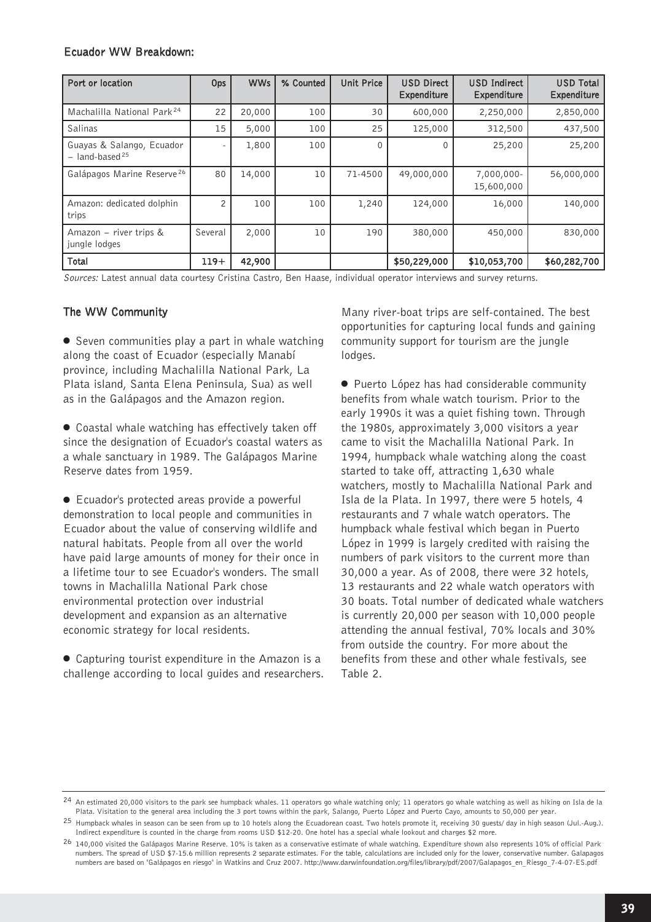### Ecuador WW Breakdown:

| Port or location | Ops | WWs | % Counted | Unit Price | USD Direct Expenditure | USD Indirect Expenditure | USD Total Expenditure |
|---|---|---|---|---|---|---|---|
| Machalilla National Park[24] | 22 | 20,000 | 100 | 30 | 600,000 | 2,250,000 | 2,850,000 |
| Salinas | 15 | 5,000 | 100 | 25 | 125,000 | 312,500 | 437,500 |
| Guayas & Salango, Ecuador – land-based[25] | - | 1,800 | 100 | 0 | 0 | 25,200 | 25,200 |
| Galápagos Marine Reserve[26] | 80 | 14,000 | 10 | 71-4500 | 49,000,000 | 7,000,000-15,600,000 | 56,000,000 |
| Amazon: dedicated dolphin trips | 2 | 100 | 100 | 1,240 | 124,000 | 16,000 | 140,000 |
| Amazon – river trips & jungle lodges | Several | 2,000 | 10 | 190 | 380,000 | 450,000 | 830,000 |
| **Total** | **119+** | **42,900** | | | **$50,229,000** | **$10,053,700** | **$60,282,700** |

*Sources:* Latest annual data courtesy Cristina Castro, Ben Haase, individual operator interviews and survey returns.

### The WW Community

- Seven communities play a part in whale watching along the coast of Ecuador (especially Manabí province, including Machalilla National Park, La Plata island, Santa Elena Peninsula, Sua) as well as in the Galápagos and the Amazon region.

- Coastal whale watching has effectively taken off since the designation of Ecuador's coastal waters as a whale sanctuary in 1989. The Galápagos Marine Reserve dates from 1959.

- Ecuador's protected areas provide a powerful demonstration to local people and communities in Ecuador about the value of conserving wildlife and natural habitats. People from all over the world have paid large amounts of money for their once in a lifetime tour to see Ecuador's wonders. The small towns in Machalilla National Park chose environmental protection over industrial development and expansion as an alternative economic strategy for local residents.

- Capturing tourist expenditure in the Amazon is a challenge according to local guides and researchers. Many river-boat trips are self-contained. The best opportunities for capturing local funds and gaining community support for tourism are the jungle lodges.

- Puerto López has had considerable community benefits from whale watch tourism. Prior to the early 1990s it was a quiet fishing town. Through the 1980s, approximately 3,000 visitors a year came to visit the Machalilla National Park. In 1994, humpback whale watching along the coast started to take off, attracting 1,630 whale watchers, mostly to Machalilla National Park and Isla de la Plata. In 1997, there were 5 hotels, 4 restaurants and 7 whale watch operators. The humpback whale festival which began in Puerto López in 1999 is largely credited with raising the numbers of park visitors to the current more than 30,000 a year. As of 2008, there were 32 hotels, 13 restaurants and 22 whale watch operators with 30 boats. Total number of dedicated whale watchers is currently 20,000 per season with 10,000 people attending the annual festival, 70% locals and 30% from outside the country. For more about the benefits from these and other whale festivals, see Table 2.

---

[24] An estimated 20,000 visitors to the park see humpback whales. 11 operators go whale watching only; 11 operators go whale watching as well as hiking on Isla de la Plata. Visitation to the general area including the 3 port towns within the park, Salango, Puerto López and Puerto Cayo, amounts to 50,000 per year.

[25] Humpback whales in season can be seen from up to 10 hotels along the Ecuadorean coast. Two hotels promote it, receiving 30 guests/ day in high season (Jul.-Aug.). Indirect expenditure is counted in the charge from rooms USD $12-20. One hotel has a special whale lookout and charges $2 more.

[26] 140,000 visited the Galápagos Marine Reserve. 10% is taken as a conservative estimate of whale watching. Expenditure shown also represents 10% of official Park numbers. The spread of USD $7-15.6 million represents 2 separate estimates. For the table, calculations are included only for the lower, conservative number. Galapagos numbers are based on "Galápagos en riesgo" in Watkins and Cruz 2007. http://www.darwinfoundation.org/files/library/pdf/2007/Galapagos_en_Riesgo_7-4-07-ES.pdf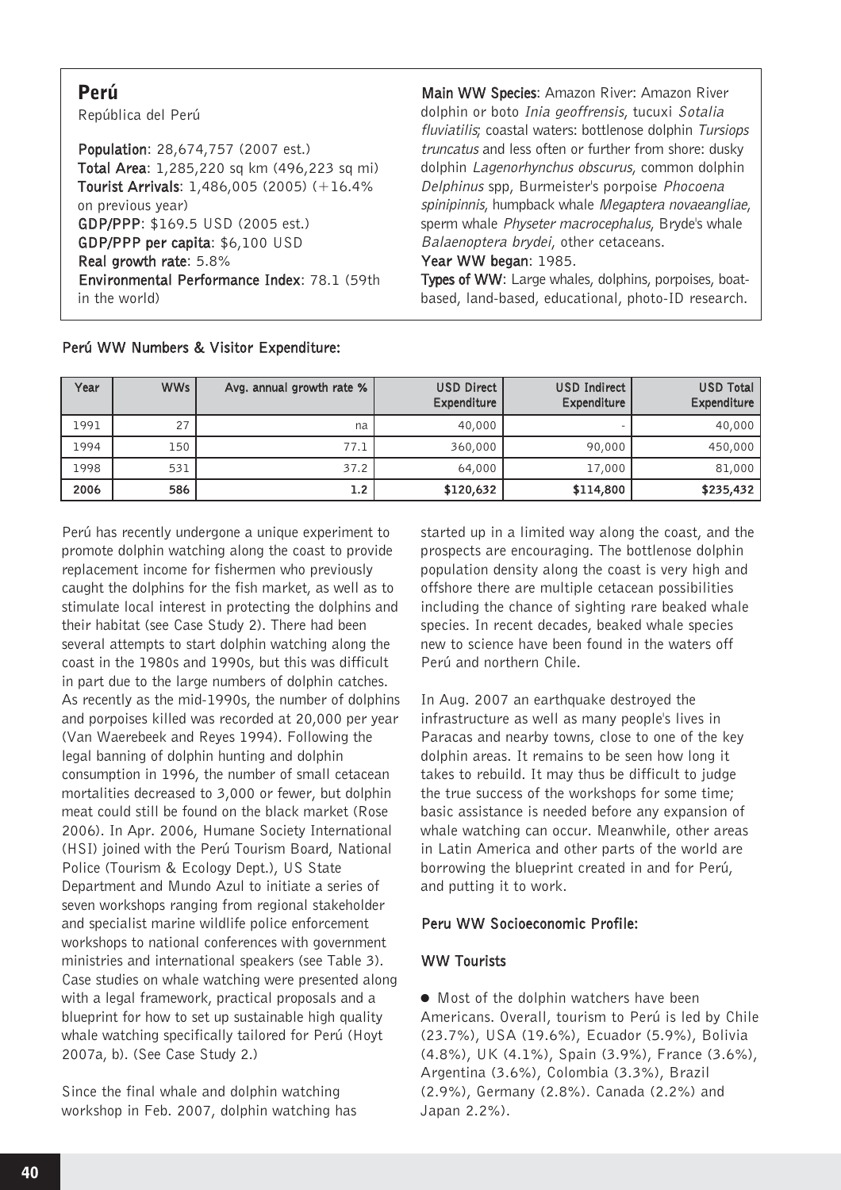## Perú

República del Perú

**Population**: 28,674,757 (2007 est.)
**Total Area**: 1,285,220 sq km (496,223 sq mi)
**Tourist Arrivals**: 1,486,005 (2005) (+16.4% on previous year)
**GDP/PPP**: $169.5 USD (2005 est.)
**GDP/PPP per capita**: $6,100 USD
**Real growth rate**: 5.8%
**Environmental Performance Index**: 78.1 (59th in the world)

**Main WW Species**: Amazon River: Amazon River dolphin or boto *Inia geoffrensis*, tucuxi *Sotalia fluviatilis*; coastal waters: bottlenose dolphin *Tursiops truncatus* and less often or further from shore: dusky dolphin *Lagenorhynchus obscurus*, common dolphin *Delphinus* spp, Burmeister's porpoise *Phocoena spinipinnis*, humpback whale *Megaptera novaeangliae*, sperm whale *Physeter macrocephalus*, Bryde's whale *Balaenoptera brydei*, other cetaceans.
**Year WW began**: 1985.
**Types of WW**: Large whales, dolphins, porpoises, boat-based, land-based, educational, photo-ID research.

### Perú WW Numbers & Visitor Expenditure:

| Year | WWs | Avg. annual growth rate % | USD Direct Expenditure | USD Indirect Expenditure | USD Total Expenditure |
|---|---|---|---|---|---|
| 1991 | 27 | na | 40,000 | - | 40,000 |
| 1994 | 150 | 77.1 | 360,000 | 90,000 | 450,000 |
| 1998 | 531 | 37.2 | 64,000 | 17,000 | 81,000 |
| **2006** | **586** | **1.2** | **$120,632** | **$114,800** | **$235,432** |

Perú has recently undergone a unique experiment to promote dolphin watching along the coast to provide replacement income for fishermen who previously caught the dolphins for the fish market, as well as to stimulate local interest in protecting the dolphins and their habitat (see Case Study 2). There had been several attempts to start dolphin watching along the coast in the 1980s and 1990s, but this was difficult in part due to the large numbers of dolphin catches. As recently as the mid-1990s, the number of dolphins and porpoises killed was recorded at 20,000 per year (Van Waerebeek and Reyes 1994). Following the legal banning of dolphin hunting and dolphin consumption in 1996, the number of small cetacean mortalities decreased to 3,000 or fewer, but dolphin meat could still be found on the black market (Rose 2006). In Apr. 2006, Humane Society International (HSI) joined with the Perú Tourism Board, National Police (Tourism & Ecology Dept.), US State Department and Mundo Azul to initiate a series of seven workshops ranging from regional stakeholder and specialist marine wildlife police enforcement workshops to national conferences with government ministries and international speakers (see Table 3). Case studies on whale watching were presented along with a legal framework, practical proposals and a blueprint for how to set up sustainable high quality whale watching specifically tailored for Perú (Hoyt 2007a, b). (See Case Study 2.)

Since the final whale and dolphin watching workshop in Feb. 2007, dolphin watching has started up in a limited way along the coast, and the prospects are encouraging. The bottlenose dolphin population density along the coast is very high and offshore there are multiple cetacean possibilities including the chance of sighting rare beaked whale species. In recent decades, beaked whale species new to science have been found in the waters off Perú and northern Chile.

In Aug. 2007 an earthquake destroyed the infrastructure as well as many people's lives in Paracas and nearby towns, close to one of the key dolphin areas. It remains to be seen how long it takes to rebuild. It may thus be difficult to judge the true success of the workshops for some time; basic assistance is needed before any expansion of whale watching can occur. Meanwhile, other areas in Latin America and other parts of the world are borrowing the blueprint created in and for Perú, and putting it to work.

### Peru WW Socioeconomic Profile:

#### WW Tourists

- Most of the dolphin watchers have been Americans. Overall, tourism to Perú is led by Chile (23.7%), USA (19.6%), Ecuador (5.9%), Bolivia (4.8%), UK (4.1%), Spain (3.9%), France (3.6%), Argentina (3.6%), Colombia (3.3%), Brazil (2.9%), Germany (2.8%). Canada (2.2%) and Japan 2.2%).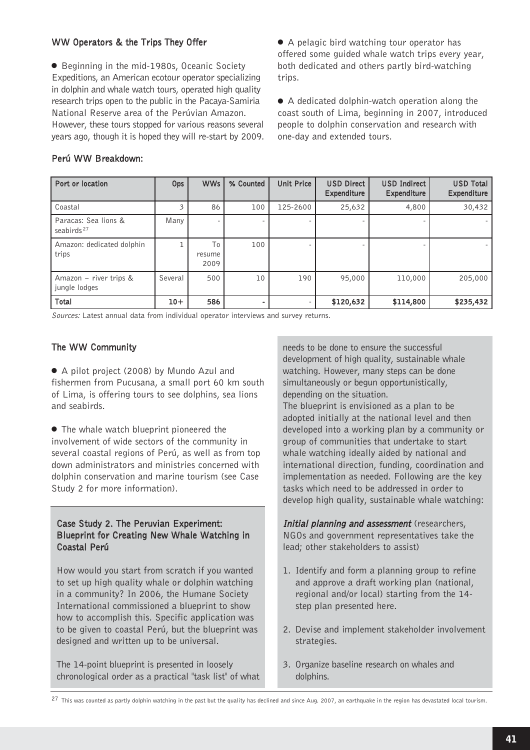### WW Operators & the Trips They Offer

- Beginning in the mid-1980s, Oceanic Society Expeditions, an American ecotour operator specializing in dolphin and whale watch tours, operated high quality research trips open to the public in the Pacaya-Samiria National Reserve area of the Perúvian Amazon. However, these tours stopped for various reasons several years ago, though it is hoped they will re-start by 2009.

- A pelagic bird watching tour operator has offered some guided whale watch trips every year, both dedicated and others partly bird-watching trips.

- A dedicated dolphin-watch operation along the coast south of Lima, beginning in 2007, introduced people to dolphin conservation and research with one-day and extended tours.

### Perú WW Breakdown:

| Port or location | Ops | WWs | % Counted | Unit Price | USD Direct Expenditure | USD Indirect Expenditure | USD Total Expenditure |
|---|---|---|---|---|---|---|---|
| Coastal | 3 | 86 | 100 | 125-2600 | 25,632 | 4,800 | 30,432 |
| Paracas: Sea lions & seabirds[27] | Many | - | - | - | - | - | - |
| Amazon: dedicated dolphin trips | 1 | To resume 2009 | 100 | - | - | - | - |
| Amazon – river trips & jungle lodges | Several | 500 | 10 | 190 | 95,000 | 110,000 | 205,000 |
| **Total** | **10+** | **586** | - | - | **$120,632** | **$114,800** | **$235,432** |

*Sources:* Latest annual data from individual operator interviews and survey returns.

### The WW Community

- A pilot project (2008) by Mundo Azul and fishermen from Pucusana, a small port 60 km south of Lima, is offering tours to see dolphins, sea lions and seabirds.

- The whale watch blueprint pioneered the involvement of wide sectors of the community in several coastal regions of Perú, as well as from top down administrators and ministries concerned with dolphin conservation and marine tourism (see Case Study 2 for more information).

#### Case Study 2. The Peruvian Experiment: Blueprint for Creating New Whale Watching in Coastal Perú

How would you start from scratch if you wanted to set up high quality whale or dolphin watching in a community? In 2006, the Humane Society International commissioned a blueprint to show how to accomplish this. Specific application was to be given to coastal Perú, but the blueprint was designed and written up to be universal.

The 14-point blueprint is presented in loosely chronological order as a practical "task list" of what needs to be done to ensure the successful development of high quality, sustainable whale watching. However, many steps can be done simultaneously or begun opportunistically, depending on the situation.

The blueprint is envisioned as a plan to be adopted initially at the national level and then developed into a working plan by a community or group of communities that undertake to start whale watching ideally aided by national and international direction, funding, coordination and implementation as needed. Following are the key tasks which need to be addressed in order to develop high quality, sustainable whale watching:

***Initial planning and assessment*** (researchers, NGOs and government representatives take the lead; other stakeholders to assist)

1. Identify and form a planning group to refine and approve a draft working plan (national, regional and/or local) starting from the 14-step plan presented here.
2. Devise and implement stakeholder involvement strategies.
3. Organize baseline research on whales and dolphins.

[27] This was counted as partly dolphin watching in the past but the quality has declined and since Aug. 2007, an earthquake in the region has devastated local tourism.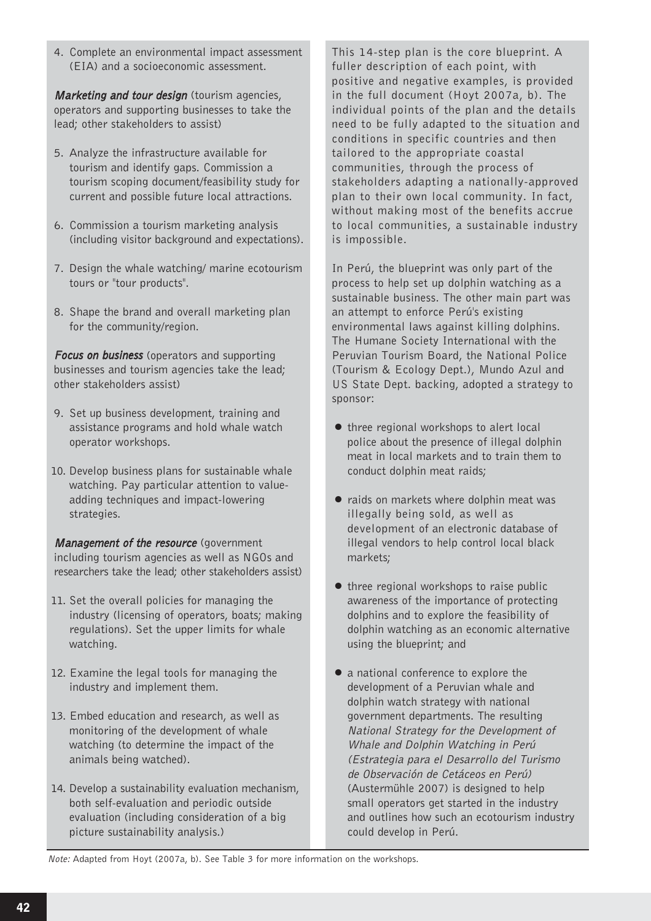4. Complete an environmental impact assessment (EIA) and a socioeconomic assessment.

***Marketing and tour design*** (tourism agencies, operators and supporting businesses to take the lead; other stakeholders to assist)

5. Analyze the infrastructure available for tourism and identify gaps. Commission a tourism scoping document/feasibility study for current and possible future local attractions.

6. Commission a tourism marketing analysis (including visitor background and expectations).

7. Design the whale watching/ marine ecotourism tours or "tour products".

8. Shape the brand and overall marketing plan for the community/region.

***Focus on business*** (operators and supporting businesses and tourism agencies take the lead; other stakeholders assist)

9. Set up business development, training and assistance programs and hold whale watch operator workshops.

10. Develop business plans for sustainable whale watching. Pay particular attention to value-adding techniques and impact-lowering strategies.

***Management of the resource*** (government including tourism agencies as well as NGOs and researchers take the lead; other stakeholders assist)

11. Set the overall policies for managing the industry (licensing of operators, boats; making regulations). Set the upper limits for whale watching.

12. Examine the legal tools for managing the industry and implement them.

13. Embed education and research, as well as monitoring of the development of whale watching (to determine the impact of the animals being watched).

14. Develop a sustainability evaluation mechanism, both self-evaluation and periodic outside evaluation (including consideration of a big picture sustainability analysis.)

This 14-step plan is the core blueprint. A fuller description of each point, with positive and negative examples, is provided in the full document (Hoyt 2007a, b). The individual points of the plan and the details need to be fully adapted to the situation and conditions in specific countries and then tailored to the appropriate coastal communities, through the process of stakeholders adapting a nationally-approved plan to their own local community. In fact, without making most of the benefits accrue to local communities, a sustainable industry is impossible.

In Perú, the blueprint was only part of the process to help set up dolphin watching as a sustainable business. The other main part was an attempt to enforce Perú's existing environmental laws against killing dolphins. The Humane Society International with the Peruvian Tourism Board, the National Police (Tourism & Ecology Dept.), Mundo Azul and US State Dept. backing, adopted a strategy to sponsor:

- three regional workshops to alert local police about the presence of illegal dolphin meat in local markets and to train them to conduct dolphin meat raids;
- raids on markets where dolphin meat was illegally being sold, as well as development of an electronic database of illegal vendors to help control local black markets;
- three regional workshops to raise public awareness of the importance of protecting dolphins and to explore the feasibility of dolphin watching as an economic alternative using the blueprint; and
- a national conference to explore the development of a Peruvian whale and dolphin watch strategy with national government departments. The resulting *National Strategy for the Development of Whale and Dolphin Watching in Perú (Estrategia para el Desarrollo del Turismo de Observación de Cetáceos en Perú)* (Austermühle 2007) is designed to help small operators get started in the industry and outlines how such an ecotourism industry could develop in Perú.

*Note:* Adapted from Hoyt (2007a, b). See Table 3 for more information on the workshops.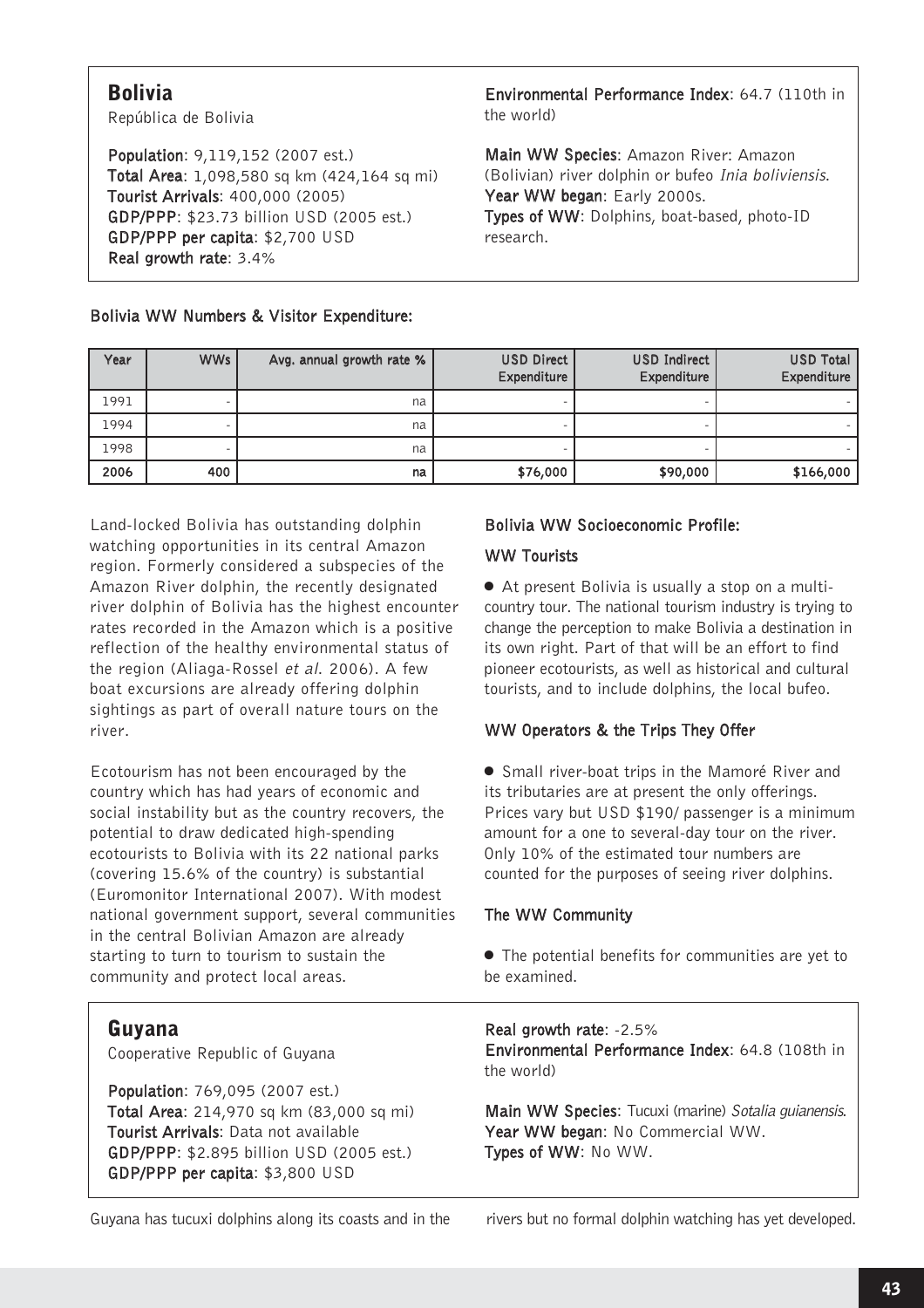## Bolivia

República de Bolivia

**Population**: 9,119,152 (2007 est.)
**Total Area**: 1,098,580 sq km (424,164 sq mi)
**Tourist Arrivals**: 400,000 (2005)
**GDP/PPP**: $23.73 billion USD (2005 est.)
**GDP/PPP per capita**: $2,700 USD
**Real growth rate**: 3.4%

**Environmental Performance Index**: 64.7 (110th in the world)

**Main WW Species**: Amazon River: Amazon (Bolivian) river dolphin or bufeo *Inia boliviensis*.
**Year WW began**: Early 2000s.
**Types of WW**: Dolphins, boat-based, photo-ID research.

### Bolivia WW Numbers & Visitor Expenditure:

| Year | WWs | Avg. annual growth rate % | USD Direct Expenditure | USD Indirect Expenditure | USD Total Expenditure |
|---|---|---|---|---|---|
| 1991 | - | na | - | - | - |
| 1994 | - | na | - | - | - |
| 1998 | - | na | - | - | - |
| **2006** | **400** | **na** | **$76,000** | **$90,000** | **$166,000** |

Land-locked Bolivia has outstanding dolphin watching opportunities in its central Amazon region. Formerly considered a subspecies of the Amazon River dolphin, the recently designated river dolphin of Bolivia has the highest encounter rates recorded in the Amazon which is a positive reflection of the healthy environmental status of the region (Aliaga-Rossel *et al*. 2006). A few boat excursions are already offering dolphin sightings as part of overall nature tours on the river.

Ecotourism has not been encouraged by the country which has had years of economic and social instability but as the country recovers, the potential to draw dedicated high-spending ecotourists to Bolivia with its 22 national parks (covering 15.6% of the country) is substantial (Euromonitor International 2007). With modest national government support, several communities in the central Bolivian Amazon are already starting to turn to tourism to sustain the community and protect local areas.

### Bolivia WW Socioeconomic Profile:

#### WW Tourists

- At present Bolivia is usually a stop on a multi-country tour. The national tourism industry is trying to change the perception to make Bolivia a destination in its own right. Part of that will be an effort to find pioneer ecotourists, as well as historical and cultural tourists, and to include dolphins, the local bufeo.

#### WW Operators & the Trips They Offer

- Small river-boat trips in the Mamoré River and its tributaries are at present the only offerings. Prices vary but USD $190/ passenger is a minimum amount for a one to several-day tour on the river. Only 10% of the estimated tour numbers are counted for the purposes of seeing river dolphins.

#### The WW Community

- The potential benefits for communities are yet to be examined.

## Guyana

Cooperative Republic of Guyana

**Population**: 769,095 (2007 est.)
**Total Area**: 214,970 sq km (83,000 sq mi)
**Tourist Arrivals**: Data not available
**GDP/PPP**: $2.895 billion USD (2005 est.)
**GDP/PPP per capita**: $3,800 USD

**Real growth rate**: -2.5%
**Environmental Performance Index**: 64.8 (108th in the world)

**Main WW Species**: Tucuxi (marine) *Sotalia guianensis*.
**Year WW began**: No Commercial WW.
**Types of WW**: No WW.

Guyana has tucuxi dolphins along its coasts and in the rivers but no formal dolphin watching has yet developed.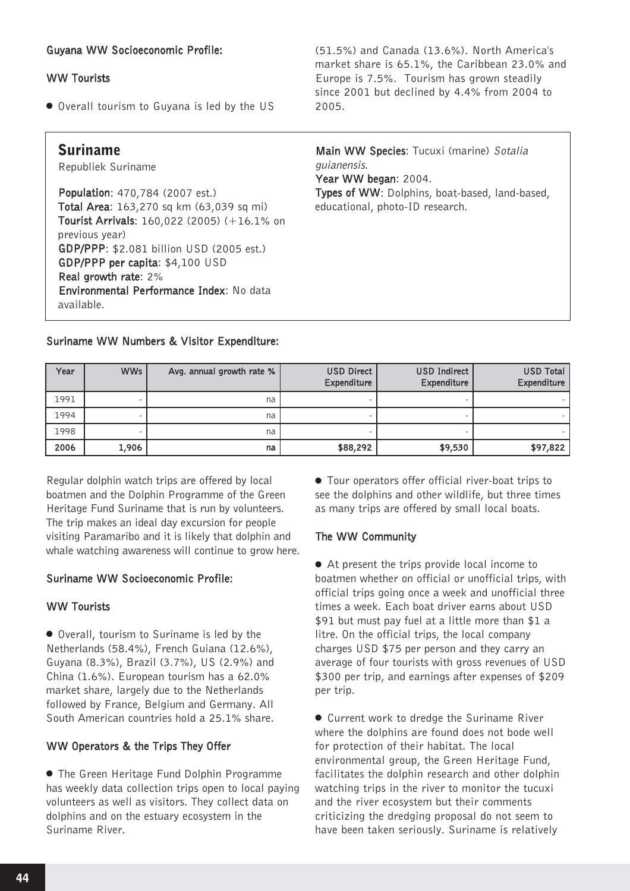Guyana WW Socioeconomic Profile:

WW Tourists

- Overall tourism to Guyana is led by the US (51.5%) and Canada (13.6%). North America's market share is 65.1%, the Caribbean 23.0% and Europe is 7.5%. Tourism has grown steadily since 2001 but declined by 4.4% from 2004 to 2005.

## Suriname

Republiek Suriname

**Population**: 470,784 (2007 est.)
**Total Area**: 163,270 sq km (63,039 sq mi)
**Tourist Arrivals**: 160,022 (2005) (+16.1% on previous year)
**GDP/PPP**: $2.081 billion USD (2005 est.)
**GDP/PPP per capita**: $4,100 USD
**Real growth rate**: 2%
**Environmental Performance Index**: No data available.

**Main WW Species**: Tucuxi (marine) *Sotalia guianensis.*
**Year WW began**: 2004.
**Types of WW**: Dolphins, boat-based, land-based, educational, photo-ID research.

### Suriname WW Numbers & Visitor Expenditure:

| Year | WWs | Avg. annual growth rate % | USD Direct Expenditure | USD Indirect Expenditure | USD Total Expenditure |
|---|---|---|---|---|---|
| 1991 | - | na | - | - | - |
| 1994 | - | na | - | - | - |
| 1998 | - | na | - | - | - |
| **2006** | **1,906** | **na** | **$88,292** | **$9,530** | **$97,822** |

Regular dolphin watch trips are offered by local boatmen and the Dolphin Programme of the Green Heritage Fund Suriname that is run by volunteers. The trip makes an ideal day excursion for people visiting Paramaribo and it is likely that dolphin and whale watching awareness will continue to grow here.

### Suriname WW Socioeconomic Profile:

#### WW Tourists

- Overall, tourism to Suriname is led by the Netherlands (58.4%), French Guiana (12.6%), Guyana (8.3%), Brazil (3.7%), US (2.9%) and China (1.6%). European tourism has a 62.0% market share, largely due to the Netherlands followed by France, Belgium and Germany. All South American countries hold a 25.1% share.

#### WW Operators & the Trips They Offer

- The Green Heritage Fund Dolphin Programme has weekly data collection trips open to local paying volunteers as well as visitors. They collect data on dolphins and on the estuary ecosystem in the Suriname River.
- Tour operators offer official river-boat trips to see the dolphins and other wildlife, but three times as many trips are offered by small local boats.

#### The WW Community

- At present the trips provide local income to boatmen whether on official or unofficial trips, with official trips going once a week and unofficial three times a week. Each boat driver earns about USD $91 but must pay fuel at a little more than $1 a litre. On the official trips, the local company charges USD $75 per person and they carry an average of four tourists with gross revenues of USD $300 per trip, and earnings after expenses of $209 per trip.
- Current work to dredge the Suriname River where the dolphins are found does not bode well for protection of their habitat. The local environmental group, the Green Heritage Fund, facilitates the dolphin research and other dolphin watching trips in the river to monitor the tucuxi and the river ecosystem but their comments criticizing the dredging proposal do not seem to have been taken seriously. Suriname is relatively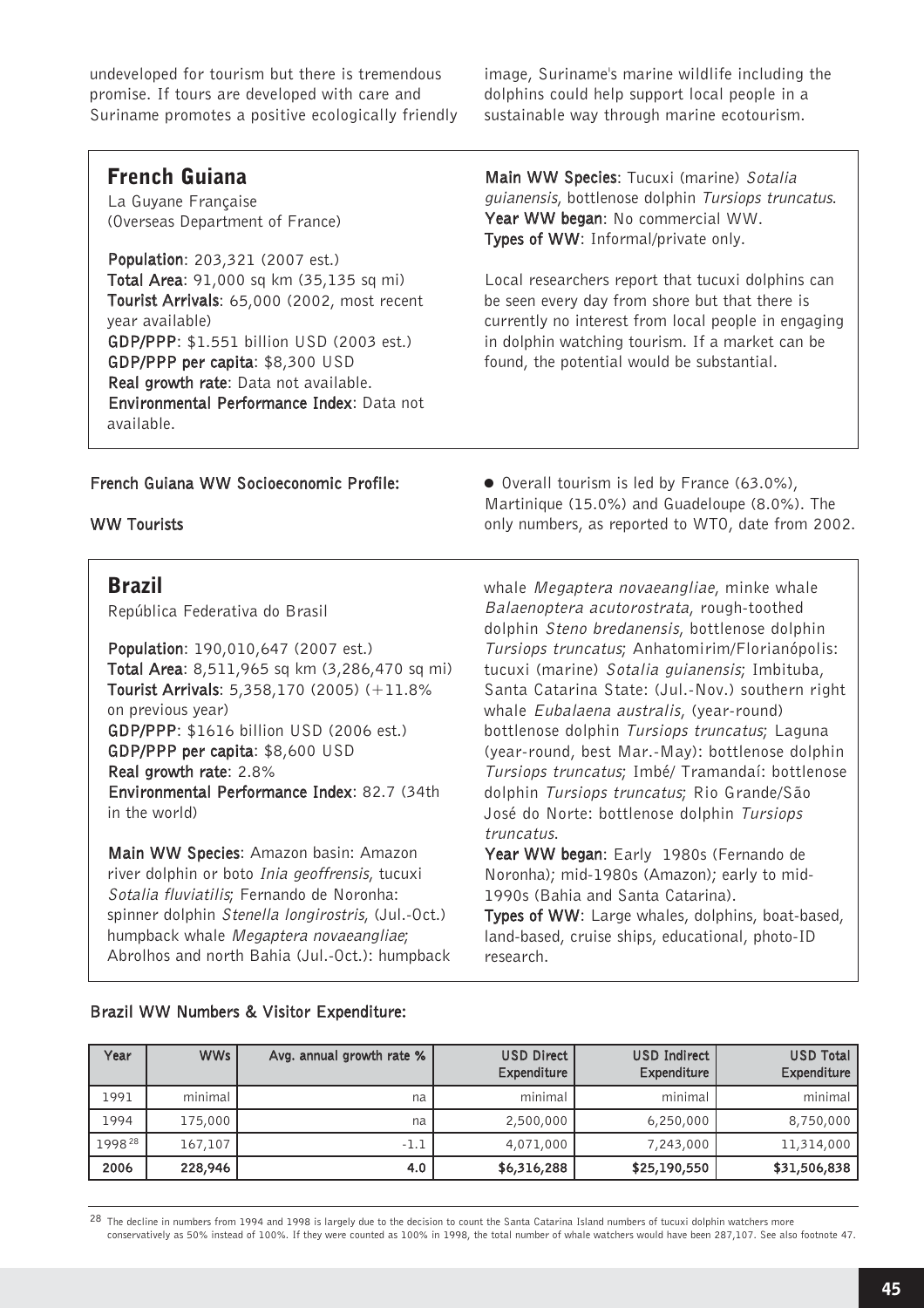undeveloped for tourism but there is tremendous promise. If tours are developed with care and Suriname promotes a positive ecologically friendly image, Suriname's marine wildlife including the dolphins could help support local people in a sustainable way through marine ecotourism.

## French Guiana

La Guyane Française
(Overseas Department of France)

**Population**: 203,321 (2007 est.)
**Total Area**: 91,000 sq km (35,135 sq mi)
**Tourist Arrivals**: 65,000 (2002, most recent year available)
**GDP/PPP**: $1.551 billion USD (2003 est.)
**GDP/PPP per capita**: $8,300 USD
**Real growth rate**: Data not available.
**Environmental Performance Index**: Data not available.

**Main WW Species**: Tucuxi (marine) *Sotalia guianensis*, bottlenose dolphin *Tursiops truncatus*.
**Year WW began**: No commercial WW.
**Types of WW**: Informal/private only.

Local researchers report that tucuxi dolphins can be seen every day from shore but that there is currently no interest from local people in engaging in dolphin watching tourism. If a market can be found, the potential would be substantial.

### French Guiana WW Socioeconomic Profile:

**WW Tourists**

- Overall tourism is led by France (63.0%), Martinique (15.0%) and Guadeloupe (8.0%). The only numbers, as reported to WTO, date from 2002.

## Brazil

República Federativa do Brasil

**Population**: 190,010,647 (2007 est.)
**Total Area**: 8,511,965 sq km (3,286,470 sq mi)
**Tourist Arrivals**: 5,358,170 (2005) (+11.8% on previous year)
**GDP/PPP**: $1616 billion USD (2006 est.)
**GDP/PPP per capita**: $8,600 USD
**Real growth rate**: 2.8%
**Environmental Performance Index**: 82.7 (34th in the world)

**Main WW Species**: Amazon basin: Amazon river dolphin or boto *Inia geoffrensis*, tucuxi *Sotalia fluviatilis*; Fernando de Noronha: spinner dolphin *Stenella longirostris*, (Jul.-Oct.) humpback whale *Megaptera novaeangliae*; Abrolhos and north Bahia (Jul.-Oct.): humpback whale *Megaptera novaeangliae*, minke whale *Balaenoptera acutorostrata*, rough-toothed dolphin *Steno bredanensis*, bottlenose dolphin *Tursiops truncatus*; Anhatomirim/Florianópolis: tucuxi (marine) *Sotalia guianensis*; Imbituba, Santa Catarina State: (Jul.-Nov.) southern right whale *Eubalaena australis*, (year-round) bottlenose dolphin *Tursiops truncatus*; Laguna (year-round, best Mar.-May): bottlenose dolphin *Tursiops truncatus*; Imbé/ Tramandaí: bottlenose dolphin *Tursiops truncatus*; Rio Grande/São José do Norte: bottlenose dolphin *Tursiops truncatus*.
**Year WW began**: Early 1980s (Fernando de Noronha); mid-1980s (Amazon); early to mid-1990s (Bahia and Santa Catarina).
**Types of WW**: Large whales, dolphins, boat-based, land-based, cruise ships, educational, photo-ID research.

### Brazil WW Numbers & Visitor Expenditure:

| Year | WWs | Avg. annual growth rate % | USD Direct Expenditure | USD Indirect Expenditure | USD Total Expenditure |
|---|---|---|---|---|---|
| 1991 | minimal | na | minimal | minimal | minimal |
| 1994 | 175,000 | na | 2,500,000 | 6,250,000 | 8,750,000 |
| 1998[28] | 167,107 | -1.1 | 4,071,000 | 7,243,000 | 11,314,000 |
| **2006** | **228,946** | **4.0** | **$6,316,288** | **$25,190,550** | **$31,506,838** |

[28] The decline in numbers from 1994 and 1998 is largely due to the decision to count the Santa Catarina Island numbers of tucuxi dolphin watchers more conservatively as 50% instead of 100%. If they were counted as 100% in 1998, the total number of whale watchers would have been 287,107. See also footnote 47.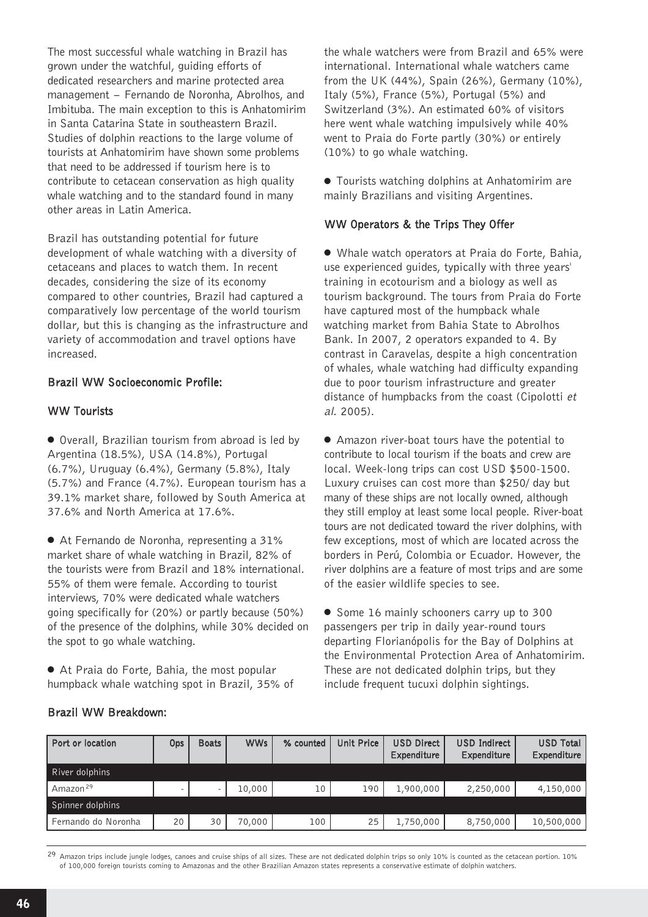The most successful whale watching in Brazil has grown under the watchful, guiding efforts of dedicated researchers and marine protected area management – Fernando de Noronha, Abrolhos, and Imbituba. The main exception to this is Anhatomirim in Santa Catarina State in southeastern Brazil. Studies of dolphin reactions to the large volume of tourists at Anhatomirim have shown some problems that need to be addressed if tourism here is to contribute to cetacean conservation as high quality whale watching and to the standard found in many other areas in Latin America.

Brazil has outstanding potential for future development of whale watching with a diversity of cetaceans and places to watch them. In recent decades, considering the size of its economy compared to other countries, Brazil had captured a comparatively low percentage of the world tourism dollar, but this is changing as the infrastructure and variety of accommodation and travel options have increased.

### Brazil WW Socioeconomic Profile:

#### WW Tourists

- Overall, Brazilian tourism from abroad is led by Argentina (18.5%), USA (14.8%), Portugal (6.7%), Uruguay (6.4%), Germany (5.8%), Italy (5.7%) and France (4.7%). European tourism has a 39.1% market share, followed by South America at 37.6% and North America at 17.6%.

- At Fernando de Noronha, representing a 31% market share of whale watching in Brazil, 82% of the tourists were from Brazil and 18% international. 55% of them were female. According to tourist interviews, 70% were dedicated whale watchers going specifically for (20%) or partly because (50%) of the presence of the dolphins, while 30% decided on the spot to go whale watching.

- At Praia do Forte, Bahia, the most popular humpback whale watching spot in Brazil, 35% of the whale watchers were from Brazil and 65% were international. International whale watchers came from the UK (44%), Spain (26%), Germany (10%), Italy (5%), France (5%), Portugal (5%) and Switzerland (3%). An estimated 60% of visitors here went whale watching impulsively while 40% went to Praia do Forte partly (30%) or entirely (10%) to go whale watching.

- Tourists watching dolphins at Anhatomirim are mainly Brazilians and visiting Argentines.

#### WW Operators & the Trips They Offer

- Whale watch operators at Praia do Forte, Bahia, use experienced guides, typically with three years' training in ecotourism and a biology as well as tourism background. The tours from Praia do Forte have captured most of the humpback whale watching market from Bahia State to Abrolhos Bank. In 2007, 2 operators expanded to 4. By contrast in Caravelas, despite a high concentration of whales, whale watching had difficulty expanding due to poor tourism infrastructure and greater distance of humpbacks from the coast (Cipolotti *et al.* 2005).

- Amazon river-boat tours have the potential to contribute to local tourism if the boats and crew are local. Week-long trips can cost USD $500-1500. Luxury cruises can cost more than $250/ day but many of these ships are not locally owned, although they still employ at least some local people. River-boat tours are not dedicated toward the river dolphins, with few exceptions, most of which are located across the borders in Perú, Colombia or Ecuador. However, the river dolphins are a feature of most trips and are some of the easier wildlife species to see.

- Some 16 mainly schooners carry up to 300 passengers per trip in daily year-round tours departing Florianópolis for the Bay of Dolphins at the Environmental Protection Area of Anhatomirim. These are not dedicated dolphin trips, but they include frequent tucuxi dolphin sightings.

### Brazil WW Breakdown:

| Port or location | Ops | Boats | WWs | % counted | Unit Price | USD Direct Expenditure | USD Indirect Expenditure | USD Total Expenditure |
|---|---|---|---|---|---|---|---|---|
| River dolphins | | | | | | | | |
| Amazon[29] | - | - | 10,000 | 10 | 190 | 1,900,000 | 2,250,000 | 4,150,000 |
| Spinner dolphins | | | | | | | | |
| Fernando do Noronha | 20 | 30 | 70,000 | 100 | 25 | 1,750,000 | 8,750,000 | 10,500,000 |

[29] Amazon trips include jungle lodges, canoes and cruise ships of all sizes. These are not dedicated dolphin trips so only 10% is counted as the cetacean portion. 10% of 100,000 foreign tourists coming to Amazonas and the other Brazilian Amazon states represents a conservative estimate of dolphin watchers.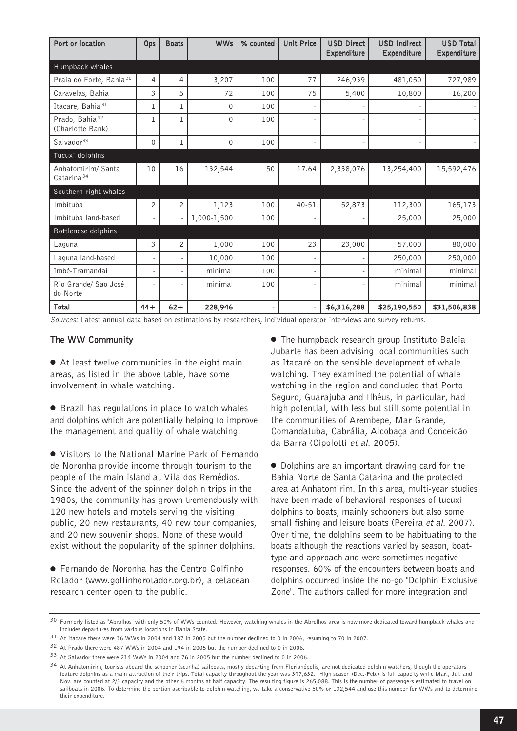| Port or location | Ops | Boats | WWs | % counted | Unit Price | USD Direct Expenditure | USD Indirect Expenditure | USD Total Expenditure |
|---|---|---|---|---|---|---|---|---|
| Humpback whales | | | | | | | | |
| Praia do Forte, Bahia[30] | 4 | 4 | 3,207 | 100 | 77 | 246,939 | 481,050 | 727,989 |
| Caravelas, Bahia | 3 | 5 | 72 | 100 | 75 | 5,400 | 10,800 | 16,200 |
| Itacare, Bahia[31] | 1 | 1 | 0 | 100 | - | - | - | - |
| Prado, Bahia[32] (Charlotte Bank) | 1 | 1 | 0 | 100 | - | - | - | - |
| Salvador[33] | 0 | 1 | 0 | 100 | - | - | - | - |
| Tucuxi dolphins | | | | | | | | |
| Anhatomirim/ Santa Catarina[34] | 10 | 16 | 132,544 | 50 | 17.64 | 2,338,076 | 13,254,400 | 15,592,476 |
| Southern right whales | | | | | | | | |
| Imbituba | 2 | 2 | 1,123 | 100 | 40-51 | 52,873 | 112,300 | 165,173 |
| Imbituba land-based | - | - | 1,000-1,500 | 100 | - | - | 25,000 | 25,000 |
| Bottlenose dolphins | | | | | | | | |
| Laguna | 3 | 2 | 1,000 | 100 | 23 | 23,000 | 57,000 | 80,000 |
| Laguna land-based | - | - | 10,000 | 100 | - | - | 250,000 | 250,000 |
| Imbé-Tramandai | - | - | minimal | 100 | - | - | minimal | minimal |
| Rio Grande/ Sao José do Norte | - | - | minimal | 100 | - | - | minimal | minimal |
| **Total** | **44+** | **62+** | **228,946** | - | - | **$6,316,288** | **$25,190,550** | **$31,506,838** |

*Sources:* Latest annual data based on estimations by researchers, individual operator interviews and survey returns.

### The WW Community

- At least twelve communities in the eight main areas, as listed in the above table, have some involvement in whale watching.

- Brazil has regulations in place to watch whales and dolphins which are potentially helping to improve the management and quality of whale watching.

- Visitors to the National Marine Park of Fernando de Noronha provide income through tourism to the people of the main island at Vila dos Remédios. Since the advent of the spinner dolphin trips in the 1980s, the community has grown tremendously with 120 new hotels and motels serving the visiting public, 20 new restaurants, 40 new tour companies, and 20 new souvenir shops. None of these would exist without the popularity of the spinner dolphins.

- Fernando de Noronha has the Centro Golfinho Rotador (www.golfinhorotador.org.br), a cetacean research center open to the public.

- The humpback research group Instituto Baleia Jubarte has been advising local communities such as Itacaré on the sensible development of whale watching. They examined the potential of whale watching in the region and concluded that Porto Seguro, Guarajuba and Ilhéus, in particular, had high potential, with less but still some potential in the communities of Arembepe, Mar Grande, Comandatuba, Cabrália, Alcobaça and Conceicão da Barra (Cipolotti *et al*. 2005).

- Dolphins are an important drawing card for the Bahia Norte de Santa Catarina and the protected area at Anhatomirim. In this area, multi-year studies have been made of behavioral responses of tucuxi dolphins to boats, mainly schooners but also some small fishing and leisure boats (Pereira *et al*. 2007). Over time, the dolphins seem to be habituating to the boats although the reactions varied by season, boat-type and approach and were sometimes negative responses. 60% of the encounters between boats and dolphins occurred inside the no-go "Dolphin Exclusive Zone". The authors called for more integration and

---

[30] Formerly listed as "Abrolhos" with only 50% of WWs counted. However, watching whales in the Abrolhos area is now more dedicated toward humpback whales and includes departures from various locations in Bahía State.

[31] At Itacare there were 36 WWs in 2004 and 187 in 2005 but the number declined to 0 in 2006, resuming to 70 in 2007.

[32] At Prado there were 487 WWs in 2004 and 194 in 2005 but the number declined to 0 in 2006.

[33] At Salvador there were 214 WWs in 2004 and 76 in 2005 but the number declined to 0 in 2006.

[34] At Anhatomirim, tourists aboard the schooner (scunha) sailboats, mostly departing from Florianópolis, are not dedicated dolphin watchers, though the operators feature dolphins as a main attraction of their trips. Total capacity throughout the year was 397,632. High season (Dec.-Feb.) is full capacity while Mar., Jul. and Nov. are counted at 2/3 capacity and the other 6 months at half capacity. The resulting figure is 265,088. This is the number of passengers estimated to travel on sailboats in 2006. To determine the portion ascribable to dolphin watching, we take a conservative 50% or 132,544 and use this number for WWs and to determine their expenditure.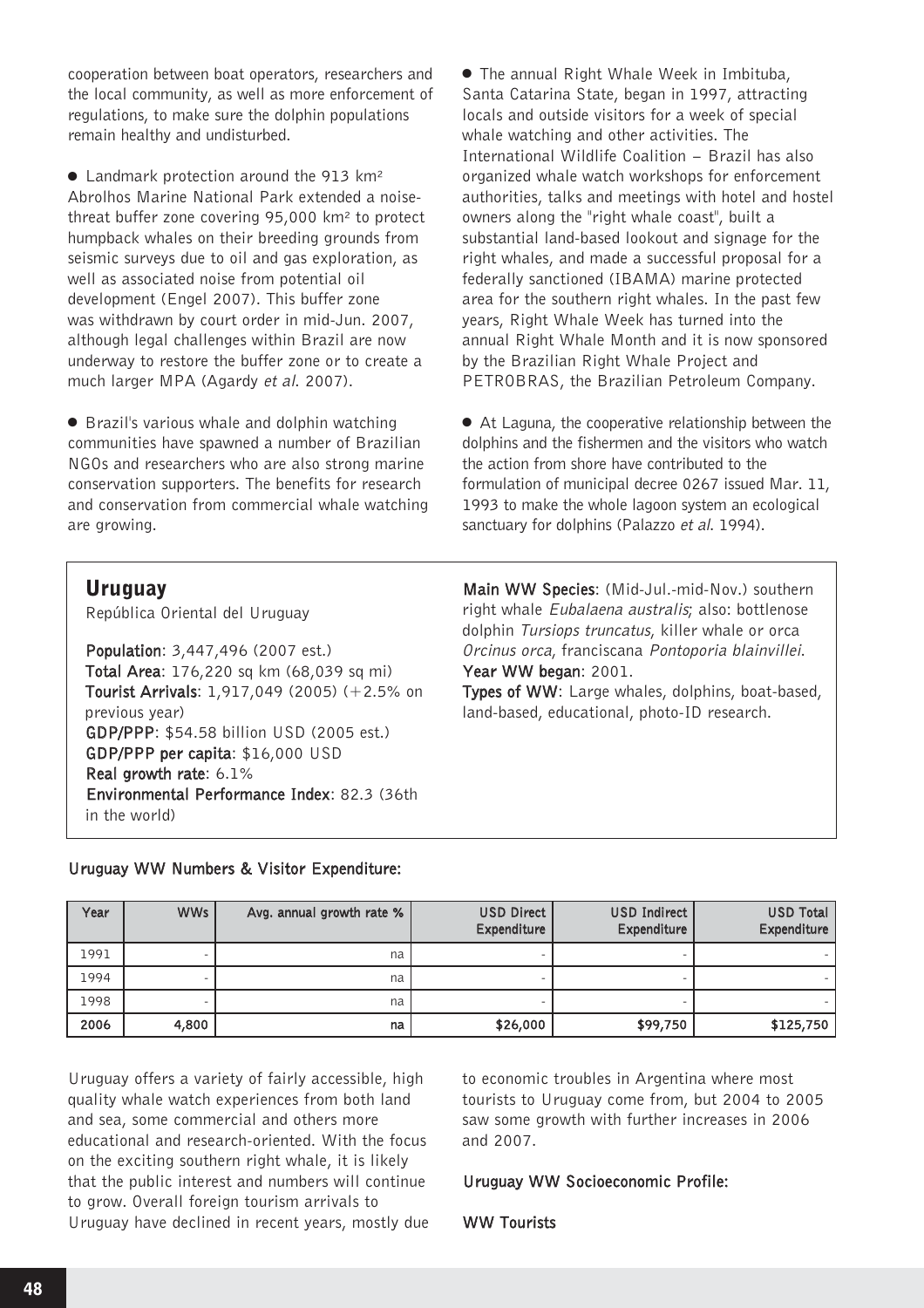cooperation between boat operators, researchers and the local community, as well as more enforcement of regulations, to make sure the dolphin populations remain healthy and undisturbed.

- Landmark protection around the 913 km² Abrolhos Marine National Park extended a noise-threat buffer zone covering 95,000 km² to protect humpback whales on their breeding grounds from seismic surveys due to oil and gas exploration, as well as associated noise from potential oil development (Engel 2007). This buffer zone was withdrawn by court order in mid-Jun. 2007, although legal challenges within Brazil are now underway to restore the buffer zone or to create a much larger MPA (Agardy *et al*. 2007).

- Brazil's various whale and dolphin watching communities have spawned a number of Brazilian NGOs and researchers who are also strong marine conservation supporters. The benefits for research and conservation from commercial whale watching are growing.

- The annual Right Whale Week in Imbituba, Santa Catarina State, began in 1997, attracting locals and outside visitors for a week of special whale watching and other activities. The International Wildlife Coalition – Brazil has also organized whale watch workshops for enforcement authorities, talks and meetings with hotel and hostel owners along the "right whale coast", built a substantial land-based lookout and signage for the right whales, and made a successful proposal for a federally sanctioned (IBAMA) marine protected area for the southern right whales. In the past few years, Right Whale Week has turned into the annual Right Whale Month and it is now sponsored by the Brazilian Right Whale Project and PETROBRAS, the Brazilian Petroleum Company.

- At Laguna, the cooperative relationship between the dolphins and the fishermen and the visitors who watch the action from shore have contributed to the formulation of municipal decree 0267 issued Mar. 11, 1993 to make the whole lagoon system an ecological sanctuary for dolphins (Palazzo *et al*. 1994).

## Uruguay

República Oriental del Uruguay

**Population**: 3,447,496 (2007 est.)
**Total Area**: 176,220 sq km (68,039 sq mi)
**Tourist Arrivals**: 1,917,049 (2005) (+2.5% on previous year)
**GDP/PPP**: $54.58 billion USD (2005 est.)
**GDP/PPP per capita**: $16,000 USD
**Real growth rate**: 6.1%
**Environmental Performance Index**: 82.3 (36th in the world)

**Main WW Species**: (Mid-Jul.-mid-Nov.) southern right whale *Eubalaena australis*; also: bottlenose dolphin *Tursiops truncatus*, killer whale or orca *Orcinus orca*, franciscana *Pontoporia blainvillei*.
**Year WW began**: 2001.
**Types of WW**: Large whales, dolphins, boat-based, land-based, educational, photo-ID research.

**Uruguay WW Numbers & Visitor Expenditure:**

| Year | WWs | Avg. annual growth rate % | USD Direct Expenditure | USD Indirect Expenditure | USD Total Expenditure |
|---|---|---|---|---|---|
| 1991 | - | na | - | - | - |
| 1994 | - | na | - | - | - |
| 1998 | - | na | - | - | - |
| **2006** | **4,800** | **na** | **$26,000** | **$99,750** | **$125,750** |

Uruguay offers a variety of fairly accessible, high quality whale watch experiences from both land and sea, some commercial and others more educational and research-oriented. With the focus on the exciting southern right whale, it is likely that the public interest and numbers will continue to grow. Overall foreign tourism arrivals to Uruguay have declined in recent years, mostly due to economic troubles in Argentina where most tourists to Uruguay come from, but 2004 to 2005 saw some growth with further increases in 2006 and 2007.

**Uruguay WW Socioeconomic Profile:**

**WW Tourists**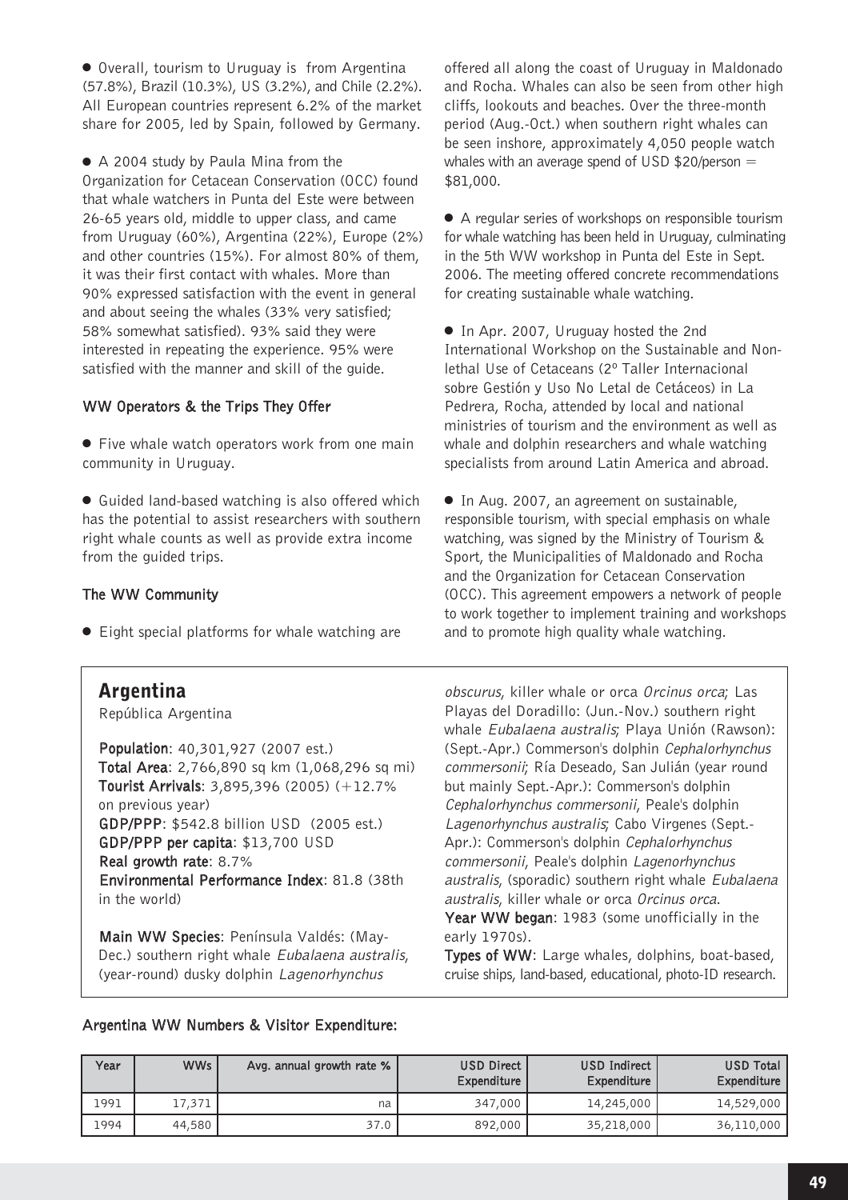- Overall, tourism to Uruguay is from Argentina (57.8%), Brazil (10.3%), US (3.2%), and Chile (2.2%). All European countries represent 6.2% of the market share for 2005, led by Spain, followed by Germany.

- A 2004 study by Paula Mina from the Organization for Cetacean Conservation (OCC) found that whale watchers in Punta del Este were between 26-65 years old, middle to upper class, and came from Uruguay (60%), Argentina (22%), Europe (2%) and other countries (15%). For almost 80% of them, it was their first contact with whales. More than 90% expressed satisfaction with the event in general and about seeing the whales (33% very satisfied; 58% somewhat satisfied). 93% said they were interested in repeating the experience. 95% were satisfied with the manner and skill of the guide.

**WW Operators & the Trips They Offer**

- Five whale watch operators work from one main community in Uruguay.

- Guided land-based watching is also offered which has the potential to assist researchers with southern right whale counts as well as provide extra income from the guided trips.

**The WW Community**

- Eight special platforms for whale watching are offered all along the coast of Uruguay in Maldonado and Rocha. Whales can also be seen from other high cliffs, lookouts and beaches. Over the three-month period (Aug.-Oct.) when southern right whales can be seen inshore, approximately 4,050 people watch whales with an average spend of USD $20/person = $81,000.

- A regular series of workshops on responsible tourism for whale watching has been held in Uruguay, culminating in the 5th WW workshop in Punta del Este in Sept. 2006. The meeting offered concrete recommendations for creating sustainable whale watching.

- In Apr. 2007, Uruguay hosted the 2nd International Workshop on the Sustainable and Non-lethal Use of Cetaceans (2º Taller Internacional sobre Gestión y Uso No Letal de Cetáceos) in La Pedrera, Rocha, attended by local and national ministries of tourism and the environment as well as whale and dolphin researchers and whale watching specialists from around Latin America and abroad.

- In Aug. 2007, an agreement on sustainable, responsible tourism, with special emphasis on whale watching, was signed by the Ministry of Tourism & Sport, the Municipalities of Maldonado and Rocha and the Organization for Cetacean Conservation (OCC). This agreement empowers a network of people to work together to implement training and workshops and to promote high quality whale watching.

## Argentina

República Argentina

**Population**: 40,301,927 (2007 est.)
**Total Area**: 2,766,890 sq km (1,068,296 sq mi)
**Tourist Arrivals**: 3,895,396 (2005) (+12.7% on previous year)
**GDP/PPP**: $542.8 billion USD (2005 est.)
**GDP/PPP per capita**: $13,700 USD
**Real growth rate**: 8.7%
**Environmental Performance Index**: 81.8 (38th in the world)

**Main WW Species**: Península Valdés: (May-Dec.) southern right whale *Eubalaena australis*, (year-round) dusky dolphin *Lagenorhynchus obscurus*, killer whale or orca *Orcinus orca*; Las Playas del Doradillo: (Jun.-Nov.) southern right whale *Eubalaena australis*; Playa Unión (Rawson): (Sept.-Apr.) Commerson's dolphin *Cephalorhynchus commersonii*; Ría Deseado, San Julián (year round but mainly Sept.-Apr.): Commerson's dolphin *Cephalorhynchus commersonii*, Peale's dolphin *Lagenorhynchus australis*; Cabo Virgenes (Sept.-Apr.): Commerson's dolphin *Cephalorhynchus commersonii*, Peale's dolphin *Lagenorhynchus australis*, (sporadic) southern right whale *Eubalaena australis*, killer whale or orca *Orcinus orca*.
**Year WW began**: 1983 (some unofficially in the early 1970s).
**Types of WW**: Large whales, dolphins, boat-based, cruise ships, land-based, educational, photo-ID research.

**Argentina WW Numbers & Visitor Expenditure:**

| Year | WWs | Avg. annual growth rate % | USD Direct Expenditure | USD Indirect Expenditure | USD Total Expenditure |
|---|---|---|---|---|---|
| 1991 | 17,371 | na | 347,000 | 14,245,000 | 14,529,000 |
| 1994 | 44,580 | 37.0 | 892,000 | 35,218,000 | 36,110,000 |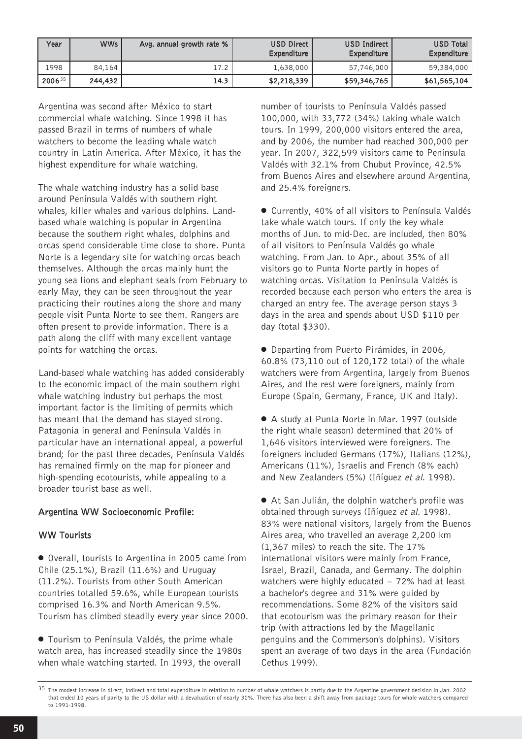| Year | WWs | Avg. annual growth rate % | USD Direct Expenditure | USD Indirect Expenditure | USD Total Expenditure |
|---|---|---|---|---|---|
| 1998 | 84,164 | 17.2 | 1,638,000 | 57,746,000 | 59,384,000 |
| **2006**[35] | **244,432** | **14.3** | **$2,218,339** | **$59,346,765** | **$61,565,104** |

Argentina was second after México to start commercial whale watching. Since 1998 it has passed Brazil in terms of numbers of whale watchers to become the leading whale watch country in Latin America. After México, it has the highest expenditure for whale watching.

The whale watching industry has a solid base around Península Valdés with southern right whales, killer whales and various dolphins. Land-based whale watching is popular in Argentina because the southern right whales, dolphins and orcas spend considerable time close to shore. Punta Norte is a legendary site for watching orcas beach themselves. Although the orcas mainly hunt the young sea lions and elephant seals from February to early May, they can be seen throughout the year practicing their routines along the shore and many people visit Punta Norte to see them. Rangers are often present to provide information. There is a path along the cliff with many excellent vantage points for watching the orcas.

Land-based whale watching has added considerably to the economic impact of the main southern right whale watching industry but perhaps the most important factor is the limiting of permits which has meant that the demand has stayed strong. Patagonia in general and Península Valdés in particular have an international appeal, a powerful brand; for the past three decades, Península Valdés has remained firmly on the map for pioneer and high-spending ecotourists, while appealing to a broader tourist base as well.

### Argentina WW Socioeconomic Profile:

#### WW Tourists

- Overall, tourists to Argentina in 2005 came from Chile (25.1%), Brazil (11.6%) and Uruguay (11.2%). Tourists from other South American countries totalled 59.6%, while European tourists comprised 16.3% and North American 9.5%. Tourism has climbed steadily every year since 2000.

- Tourism to Península Valdés, the prime whale watch area, has increased steadily since the 1980s when whale watching started. In 1993, the overall number of tourists to Península Valdés passed 100,000, with 33,772 (34%) taking whale watch tours. In 1999, 200,000 visitors entered the area, and by 2006, the number had reached 300,000 per year. In 2007, 322,599 visitors came to Península Valdés with 32.1% from Chubut Province, 42.5% from Buenos Aires and elsewhere around Argentina, and 25.4% foreigners.

- Currently, 40% of all visitors to Península Valdés take whale watch tours. If only the key whale months of Jun. to mid-Dec. are included, then 80% of all visitors to Península Valdés go whale watching. From Jan. to Apr., about 35% of all visitors go to Punta Norte partly in hopes of watching orcas. Visitation to Península Valdés is recorded because each person who enters the area is charged an entry fee. The average person stays 3 days in the area and spends about USD $110 per day (total $330).

- Departing from Puerto Pirámides, in 2006, 60.8% (73,110 out of 120,172 total) of the whale watchers were from Argentina, largely from Buenos Aires, and the rest were foreigners, mainly from Europe (Spain, Germany, France, UK and Italy).

- A study at Punta Norte in Mar. 1997 (outside the right whale season) determined that 20% of 1,646 visitors interviewed were foreigners. The foreigners included Germans (17%), Italians (12%), Americans (11%), Israelis and French (8% each) and New Zealanders (5%) (Iñíguez *et al*. 1998).

- At San Julián, the dolphin watcher's profile was obtained through surveys (Iñíguez *et al*. 1998). 83% were national visitors, largely from the Buenos Aires area, who travelled an average 2,200 km (1,367 miles) to reach the site. The 17% international visitors were mainly from France, Israel, Brazil, Canada, and Germany. The dolphin watchers were highly educated – 72% had at least a bachelor's degree and 31% were guided by recommendations. Some 82% of the visitors said that ecotourism was the primary reason for their trip (with attractions led by the Magellanic penguins and the Commerson's dolphins). Visitors spent an average of two days in the area (Fundación Cethus 1999).

[35] The modest increase in direct, indirect and total expenditure in relation to number of whale watchers is partly due to the Argentine government decision in Jan. 2002 that ended 10 years of parity to the US dollar with a devaluation of nearly 30%. There has also been a shift away from package tours for whale watchers compared to 1991-1998.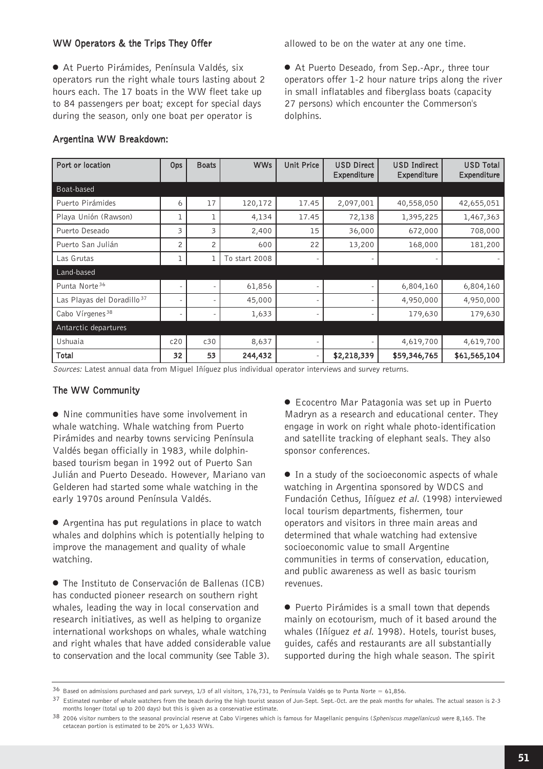### WW Operators & the Trips They Offer

- At Puerto Pirámides, Península Valdés, six operators run the right whale tours lasting about 2 hours each. The 17 boats in the WW fleet take up to 84 passengers per boat; except for special days during the season, only one boat per operator is allowed to be on the water at any one time.

- At Puerto Deseado, from Sep.-Apr., three tour operators offer 1-2 hour nature trips along the river in small inflatables and fiberglass boats (capacity 27 persons) which encounter the Commerson's dolphins.

### Argentina WW Breakdown:

| Port or location | Ops | Boats | WWs | Unit Price | USD Direct Expenditure | USD Indirect Expenditure | USD Total Expenditure |
|---|---|---|---|---|---|---|---|
| Boat-based | | | | | | | |
| Puerto Pirámides | 6 | 17 | 120,172 | 17.45 | 2,097,001 | 40,558,050 | 42,655,051 |
| Playa Unión (Rawson) | 1 | 1 | 4,134 | 17.45 | 72,138 | 1,395,225 | 1,467,363 |
| Puerto Deseado | 3 | 3 | 2,400 | 15 | 36,000 | 672,000 | 708,000 |
| Puerto San Julián | 2 | 2 | 600 | 22 | 13,200 | 168,000 | 181,200 |
| Las Grutas | 1 | 1 | To start 2008 | - | - | - | - |
| Land-based | | | | | | | |
| Punta Norte[36] | - | - | 61,856 | - | - | 6,804,160 | 6,804,160 |
| Las Playas del Doradillo[37] | - | - | 45,000 | - | - | 4,950,000 | 4,950,000 |
| Cabo Vírgenes[38] | - | - | 1,633 | - | - | 179,630 | 179,630 |
| Antarctic departures | | | | | | | |
| Ushuaia | c20 | c30 | 8,637 | - | - | 4,619,700 | 4,619,700 |
| **Total** | **32** | **53** | **244,432** | - | **$2,218,339** | **$59,346,765** | **$61,565,104** |

*Sources:* Latest annual data from Miguel Iñíguez plus individual operator interviews and survey returns.

### The WW Community

- Nine communities have some involvement in whale watching. Whale watching from Puerto Pirámides and nearby towns servicing Península Valdés began officially in 1983, while dolphin-based tourism began in 1992 out of Puerto San Julián and Puerto Deseado. However, Mariano van Gelderen had started some whale watching in the early 1970s around Península Valdés.

- Argentina has put regulations in place to watch whales and dolphins which is potentially helping to improve the management and quality of whale watching.

- The Instituto de Conservación de Ballenas (ICB) has conducted pioneer research on southern right whales, leading the way in local conservation and research initiatives, as well as helping to organize international workshops on whales, whale watching and right whales that have added considerable value to conservation and the local community (see Table 3).

- Ecocentro Mar Patagonia was set up in Puerto Madryn as a research and educational center. They engage in work on right whale photo-identification and satellite tracking of elephant seals. They also sponsor conferences.

- In a study of the socioeconomic aspects of whale watching in Argentina sponsored by WDCS and Fundación Cethus, Iñíguez *et al*. (1998) interviewed local tourism departments, fishermen, tour operators and visitors in three main areas and determined that whale watching had extensive socioeconomic value to small Argentine communities in terms of conservation, education, and public awareness as well as basic tourism revenues.

- Puerto Pirámides is a small town that depends mainly on ecotourism, much of it based around the whales (Iñíguez *et al*. 1998). Hotels, tourist buses, guides, cafés and restaurants are all substantially supported during the high whale season. The spirit

---

[36] Based on admissions purchased and park surveys, 1/3 of all visitors, 176,731, to Península Valdés go to Punta Norte = 61,856.

[37] Estimated number of whale watchers from the beach during the high tourist season of Jun-Sept. Sept.-Oct. are the peak months for whales. The actual season is 2-3 months longer (total up to 200 days) but this is given as a conservative estimate.

[38] 2006 visitor numbers to the seasonal provincial reserve at Cabo Virgenes which is famous for Magellanic penguins (*Spheniscus magellanicus*) were 8,165. The cetacean portion is estimated to be 20% or 1,633 WWs.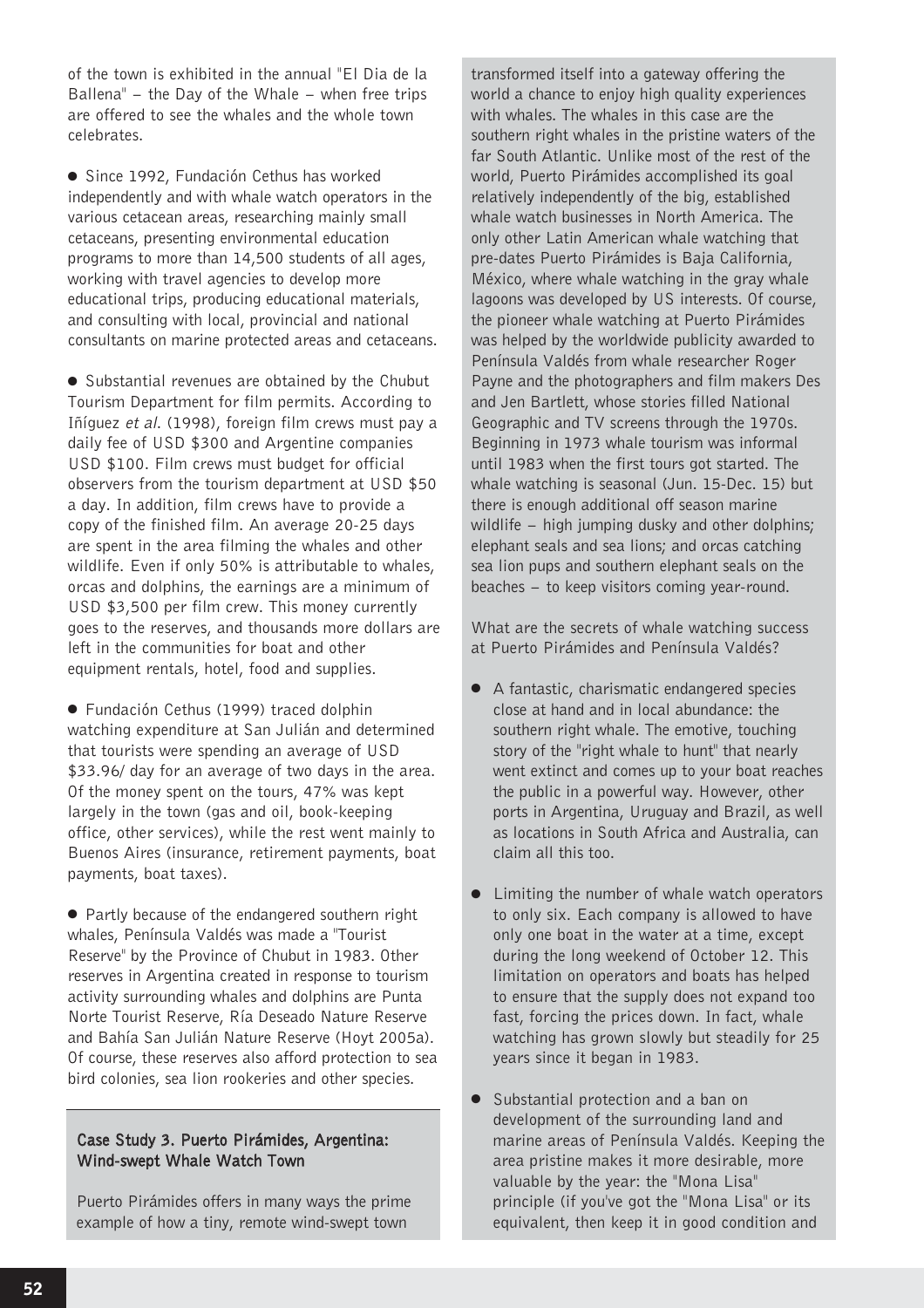of the town is exhibited in the annual "El Dia de la Ballena" – the Day of the Whale – when free trips are offered to see the whales and the whole town celebrates.

- Since 1992, Fundación Cethus has worked independently and with whale watch operators in the various cetacean areas, researching mainly small cetaceans, presenting environmental education programs to more than 14,500 students of all ages, working with travel agencies to develop more educational trips, producing educational materials, and consulting with local, provincial and national consultants on marine protected areas and cetaceans.

- Substantial revenues are obtained by the Chubut Tourism Department for film permits. According to Iñíguez *et al.* (1998), foreign film crews must pay a daily fee of USD $300 and Argentine companies USD $100. Film crews must budget for official observers from the tourism department at USD $50 a day. In addition, film crews have to provide a copy of the finished film. An average 20-25 days are spent in the area filming the whales and other wildlife. Even if only 50% is attributable to whales, orcas and dolphins, the earnings are a minimum of USD $3,500 per film crew. This money currently goes to the reserves, and thousands more dollars are left in the communities for boat and other equipment rentals, hotel, food and supplies.

- Fundación Cethus (1999) traced dolphin watching expenditure at San Julián and determined that tourists were spending an average of USD $33.96/ day for an average of two days in the area. Of the money spent on the tours, 47% was kept largely in the town (gas and oil, book-keeping office, other services), while the rest went mainly to Buenos Aires (insurance, retirement payments, boat payments, boat taxes).

- Partly because of the endangered southern right whales, Península Valdés was made a "Tourist Reserve" by the Province of Chubut in 1983. Other reserves in Argentina created in response to tourism activity surrounding whales and dolphins are Punta Norte Tourist Reserve, Ría Deseado Nature Reserve and Bahía San Julián Nature Reserve (Hoyt 2005a). Of course, these reserves also afford protection to sea bird colonies, sea lion rookeries and other species.

### Case Study 3. Puerto Pirámides, Argentina: Wind-swept Whale Watch Town

Puerto Pirámides offers in many ways the prime example of how a tiny, remote wind-swept town transformed itself into a gateway offering the world a chance to enjoy high quality experiences with whales. The whales in this case are the southern right whales in the pristine waters of the far South Atlantic. Unlike most of the rest of the world, Puerto Pirámides accomplished its goal relatively independently of the big, established whale watch businesses in North America. The only other Latin American whale watching that pre-dates Puerto Pirámides is Baja California, México, where whale watching in the gray whale lagoons was developed by US interests. Of course, the pioneer whale watching at Puerto Pirámides was helped by the worldwide publicity awarded to Península Valdés from whale researcher Roger Payne and the photographers and film makers Des and Jen Bartlett, whose stories filled National Geographic and TV screens through the 1970s. Beginning in 1973 whale tourism was informal until 1983 when the first tours got started. The whale watching is seasonal (Jun. 15-Dec. 15) but there is enough additional off season marine wildlife – high jumping dusky and other dolphins; elephant seals and sea lions; and orcas catching sea lion pups and southern elephant seals on the beaches – to keep visitors coming year-round.

What are the secrets of whale watching success at Puerto Pirámides and Península Valdés?

- A fantastic, charismatic endangered species close at hand and in local abundance: the southern right whale. The emotive, touching story of the "right whale to hunt" that nearly went extinct and comes up to your boat reaches the public in a powerful way. However, other ports in Argentina, Uruguay and Brazil, as well as locations in South Africa and Australia, can claim all this too.

- Limiting the number of whale watch operators to only six. Each company is allowed to have only one boat in the water at a time, except during the long weekend of October 12. This limitation on operators and boats has helped to ensure that the supply does not expand too fast, forcing the prices down. In fact, whale watching has grown slowly but steadily for 25 years since it began in 1983.

- Substantial protection and a ban on development of the surrounding land and marine areas of Península Valdés. Keeping the area pristine makes it more desirable, more valuable by the year: the "Mona Lisa" principle (if you've got the "Mona Lisa" or its equivalent, then keep it in good condition and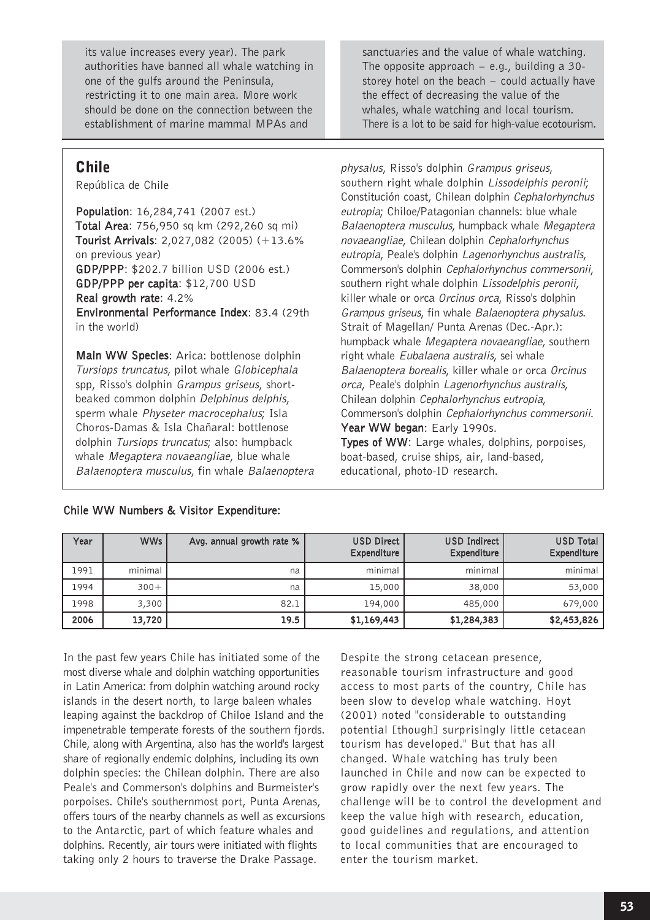its value increases every year). The park authorities have banned all whale watching in one of the gulfs around the Peninsula, restricting it to one main area. More work should be done on the connection between the establishment of marine mammal MPAs and sanctuaries and the value of whale watching. The opposite approach – e.g., building a 30-storey hotel on the beach – could actually have the effect of decreasing the value of the whales, whale watching and local tourism. There is a lot to be said for high-value ecotourism.

## Chile

República de Chile

**Population**: 16,284,741 (2007 est.)
**Total Area**: 756,950 sq km (292,260 sq mi)
**Tourist Arrivals**: 2,027,082 (2005) (+13.6% on previous year)
**GDP/PPP**: $202.7 billion USD (2006 est.)
**GDP/PPP per capita**: $12,700 USD
**Real growth rate**: 4.2%
**Environmental Performance Index**: 83.4 (29th in the world)

**Main WW Species**: Arica: bottlenose dolphin *Tursiops truncatus*, pilot whale *Globicephala* spp, Risso's dolphin *Grampus griseus*, short-beaked common dolphin *Delphinus delphis*, sperm whale *Physeter macrocephalus*; Isla Choros-Damas & Isla Chañaral: bottlenose dolphin *Tursiops truncatus*; also: humpback whale *Megaptera novaeangliae*, blue whale *Balaenoptera musculus*, fin whale *Balaenoptera physalus*, Risso's dolphin *Grampus griseus*, southern right whale dolphin *Lissodelphis peronii*; Constitución coast, Chilean dolphin *Cephalorhynchus eutropia*; Chiloe/Patagonian channels: blue whale *Balaenoptera musculus*, humpback whale *Megaptera novaeangliae*, Chilean dolphin *Cephalorhynchus eutropia*, Peale's dolphin *Lagenorhynchus australis*, Commerson's dolphin *Cephalorhynchus commersonii*, southern right whale dolphin *Lissodelphis peronii*, killer whale or orca *Orcinus orca*, Risso's dolphin *Grampus griseus*, fin whale *Balaenoptera physalus*. Strait of Magellan/ Punta Arenas (Dec.-Apr.): humpback whale *Megaptera novaeangliae*, southern right whale *Eubalaena australis*, sei whale *Balaenoptera borealis*, killer whale or orca *Orcinus orca*, Peale's dolphin *Lagenorhynchus australis*, Chilean dolphin *Cephalorhynchus eutropia*, Commerson's dolphin *Cephalorhynchus commersonii*.
**Year WW began**: Early 1990s.
**Types of WW**: Large whales, dolphins, porpoises, boat-based, cruise ships, air, land-based, educational, photo-ID research.

**Chile WW Numbers & Visitor Expenditure:**

| Year | WWs | Avg. annual growth rate % | USD Direct Expenditure | USD Indirect Expenditure | USD Total Expenditure |
|---|---|---|---|---|---|
| 1991 | minimal | na | minimal | minimal | minimal |
| 1994 | 300+ | na | 15,000 | 38,000 | 53,000 |
| 1998 | 3,300 | 82.1 | 194,000 | 485,000 | 679,000 |
| **2006** | **13,720** | **19.5** | **$1,169,443** | **$1,284,383** | **$2,453,826** |

In the past few years Chile has initiated some of the most diverse whale and dolphin watching opportunities in Latin America: from dolphin watching around rocky islands in the desert north, to large baleen whales leaping against the backdrop of Chiloe Island and the impenetrable temperate forests of the southern fjords. Chile, along with Argentina, also has the world's largest share of regionally endemic dolphins, including its own dolphin species: the Chilean dolphin. There are also Peale's and Commerson's dolphins and Burmeister's porpoises. Chile's southernmost port, Punta Arenas, offers tours of the nearby channels as well as excursions to the Antarctic, part of which feature whales and dolphins. Recently, air tours were initiated with flights taking only 2 hours to traverse the Drake Passage.

Despite the strong cetacean presence, reasonable tourism infrastructure and good access to most parts of the country, Chile has been slow to develop whale watching. Hoyt (2001) noted "considerable to outstanding potential [though] surprisingly little cetacean tourism has developed." But that has all changed. Whale watching has truly been launched in Chile and now can be expected to grow rapidly over the next few years. The challenge will be to control the development and keep the value high with research, education, good guidelines and regulations, and attention to local communities that are encouraged to enter the tourism market.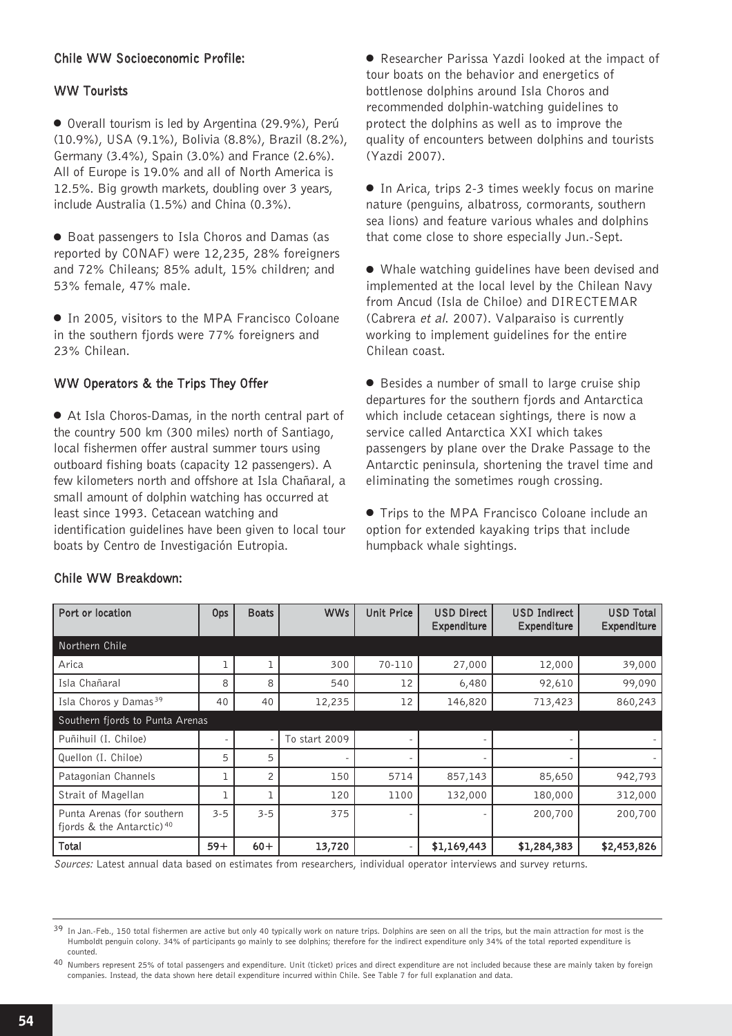### Chile WW Socioeconomic Profile:

### WW Tourists

- Overall tourism is led by Argentina (29.9%), Perú (10.9%), USA (9.1%), Bolivia (8.8%), Brazil (8.2%), Germany (3.4%), Spain (3.0%) and France (2.6%). All of Europe is 19.0% and all of North America is 12.5%. Big growth markets, doubling over 3 years, include Australia (1.5%) and China (0.3%).

- Boat passengers to Isla Choros and Damas (as reported by CONAF) were 12,235, 28% foreigners and 72% Chileans; 85% adult, 15% children; and 53% female, 47% male.

- In 2005, visitors to the MPA Francisco Coloane in the southern fjords were 77% foreigners and 23% Chilean.

### WW Operators & the Trips They Offer

- At Isla Choros-Damas, in the north central part of the country 500 km (300 miles) north of Santiago, local fishermen offer austral summer tours using outboard fishing boats (capacity 12 passengers). A few kilometers north and offshore at Isla Chañaral, a small amount of dolphin watching has occurred at least since 1993. Cetacean watching and identification guidelines have been given to local tour boats by Centro de Investigación Eutropia.

- Researcher Parissa Yazdi looked at the impact of tour boats on the behavior and energetics of bottlenose dolphins around Isla Choros and recommended dolphin-watching guidelines to protect the dolphins as well as to improve the quality of encounters between dolphins and tourists (Yazdi 2007).

- In Arica, trips 2-3 times weekly focus on marine nature (penguins, albatross, cormorants, southern sea lions) and feature various whales and dolphins that come close to shore especially Jun.-Sept.

- Whale watching guidelines have been devised and implemented at the local level by the Chilean Navy from Ancud (Isla de Chiloe) and DIRECTEMAR (Cabrera *et al.* 2007). Valparaiso is currently working to implement guidelines for the entire Chilean coast.

- Besides a number of small to large cruise ship departures for the southern fjords and Antarctica which include cetacean sightings, there is now a service called Antarctica XXI which takes passengers by plane over the Drake Passage to the Antarctic peninsula, shortening the travel time and eliminating the sometimes rough crossing.

- Trips to the MPA Francisco Coloane include an option for extended kayaking trips that include humpback whale sightings.

### Chile WW Breakdown:

| Port or location | Ops | Boats | WWs | Unit Price | USD Direct Expenditure | USD Indirect Expenditure | USD Total Expenditure |
|---|---|---|---|---|---|---|---|
| **Northern Chile** | | | | | | | |
| Arica | 1 | 1 | 300 | 70-110 | 27,000 | 12,000 | 39,000 |
| Isla Chañaral | 8 | 8 | 540 | 12 | 6,480 | 92,610 | 99,090 |
| Isla Choros y Damas[39] | 40 | 40 | 12,235 | 12 | 146,820 | 713,423 | 860,243 |
| **Southern fjords to Punta Arenas** | | | | | | | |
| Puñihuil (I. Chiloe) | - | - | To start 2009 | - | - | - | - |
| Quellon (I. Chiloe) | 5 | 5 | - | - | - | - | - |
| Patagonian Channels | 1 | 2 | 150 | 5714 | 857,143 | 85,650 | 942,793 |
| Strait of Magellan | 1 | 1 | 120 | 1100 | 132,000 | 180,000 | 312,000 |
| Punta Arenas (for southern fjords & the Antarctic)[40] | 3-5 | 3-5 | 375 | - | - | 200,700 | 200,700 |
| **Total** | **59+** | **60+** | **13,720** | - | **\$1,169,443** | **\$1,284,383** | **\$2,453,826** |

*Sources:* Latest annual data based on estimates from researchers, individual operator interviews and survey returns.

---

[39] In Jan.-Feb., 150 total fishermen are active but only 40 typically work on nature trips. Dolphins are seen on all the trips, but the main attraction for most is the Humboldt penguin colony. 34% of participants go mainly to see dolphins; therefore for the indirect expenditure only 34% of the total reported expenditure is counted.

[40] Numbers represent 25% of total passengers and expenditure. Unit (ticket) prices and direct expenditure are not included because these are mainly taken by foreign companies. Instead, the data shown here detail expenditure incurred within Chile. See Table 7 for full explanation and data.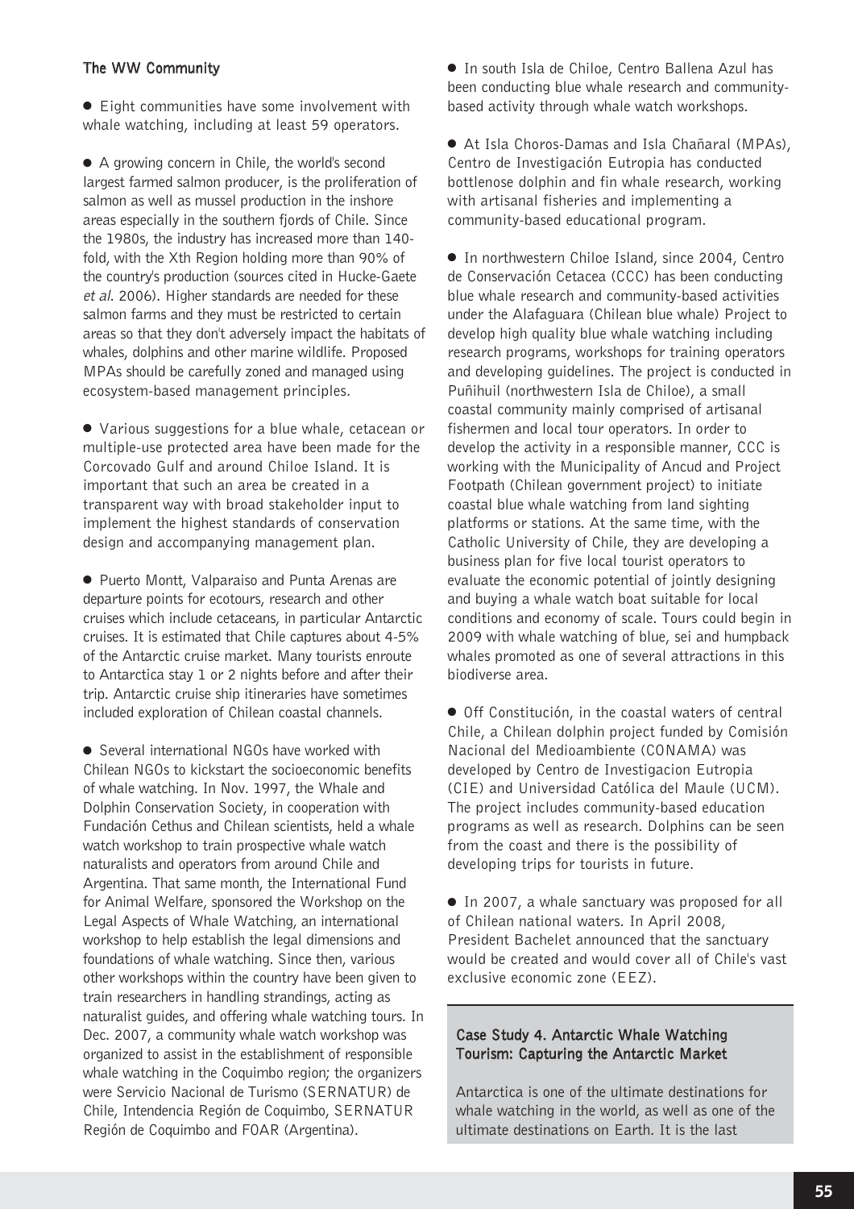### The WW Community

- Eight communities have some involvement with whale watching, including at least 59 operators.

- A growing concern in Chile, the world's second largest farmed salmon producer, is the proliferation of salmon as well as mussel production in the inshore areas especially in the southern fjords of Chile. Since the 1980s, the industry has increased more than 140-fold, with the Xth Region holding more than 90% of the country's production (sources cited in Hucke-Gaete *et al.* 2006). Higher standards are needed for these salmon farms and they must be restricted to certain areas so that they don't adversely impact the habitats of whales, dolphins and other marine wildlife. Proposed MPAs should be carefully zoned and managed using ecosystem-based management principles.

- Various suggestions for a blue whale, cetacean or multiple-use protected area have been made for the Corcovado Gulf and around Chiloe Island. It is important that such an area be created in a transparent way with broad stakeholder input to implement the highest standards of conservation design and accompanying management plan.

- Puerto Montt, Valparaiso and Punta Arenas are departure points for ecotours, research and other cruises which include cetaceans, in particular Antarctic cruises. It is estimated that Chile captures about 4-5% of the Antarctic cruise market. Many tourists enroute to Antarctica stay 1 or 2 nights before and after their trip. Antarctic cruise ship itineraries have sometimes included exploration of Chilean coastal channels.

- Several international NGOs have worked with Chilean NGOs to kickstart the socioeconomic benefits of whale watching. In Nov. 1997, the Whale and Dolphin Conservation Society, in cooperation with Fundación Cethus and Chilean scientists, held a whale watch workshop to train prospective whale watch naturalists and operators from around Chile and Argentina. That same month, the International Fund for Animal Welfare, sponsored the Workshop on the Legal Aspects of Whale Watching, an international workshop to help establish the legal dimensions and foundations of whale watching. Since then, various other workshops within the country have been given to train researchers in handling strandings, acting as naturalist guides, and offering whale watching tours. In Dec. 2007, a community whale watch workshop was organized to assist in the establishment of responsible whale watching in the Coquimbo region; the organizers were Servicio Nacional de Turismo (SERNATUR) de Chile, Intendencia Región de Coquimbo, SERNATUR Región de Coquimbo and FOAR (Argentina).

- In south Isla de Chiloe, Centro Ballena Azul has been conducting blue whale research and community-based activity through whale watch workshops.

- At Isla Choros-Damas and Isla Chañaral (MPAs), Centro de Investigación Eutropia has conducted bottlenose dolphin and fin whale research, working with artisanal fisheries and implementing a community-based educational program.

- In northwestern Chiloe Island, since 2004, Centro de Conservación Cetacea (CCC) has been conducting blue whale research and community-based activities under the Alafaguara (Chilean blue whale) Project to develop high quality blue whale watching including research programs, workshops for training operators and developing guidelines. The project is conducted in Puñihuil (northwestern Isla de Chiloe), a small coastal community mainly comprised of artisanal fishermen and local tour operators. In order to develop the activity in a responsible manner, CCC is working with the Municipality of Ancud and Project Footpath (Chilean government project) to initiate coastal blue whale watching from land sighting platforms or stations. At the same time, with the Catholic University of Chile, they are developing a business plan for five local tourist operators to evaluate the economic potential of jointly designing and buying a whale watch boat suitable for local conditions and economy of scale. Tours could begin in 2009 with whale watching of blue, sei and humpback whales promoted as one of several attractions in this biodiverse area.

- Off Constitución, in the coastal waters of central Chile, a Chilean dolphin project funded by Comisión Nacional del Medioambiente (CONAMA) was developed by Centro de Investigacion Eutropia (CIE) and Universidad Católica del Maule (UCM). The project includes community-based education programs as well as research. Dolphins can be seen from the coast and there is the possibility of developing trips for tourists in future.

- In 2007, a whale sanctuary was proposed for all of Chilean national waters. In April 2008, President Bachelet announced that the sanctuary would be created and would cover all of Chile's vast exclusive economic zone (EEZ).

### Case Study 4. Antarctic Whale Watching Tourism: Capturing the Antarctic Market

Antarctica is one of the ultimate destinations for whale watching in the world, as well as one of the ultimate destinations on Earth. It is the last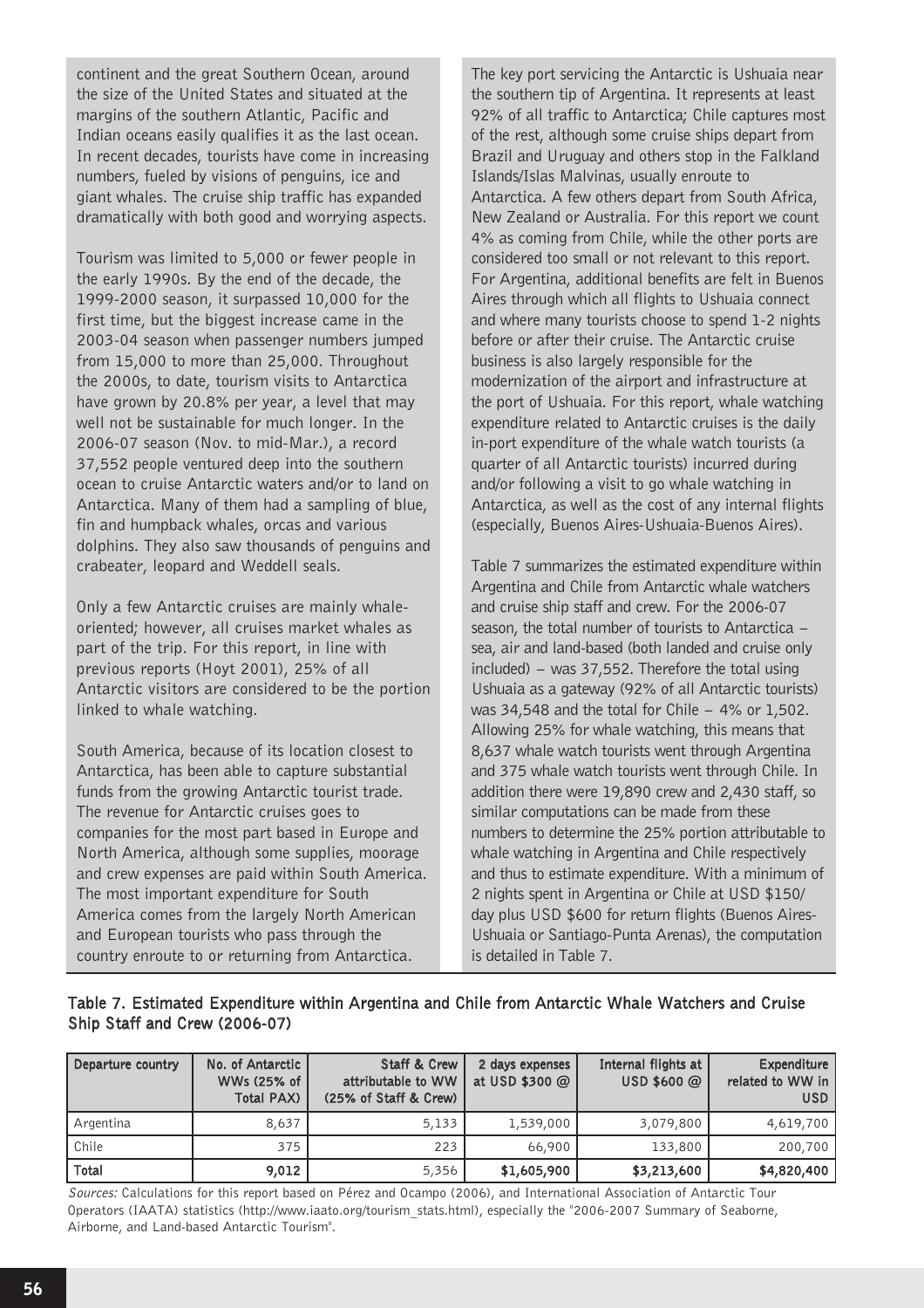continent and the great Southern Ocean, around the size of the United States and situated at the margins of the southern Atlantic, Pacific and Indian oceans easily qualifies it as the last ocean. In recent decades, tourists have come in increasing numbers, fueled by visions of penguins, ice and giant whales. The cruise ship traffic has expanded dramatically with both good and worrying aspects.

Tourism was limited to 5,000 or fewer people in the early 1990s. By the end of the decade, the 1999-2000 season, it surpassed 10,000 for the first time, but the biggest increase came in the 2003-04 season when passenger numbers jumped from 15,000 to more than 25,000. Throughout the 2000s, to date, tourism visits to Antarctica have grown by 20.8% per year, a level that may well not be sustainable for much longer. In the 2006-07 season (Nov. to mid-Mar.), a record 37,552 people ventured deep into the southern ocean to cruise Antarctic waters and/or to land on Antarctica. Many of them had a sampling of blue, fin and humpback whales, orcas and various dolphins. They also saw thousands of penguins and crabeater, leopard and Weddell seals.

Only a few Antarctic cruises are mainly whale-oriented; however, all cruises market whales as part of the trip. For this report, in line with previous reports (Hoyt 2001), 25% of all Antarctic visitors are considered to be the portion linked to whale watching.

South America, because of its location closest to Antarctica, has been able to capture substantial funds from the growing Antarctic tourist trade. The revenue for Antarctic cruises goes to companies for the most part based in Europe and North America, although some supplies, moorage and crew expenses are paid within South America. The most important expenditure for South America comes from the largely North American and European tourists who pass through the country enroute to or returning from Antarctica.

The key port servicing the Antarctic is Ushuaia near the southern tip of Argentina. It represents at least 92% of all traffic to Antarctica; Chile captures most of the rest, although some cruise ships depart from Brazil and Uruguay and others stop in the Falkland Islands/Islas Malvinas, usually enroute to Antarctica. A few others depart from South Africa, New Zealand or Australia. For this report we count 4% as coming from Chile, while the other ports are considered too small or not relevant to this report. For Argentina, additional benefits are felt in Buenos Aires through which all flights to Ushuaia connect and where many tourists choose to spend 1-2 nights before or after their cruise. The Antarctic cruise business is also largely responsible for the modernization of the airport and infrastructure at the port of Ushuaia. For this report, whale watching expenditure related to Antarctic cruises is the daily in-port expenditure of the whale watch tourists (a quarter of all Antarctic tourists) incurred during and/or following a visit to go whale watching in Antarctica, as well as the cost of any internal flights (especially, Buenos Aires-Ushuaia-Buenos Aires).

Table 7 summarizes the estimated expenditure within Argentina and Chile from Antarctic whale watchers and cruise ship staff and crew. For the 2006-07 season, the total number of tourists to Antarctica – sea, air and land-based (both landed and cruise only included) – was 37,552. Therefore the total using Ushuaia as a gateway (92% of all Antarctic tourists) was 34,548 and the total for Chile – 4% or 1,502. Allowing 25% for whale watching, this means that 8,637 whale watch tourists went through Argentina and 375 whale watch tourists went through Chile. In addition there were 19,890 crew and 2,430 staff, so similar computations can be made from these numbers to determine the 25% portion attributable to whale watching in Argentina and Chile respectively and thus to estimate expenditure. With a minimum of 2 nights spent in Argentina or Chile at USD $150/ day plus USD $600 for return flights (Buenos Aires-Ushuaia or Santiago-Punta Arenas), the computation is detailed in Table 7.

**Table 7. Estimated Expenditure within Argentina and Chile from Antarctic Whale Watchers and Cruise Ship Staff and Crew (2006-07)**

| Departure country | No. of Antarctic WWs (25% of Total PAX) | Staff & Crew attributable to WW (25% of Staff & Crew) | 2 days expenses at USD $300 @ | Internal flights at USD $600 @ | Expenditure related to WW in USD |
|---|---|---|---|---|---|
| Argentina | 8,637 | 5,133 | 1,539,000 | 3,079,800 | 4,619,700 |
| Chile | 375 | 223 | 66,900 | 133,800 | 200,700 |
| **Total** | **9,012** | 5,356 | **$1,605,900** | **$3,213,600** | **$4,820,400** |

*Sources:* Calculations for this report based on Pérez and Ocampo (2006), and International Association of Antarctic Tour Operators (IAATO) statistics (http://www.iaato.org/tourism_stats.html), especially the "2006-2007 Summary of Seaborne, Airborne, and Land-based Antarctic Tourism".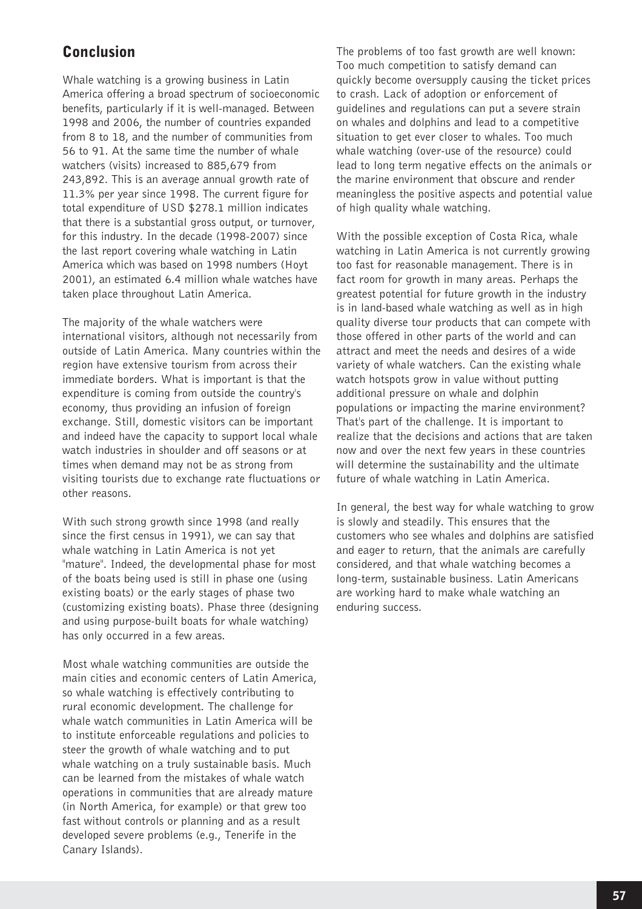## Conclusion

Whale watching is a growing business in Latin America offering a broad spectrum of socioeconomic benefits, particularly if it is well-managed. Between 1998 and 2006, the number of countries expanded from 8 to 18, and the number of communities from 56 to 91. At the same time the number of whale watchers (visits) increased to 885,679 from 243,892. This is an average annual growth rate of 11.3% per year since 1998. The current figure for total expenditure of USD $278.1 million indicates that there is a substantial gross output, or turnover, for this industry. In the decade (1998-2007) since the last report covering whale watching in Latin America which was based on 1998 numbers (Hoyt 2001), an estimated 6.4 million whale watches have taken place throughout Latin America.

The majority of the whale watchers were international visitors, although not necessarily from outside of Latin America. Many countries within the region have extensive tourism from across their immediate borders. What is important is that the expenditure is coming from outside the country's economy, thus providing an infusion of foreign exchange. Still, domestic visitors can be important and indeed have the capacity to support local whale watch industries in shoulder and off seasons or at times when demand may not be as strong from visiting tourists due to exchange rate fluctuations or other reasons.

With such strong growth since 1998 (and really since the first census in 1991), we can say that whale watching in Latin America is not yet "mature". Indeed, the developmental phase for most of the boats being used is still in phase one (using existing boats) or the early stages of phase two (customizing existing boats). Phase three (designing and using purpose-built boats for whale watching) has only occurred in a few areas.

Most whale watching communities are outside the main cities and economic centers of Latin America, so whale watching is effectively contributing to rural economic development. The challenge for whale watch communities in Latin America will be to institute enforceable regulations and policies to steer the growth of whale watching and to put whale watching on a truly sustainable basis. Much can be learned from the mistakes of whale watch operations in communities that are already mature (in North America, for example) or that grew too fast without controls or planning and as a result developed severe problems (e.g., Tenerife in the Canary Islands).

The problems of too fast growth are well known: Too much competition to satisfy demand can quickly become oversupply causing the ticket prices to crash. Lack of adoption or enforcement of guidelines and regulations can put a severe strain on whales and dolphins and lead to a competitive situation to get ever closer to whales. Too much whale watching (over-use of the resource) could lead to long term negative effects on the animals or the marine environment that obscure and render meaningless the positive aspects and potential value of high quality whale watching.

With the possible exception of Costa Rica, whale watching in Latin America is not currently growing too fast for reasonable management. There is in fact room for growth in many areas. Perhaps the greatest potential for future growth in the industry is in land-based whale watching as well as in high quality diverse tour products that can compete with those offered in other parts of the world and can attract and meet the needs and desires of a wide variety of whale watchers. Can the existing whale watch hotspots grow in value without putting additional pressure on whale and dolphin populations or impacting the marine environment? That's part of the challenge. It is important to realize that the decisions and actions that are taken now and over the next few years in these countries will determine the sustainability and the ultimate future of whale watching in Latin America.

In general, the best way for whale watching to grow is slowly and steadily. This ensures that the customers who see whales and dolphins are satisfied and eager to return, that the animals are carefully considered, and that whale watching becomes a long-term, sustainable business. Latin Americans are working hard to make whale watching an enduring success.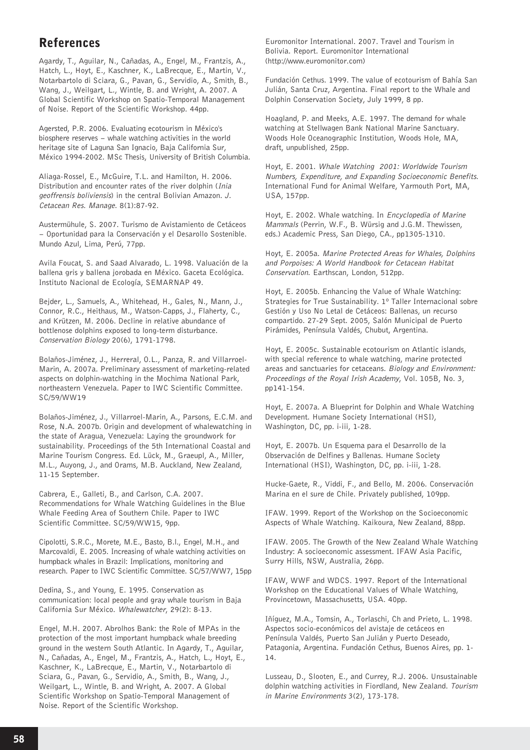## References

Agardy, T., Aguilar, N., Cañadas, A., Engel, M., Frantzis, A., Hatch, L., Hoyt, E., Kaschner, K., LaBrecque, E., Martin, V., Notarbartolo di Sciara, G., Pavan, G., Servidio, A., Smith, B., Wang, J., Weilgart, L., Wintle, B. and Wright, A. 2007. A Global Scientific Workshop on Spatio-Temporal Management of Noise. Report of the Scientific Workshop. 44pp.

Agersted, P.R. 2006. Evaluating ecotourism in México's biosphere reserves – whale watching activities in the world heritage site of Laguna San Ignacio, Baja California Sur, México 1994-2002. MSc Thesis, University of British Columbia.

Aliaga-Rossel, E., McGuire, T.L. and Hamilton, H. 2006. Distribution and encounter rates of the river dolphin (*Inia geoffrensis boliviensis*) in the central Bolivian Amazon. *J. Cetacean Res. Manage.* 8(1):87-92.

Austermühule, S. 2007. Turismo de Avistamiento de Cetáceos – Oportunidad para la Conservación y el Desarollo Sostenible. Mundo Azul, Lima, Perú, 77pp.

Avila Foucat, S. and Saad Alvarado, L. 1998. Valuación de la ballena gris y ballena jorobada en México. Gaceta Ecológica. Instituto Nacional de Ecología, SEMARNAP 49.

Bejder, L., Samuels, A., Whitehead, H., Gales, N., Mann, J., Connor, R.C., Heithaus, M., Watson-Capps, J., Flaherty, C., and Krützen, M. 2006. Decline in relative abundance of bottlenose dolphins exposed to long-term disturbance. *Conservation Biology* 20(6), 1791-1798.

Bolaños-Jiménez, J., Herreral, O.L., Panza, R. and Villarroel-Marin, A. 2007a. Preliminary assessment of marketing-related aspects on dolphin-watching in the Mochima National Park, northeastern Venezuela. Paper to IWC Scientific Committee. SC/59/WW19

Bolaños-Jiménez, J., Villarroel-Marin, A., Parsons, E.C.M. and Rose, N.A. 2007b. Origin and development of whalewatching in the state of Aragua, Venezuela: Laying the groundwork for sustainability. Proceedings of the 5th International Coastal and Marine Tourism Congress. Ed. Lück, M., Graeupl, A., Miller, M.L., Auyong, J., and Orams, M.B. Auckland, New Zealand, 11-15 September.

Cabrera, E., Galleti, B., and Carlson, C.A. 2007. Recommendations for Whale Watching Guidelines in the Blue Whale Feeding Area of Southern Chile. Paper to IWC Scientific Committee. SC/59/WW15, 9pp.

Cipolotti, S.R.C., Morete, M.E., Basto, B.I., Engel, M.H., and Marcovaldi, E. 2005. Increasing of whale watching activities on humpback whales in Brazil: Implications, monitoring and research. Paper to IWC Scientific Committee. SC/57/WW7, 15pp

Dedina, S., and Young, E. 1995. Conservation as communication: local people and gray whale tourism in Baja California Sur México. *Whalewatcher*, 29(2): 8-13.

Engel, M.H. 2007. Abrolhos Bank: the Role of MPAs in the protection of the most important humpback whale breeding ground in the western South Atlantic. In Agardy, T., Aguilar, N., Cañadas, A., Engel, M., Frantzis, A., Hatch, L., Hoyt, E., Kaschner, K., LaBrecque, E., Martin, V., Notarbartolo di Sciara, G., Pavan, G., Servidio, A., Smith, B., Wang, J., Weilgart, L., Wintle, B. and Wright, A. 2007. A Global Scientific Workshop on Spatio-Temporal Management of Noise. Report of the Scientific Workshop.

Euromonitor International. 2007. Travel and Tourism in Bolivia. Report. Euromonitor International (http://www.euromonitor.com)

Fundación Cethus. 1999. The value of ecotourism of Bahía San Julián, Santa Cruz, Argentina. Final report to the Whale and Dolphin Conservation Society, July 1999, 8 pp.

Hoagland, P. and Meeks, A.E. 1997. The demand for whale watching at Stellwagen Bank National Marine Sanctuary. Woods Hole Oceanographic Institution, Woods Hole, MA, draft, unpublished, 25pp.

Hoyt, E. 2001. *Whale Watching 2001: Worldwide Tourism Numbers, Expenditure, and Expanding Socioeconomic Benefits*. International Fund for Animal Welfare, Yarmouth Port, MA, USA, 157pp.

Hoyt, E. 2002. Whale watching. In *Encyclopedia of Marine Mammals* (Perrin, W.F., B. Würsig and J.G.M. Thewissen, eds.) Academic Press, San Diego, CA., pp1305-1310.

Hoyt, E. 2005a. *Marine Protected Areas for Whales, Dolphins and Porpoises: A World Handbook for Cetacean Habitat Conservation*. Earthscan, London, 512pp.

Hoyt, E. 2005b. Enhancing the Value of Whale Watching: Strategies for True Sustainability. 1º Taller Internacional sobre Gestión y Uso No Letal de Cetáceos: Ballenas, un recurso compartido. 27-29 Sept. 2005, Salón Municipal de Puerto Pirámides, Península Valdés, Chubut, Argentina.

Hoyt, E. 2005c. Sustainable ecotourism on Atlantic islands, with special reference to whale watching, marine protected areas and sanctuaries for cetaceans. *Biology and Environment: Proceedings of the Royal Irish Academy*, Vol. 105B, No. 3, pp141-154.

Hoyt, E. 2007a. A Blueprint for Dolphin and Whale Watching Development. Humane Society International (HSI), Washington, DC, pp. i-iii, 1-28.

Hoyt, E. 2007b. Un Esquema para el Desarrollo de la Observación de Delfines y Ballenas. Humane Society International (HSI), Washington, DC, pp. i-iii, 1-28.

Hucke-Gaete, R., Viddi, F., and Bello, M. 2006. Conservación Marina en el sure de Chile. Privately published, 109pp.

IFAW. 1999. Report of the Workshop on the Socioeconomic Aspects of Whale Watching. Kaikoura, New Zealand, 88pp.

IFAW. 2005. The Growth of the New Zealand Whale Watching Industry: A socioeconomic assessment. IFAW Asia Pacific, Surry Hills, NSW, Australia, 26pp.

IFAW, WWF and WDCS. 1997. Report of the International Workshop on the Educational Values of Whale Watching, Provincetown, Massachusetts, USA. 40pp.

Iñíguez, M.A., Tomsin, A., Torlaschi, Ch and Prieto, L. 1998. Aspectos socio-económicos del avistaje de cetáceos en Península Valdés, Puerto San Julián y Puerto Deseado, Patagonia, Argentina. Fundación Cethus, Buenos Aires, pp. 1-14.

Lusseau, D., Slooten, E., and Currey, R.J. 2006. Unsustainable dolphin watching activities in Fiordland, New Zealand. *Tourism in Marine Environments* 3(2), 173-178.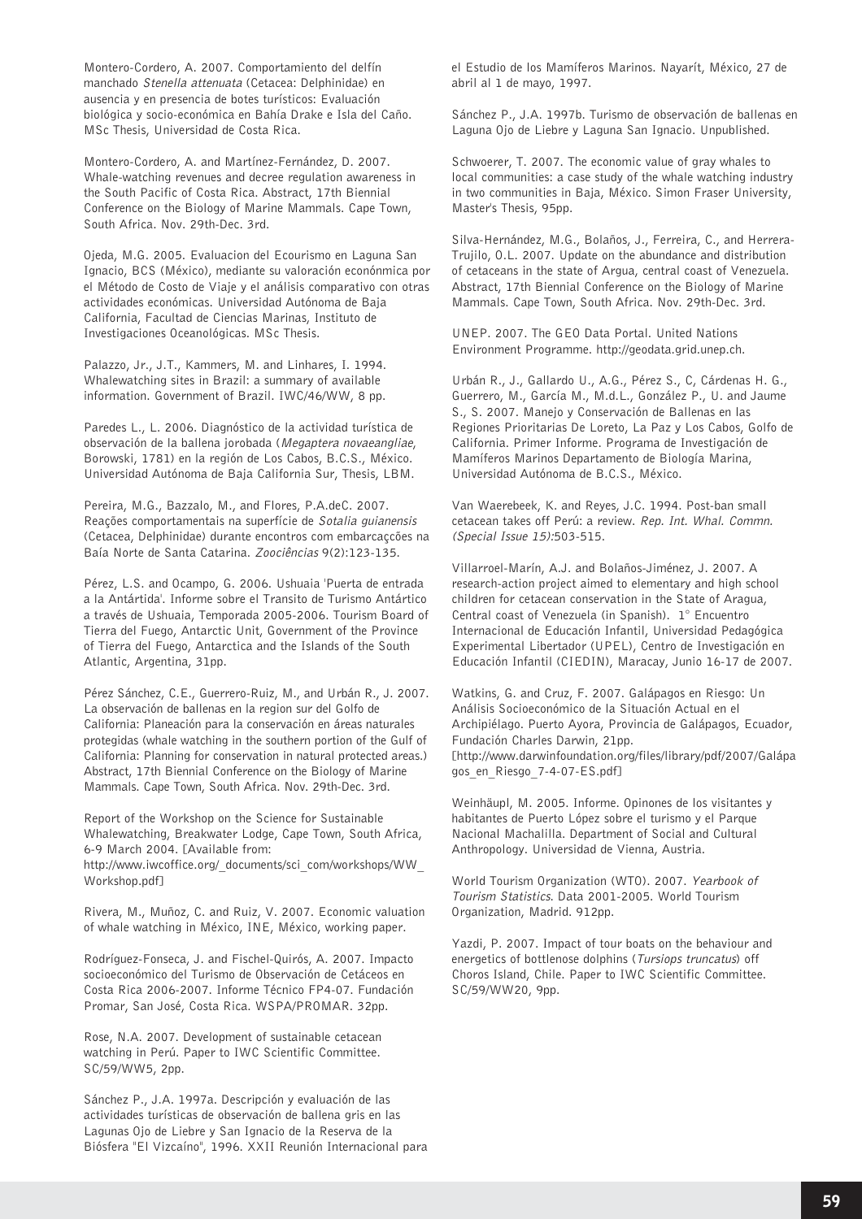Montero-Cordero, A. 2007. Comportamiento del delfín manchado *Stenella attenuata* (Cetacea: Delphinidae) en ausencia y en presencia de botes turísticos: Evaluación biológica y socio-económica en Bahía Drake e Isla del Caño. MSc Thesis, Universidad de Costa Rica.

Montero-Cordero, A. and Martínez-Fernández, D. 2007. Whale-watching revenues and decree regulation awareness in the South Pacific of Costa Rica. Abstract, 17th Biennial Conference on the Biology of Marine Mammals. Cape Town, South Africa. Nov. 29th-Dec. 3rd.

Ojeda, M.G. 2005. Evaluacion del Ecourismo en Laguna San Ignacio, BCS (México), mediante su valoración econónmica por el Método de Costo de Viaje y el análisis comparativo con otras actividades económicas. Universidad Autónoma de Baja California, Facultad de Ciencias Marinas, Instituto de Investigaciones Oceanológicas. MSc Thesis.

Palazzo, Jr., J.T., Kammers, M. and Linhares, I. 1994. Whalewatching sites in Brazil: a summary of available information. Government of Brazil. IWC/46/WW, 8 pp.

Paredes L., L. 2006. Diagnóstico de la actividad turística de observación de la ballena jorobada (*Megaptera novaeangliae*, Borowski, 1781) en la región de Los Cabos, B.C.S., México. Universidad Autónoma de Baja California Sur, Thesis, LBM.

Pereira, M.G., Bazzalo, M., and Flores, P.A.deC. 2007. Reações comportamentais na superfície de *Sotalia guianensis* (Cetacea, Delphinidae) durante encontros com embarcaçções na Baía Norte de Santa Catarina. *Zoociências* 9(2):123-135.

Pérez, L.S. and Ocampo, G. 2006. Ushuaia 'Puerta de entrada a la Antártida'. Informe sobre el Transito de Turismo Antártico a través de Ushuaia, Temporada 2005-2006. Tourism Board of Tierra del Fuego, Antarctic Unit, Government of the Province of Tierra del Fuego, Antarctica and the Islands of the South Atlantic, Argentina, 31pp.

Pérez Sánchez, C.E., Guerrero-Ruiz, M., and Urbán R., J. 2007. La observación de ballenas en la region sur del Golfo de California: Planeación para la conservación en áreas naturales protegidas (whale watching in the southern portion of the Gulf of California: Planning for conservation in natural protected areas.) Abstract, 17th Biennial Conference on the Biology of Marine Mammals. Cape Town, South Africa. Nov. 29th-Dec. 3rd.

Report of the Workshop on the Science for Sustainable Whalewatching, Breakwater Lodge, Cape Town, South Africa, 6-9 March 2004. [Available from: http://www.iwcoffice.org/_documents/sci_com/workshops/WW_Workshop.pdf]

Rivera, M., Muñoz, C. and Ruiz, V. 2007. Economic valuation of whale watching in México, INE, México, working paper.

Rodríguez-Fonseca, J. and Fischel-Quirós, A. 2007. Impacto socioeconómico del Turismo de Observación de Cetáceos en Costa Rica 2006-2007. Informe Técnico FP4-07. Fundación Promar, San José, Costa Rica. WSPA/PROMAR. 32pp.

Rose, N.A. 2007. Development of sustainable cetacean watching in Perú. Paper to IWC Scientific Committee. SC/59/WW5, 2pp.

Sánchez P., J.A. 1997a. Descripción y evaluación de las actividades turísticas de observación de ballena gris en las Lagunas Ojo de Liebre y San Ignacio de la Reserva de la Biósfera "El Vizcaíno", 1996. XXII Reunión Internacional para el Estudio de los Mamíferos Marinos. Nayarít, México, 27 de abril al 1 de mayo, 1997.

Sánchez P., J.A. 1997b. Turismo de observación de ballenas en Laguna Ojo de Liebre y Laguna San Ignacio. Unpublished.

Schwoerer, T. 2007. The economic value of gray whales to local communities: a case study of the whale watching industry in two communities in Baja, México. Simon Fraser University, Master's Thesis, 95pp.

Silva-Hernández, M.G., Bolaños, J., Ferreira, C., and Herrera-Trujilo, O.L. 2007. Update on the abundance and distribution of cetaceans in the state of Argua, central coast of Venezuela. Abstract, 17th Biennial Conference on the Biology of Marine Mammals. Cape Town, South Africa. Nov. 29th-Dec. 3rd.

UNEP. 2007. The GEO Data Portal. United Nations Environment Programme. http://geodata.grid.unep.ch.

Urbán R., J., Gallardo U., A.G., Pérez S., C, Cárdenas H. G., Guerrero, M., García M., M.d.L., González P., U. and Jaume S., S. 2007. Manejo y Conservación de Ballenas en las Regiones Prioritarias De Loreto, La Paz y Los Cabos, Golfo de California. Primer Informe. Programa de Investigación de Mamíferos Marinos Departamento de Biología Marina, Universidad Autónoma de B.C.S., México.

Van Waerebeek, K. and Reyes, J.C. 1994. Post-ban small cetacean takes off Perú: a review. *Rep. Int. Whal. Commn. (Special Issue 15)*:503-515.

Villarroel-Marín, A.J. and Bolaños-Jiménez, J. 2007. A research-action project aimed to elementary and high school children for cetacean conservation in the State of Aragua, Central coast of Venezuela (in Spanish). 1° Encuentro Internacional de Educación Infantil, Universidad Pedagógica Experimental Libertador (UPEL), Centro de Investigación en Educación Infantil (CIEDIN), Maracay, Junio 16-17 de 2007.

Watkins, G. and Cruz, F. 2007. Galápagos en Riesgo: Un Análisis Socioeconómico de la Situación Actual en el Archipiélago. Puerto Ayora, Provincia de Galápagos, Ecuador, Fundación Charles Darwin, 21pp. [http://www.darwinfoundation.org/files/library/pdf/2007/Galápagos_en_Riesgo_7-4-07-ES.pdf]

Weinhäupl, M. 2005. Informe. Opinones de los visitantes y habitantes de Puerto López sobre el turismo y el Parque Nacional Machalilla. Department of Social and Cultural Anthropology. Universidad de Vienna, Austria.

World Tourism Organization (WTO). 2007. *Yearbook of Tourism Statistics*. Data 2001-2005. World Tourism Organization, Madrid. 912pp.

Yazdi, P. 2007. Impact of tour boats on the behaviour and energetics of bottlenose dolphins (*Tursiops truncatus*) off Choros Island, Chile. Paper to IWC Scientific Committee. SC/59/WW20, 9pp.